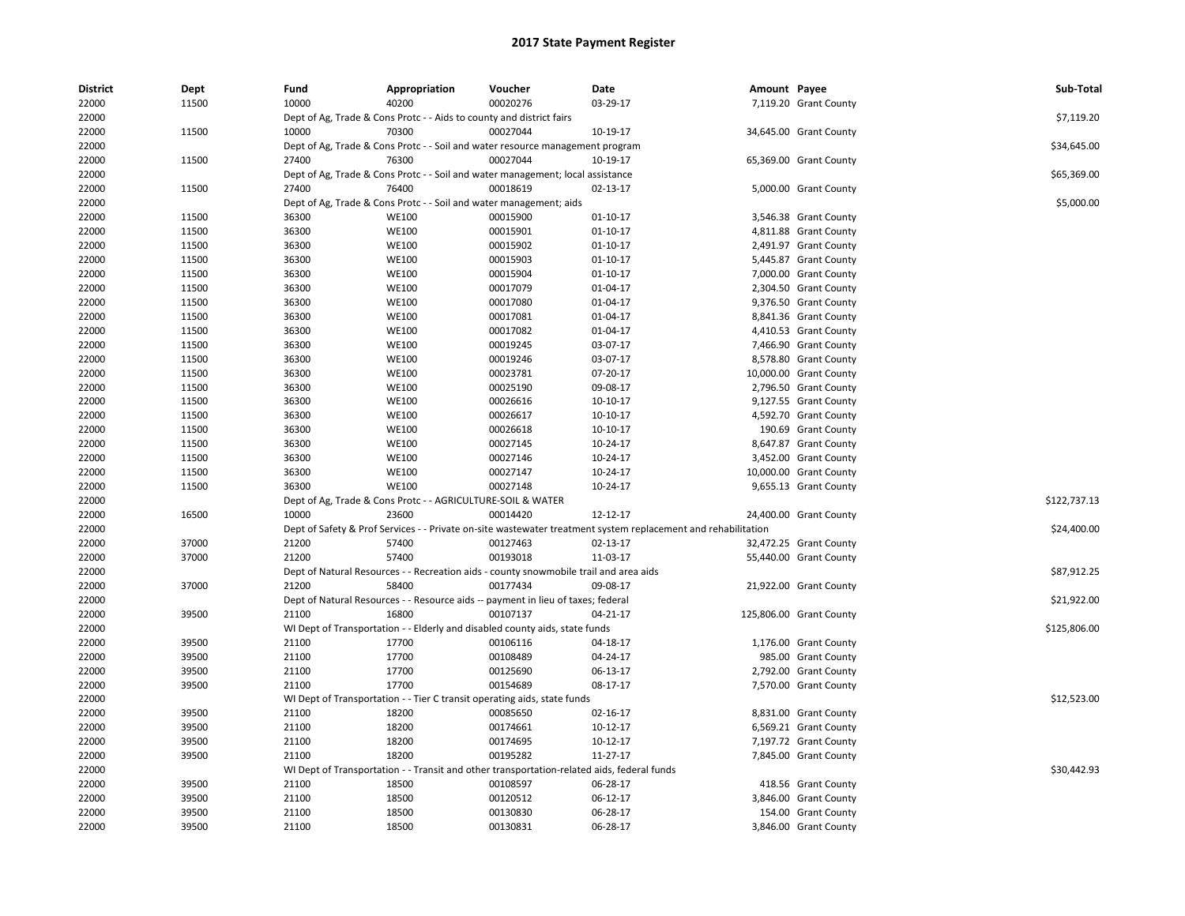# 2017 State Payment Register

| District | Dept | Fund | Appropriation | Voucher | Date | Amount | Payee | Sub-Total |
|---|---|---|---|---|---|---|---|---|
| 22000 | 11500 | 10000 | 40200 | 00020276 | 03-29-17 | 7,119.20 | Grant County | |
| 22000 | | Dept of Ag, Trade & Cons Protc - - Aids to county and district fairs | | | | | | $7,119.20 |
| 22000 | 11500 | 10000 | 70300 | 00027044 | 10-19-17 | 34,645.00 | Grant County | |
| 22000 | | Dept of Ag, Trade & Cons Protc - - Soil and water resource management program | | | | | | $34,645.00 |
| 22000 | 11500 | 27400 | 76300 | 00027044 | 10-19-17 | 65,369.00 | Grant County | |
| 22000 | | Dept of Ag, Trade & Cons Protc - - Soil and water management; local assistance | | | | | | $65,369.00 |
| 22000 | 11500 | 27400 | 76400 | 00018619 | 02-13-17 | 5,000.00 | Grant County | |
| 22000 | | Dept of Ag, Trade & Cons Protc - - Soil and water management; aids | | | | | | $5,000.00 |
| 22000 | 11500 | 36300 | WE100 | 00015900 | 01-10-17 | 3,546.38 | Grant County | |
| 22000 | 11500 | 36300 | WE100 | 00015901 | 01-10-17 | 4,811.88 | Grant County | |
| 22000 | 11500 | 36300 | WE100 | 00015902 | 01-10-17 | 2,491.97 | Grant County | |
| 22000 | 11500 | 36300 | WE100 | 00015903 | 01-10-17 | 5,445.87 | Grant County | |
| 22000 | 11500 | 36300 | WE100 | 00015904 | 01-10-17 | 7,000.00 | Grant County | |
| 22000 | 11500 | 36300 | WE100 | 00017079 | 01-04-17 | 2,304.50 | Grant County | |
| 22000 | 11500 | 36300 | WE100 | 00017080 | 01-04-17 | 9,376.50 | Grant County | |
| 22000 | 11500 | 36300 | WE100 | 00017081 | 01-04-17 | 8,841.36 | Grant County | |
| 22000 | 11500 | 36300 | WE100 | 00017082 | 01-04-17 | 4,410.53 | Grant County | |
| 22000 | 11500 | 36300 | WE100 | 00019245 | 03-07-17 | 7,466.90 | Grant County | |
| 22000 | 11500 | 36300 | WE100 | 00019246 | 03-07-17 | 8,578.80 | Grant County | |
| 22000 | 11500 | 36300 | WE100 | 00023781 | 07-20-17 | 10,000.00 | Grant County | |
| 22000 | 11500 | 36300 | WE100 | 00025190 | 09-08-17 | 2,796.50 | Grant County | |
| 22000 | 11500 | 36300 | WE100 | 00026616 | 10-10-17 | 9,127.55 | Grant County | |
| 22000 | 11500 | 36300 | WE100 | 00026617 | 10-10-17 | 4,592.70 | Grant County | |
| 22000 | 11500 | 36300 | WE100 | 00026618 | 10-10-17 | 190.69 | Grant County | |
| 22000 | 11500 | 36300 | WE100 | 00027145 | 10-24-17 | 8,647.87 | Grant County | |
| 22000 | 11500 | 36300 | WE100 | 00027146 | 10-24-17 | 3,452.00 | Grant County | |
| 22000 | 11500 | 36300 | WE100 | 00027147 | 10-24-17 | 10,000.00 | Grant County | |
| 22000 | 11500 | 36300 | WE100 | 00027148 | 10-24-17 | 9,655.13 | Grant County | |
| 22000 | | Dept of Ag, Trade & Cons Protc - - AGRICULTURE-SOIL & WATER | | | | | | $122,737.13 |
| 22000 | 16500 | 10000 | 23600 | 00014420 | 12-12-17 | 24,400.00 | Grant County | |
| 22000 | | Dept of Safety & Prof Services - - Private on-site wastewater treatment system replacement and rehabilitation | | | | | | $24,400.00 |
| 22000 | 37000 | 21200 | 57400 | 00127463 | 02-13-17 | 32,472.25 | Grant County | |
| 22000 | 37000 | 21200 | 57400 | 00193018 | 11-03-17 | 55,440.00 | Grant County | |
| 22000 | | Dept of Natural Resources - - Recreation aids - county snowmobile trail and area aids | | | | | | $87,912.25 |
| 22000 | 37000 | 21200 | 58400 | 00177434 | 09-08-17 | 21,922.00 | Grant County | |
| 22000 | | Dept of Natural Resources - - Resource aids -- payment in lieu of taxes; federal | | | | | | $21,922.00 |
| 22000 | 39500 | 21100 | 16800 | 00107137 | 04-21-17 | 125,806.00 | Grant County | |
| 22000 | | WI Dept of Transportation - - Elderly and disabled county aids, state funds | | | | | | $125,806.00 |
| 22000 | 39500 | 21100 | 17700 | 00106116 | 04-18-17 | 1,176.00 | Grant County | |
| 22000 | 39500 | 21100 | 17700 | 00108489 | 04-24-17 | 985.00 | Grant County | |
| 22000 | 39500 | 21100 | 17700 | 00125690 | 06-13-17 | 2,792.00 | Grant County | |
| 22000 | 39500 | 21100 | 17700 | 00154689 | 08-17-17 | 7,570.00 | Grant County | |
| 22000 | | WI Dept of Transportation - - Tier C transit operating aids, state funds | | | | | | $12,523.00 |
| 22000 | 39500 | 21100 | 18200 | 00085650 | 02-16-17 | 8,831.00 | Grant County | |
| 22000 | 39500 | 21100 | 18200 | 00174661 | 10-12-17 | 6,569.21 | Grant County | |
| 22000 | 39500 | 21100 | 18200 | 00174695 | 10-12-17 | 7,197.72 | Grant County | |
| 22000 | 39500 | 21100 | 18200 | 00195282 | 11-27-17 | 7,845.00 | Grant County | |
| 22000 | | WI Dept of Transportation - - Transit and other transportation-related aids, federal funds | | | | | | $30,442.93 |
| 22000 | 39500 | 21100 | 18500 | 00108597 | 06-28-17 | 418.56 | Grant County | |
| 22000 | 39500 | 21100 | 18500 | 00120512 | 06-12-17 | 3,846.00 | Grant County | |
| 22000 | 39500 | 21100 | 18500 | 00130830 | 06-28-17 | 154.00 | Grant County | |
| 22000 | 39500 | 21100 | 18500 | 00130831 | 06-28-17 | 3,846.00 | Grant County | |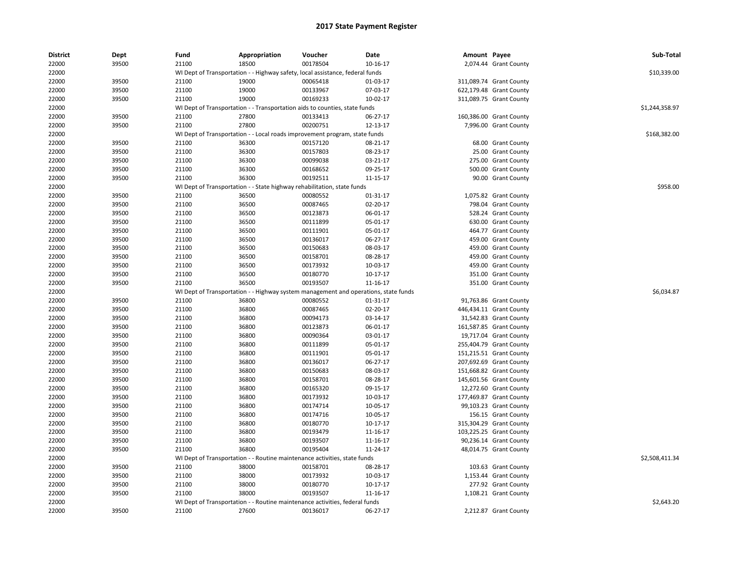## 2017 State Payment Register

| District | Dept | Fund | Appropriation | Voucher | Date | Amount | Payee | Sub-Total |
|---|---|---|---|---|---|---|---|---|
| 22000 | 39500 | 21100 | 18500 | 00178504 | 10-16-17 | 2,074.44 | Grant County | |
| 22000 | | WI Dept of Transportation - - Highway safety, local assistance, federal funds | | | | | | $10,339.00 |
| 22000 | 39500 | 21100 | 19000 | 00065418 | 01-03-17 | 311,089.74 | Grant County | |
| 22000 | 39500 | 21100 | 19000 | 00133967 | 07-03-17 | 622,179.48 | Grant County | |
| 22000 | 39500 | 21100 | 19000 | 00169233 | 10-02-17 | 311,089.75 | Grant County | |
| 22000 | | WI Dept of Transportation - - Transportation aids to counties, state funds | | | | | | $1,244,358.97 |
| 22000 | 39500 | 21100 | 27800 | 00133413 | 06-27-17 | 160,386.00 | Grant County | |
| 22000 | 39500 | 21100 | 27800 | 00200751 | 12-13-17 | 7,996.00 | Grant County | |
| 22000 | | WI Dept of Transportation - - Local roads improvement program, state funds | | | | | | $168,382.00 |
| 22000 | 39500 | 21100 | 36300 | 00157120 | 08-21-17 | 68.00 | Grant County | |
| 22000 | 39500 | 21100 | 36300 | 00157803 | 08-23-17 | 25.00 | Grant County | |
| 22000 | 39500 | 21100 | 36300 | 00099038 | 03-21-17 | 275.00 | Grant County | |
| 22000 | 39500 | 21100 | 36300 | 00168652 | 09-25-17 | 500.00 | Grant County | |
| 22000 | 39500 | 21100 | 36300 | 00192511 | 11-15-17 | 90.00 | Grant County | |
| 22000 | | WI Dept of Transportation - - State highway rehabilitation, state funds | | | | | | $958.00 |
| 22000 | 39500 | 21100 | 36500 | 00080552 | 01-31-17 | 1,075.82 | Grant County | |
| 22000 | 39500 | 21100 | 36500 | 00087465 | 02-20-17 | 798.04 | Grant County | |
| 22000 | 39500 | 21100 | 36500 | 00123873 | 06-01-17 | 528.24 | Grant County | |
| 22000 | 39500 | 21100 | 36500 | 00111899 | 05-01-17 | 630.00 | Grant County | |
| 22000 | 39500 | 21100 | 36500 | 00111901 | 05-01-17 | 464.77 | Grant County | |
| 22000 | 39500 | 21100 | 36500 | 00136017 | 06-27-17 | 459.00 | Grant County | |
| 22000 | 39500 | 21100 | 36500 | 00150683 | 08-03-17 | 459.00 | Grant County | |
| 22000 | 39500 | 21100 | 36500 | 00158701 | 08-28-17 | 459.00 | Grant County | |
| 22000 | 39500 | 21100 | 36500 | 00173932 | 10-03-17 | 459.00 | Grant County | |
| 22000 | 39500 | 21100 | 36500 | 00180770 | 10-17-17 | 351.00 | Grant County | |
| 22000 | 39500 | 21100 | 36500 | 00193507 | 11-16-17 | 351.00 | Grant County | |
| 22000 | | WI Dept of Transportation - - Highway system management and operations, state funds | | | | | | $6,034.87 |
| 22000 | 39500 | 21100 | 36800 | 00080552 | 01-31-17 | 91,763.86 | Grant County | |
| 22000 | 39500 | 21100 | 36800 | 00087465 | 02-20-17 | 446,434.11 | Grant County | |
| 22000 | 39500 | 21100 | 36800 | 00094173 | 03-14-17 | 31,542.83 | Grant County | |
| 22000 | 39500 | 21100 | 36800 | 00123873 | 06-01-17 | 161,587.85 | Grant County | |
| 22000 | 39500 | 21100 | 36800 | 00090364 | 03-01-17 | 19,717.04 | Grant County | |
| 22000 | 39500 | 21100 | 36800 | 00111899 | 05-01-17 | 255,404.79 | Grant County | |
| 22000 | 39500 | 21100 | 36800 | 00111901 | 05-01-17 | 151,215.51 | Grant County | |
| 22000 | 39500 | 21100 | 36800 | 00136017 | 06-27-17 | 207,692.69 | Grant County | |
| 22000 | 39500 | 21100 | 36800 | 00150683 | 08-03-17 | 151,668.82 | Grant County | |
| 22000 | 39500 | 21100 | 36800 | 00158701 | 08-28-17 | 145,601.56 | Grant County | |
| 22000 | 39500 | 21100 | 36800 | 00165320 | 09-15-17 | 12,272.60 | Grant County | |
| 22000 | 39500 | 21100 | 36800 | 00173932 | 10-03-17 | 177,469.87 | Grant County | |
| 22000 | 39500 | 21100 | 36800 | 00174714 | 10-05-17 | 99,103.23 | Grant County | |
| 22000 | 39500 | 21100 | 36800 | 00174716 | 10-05-17 | 156.15 | Grant County | |
| 22000 | 39500 | 21100 | 36800 | 00180770 | 10-17-17 | 315,304.29 | Grant County | |
| 22000 | 39500 | 21100 | 36800 | 00193479 | 11-16-17 | 103,225.25 | Grant County | |
| 22000 | 39500 | 21100 | 36800 | 00193507 | 11-16-17 | 90,236.14 | Grant County | |
| 22000 | 39500 | 21100 | 36800 | 00195404 | 11-24-17 | 48,014.75 | Grant County | |
| 22000 | | WI Dept of Transportation - - Routine maintenance activities, state funds | | | | | | $2,508,411.34 |
| 22000 | 39500 | 21100 | 38000 | 00158701 | 08-28-17 | 103.63 | Grant County | |
| 22000 | 39500 | 21100 | 38000 | 00173932 | 10-03-17 | 1,153.44 | Grant County | |
| 22000 | 39500 | 21100 | 38000 | 00180770 | 10-17-17 | 277.92 | Grant County | |
| 22000 | 39500 | 21100 | 38000 | 00193507 | 11-16-17 | 1,108.21 | Grant County | |
| 22000 | | WI Dept of Transportation - - Routine maintenance activities, federal funds | | | | | | $2,643.20 |
| 22000 | 39500 | 21100 | 27600 | 00136017 | 06-27-17 | 2,212.87 | Grant County | |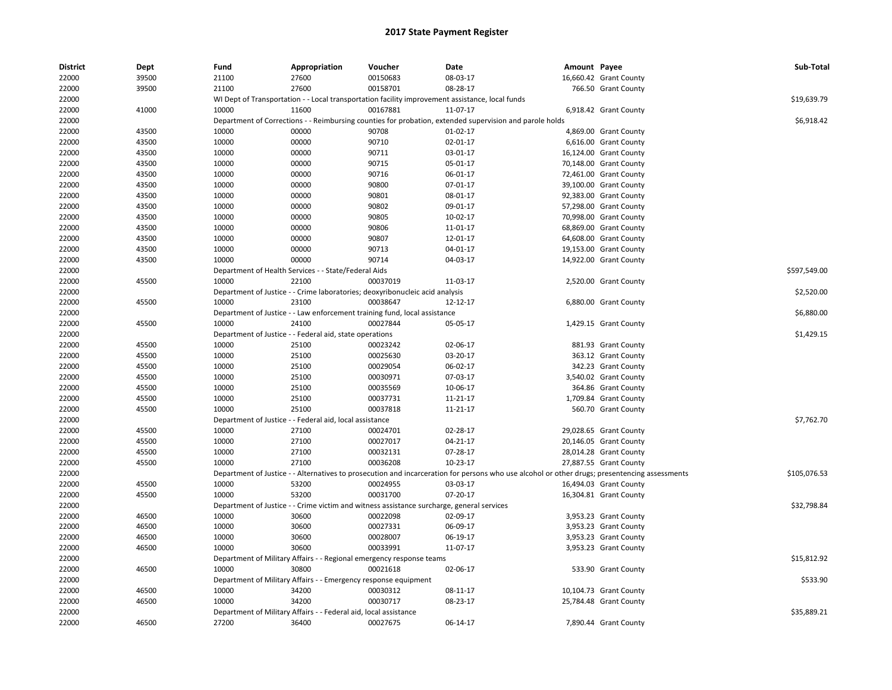# 2017 State Payment Register

| District | Dept | Fund | Appropriation | Voucher | Date | Amount | Payee | Sub-Total |
|---|---|---|---|---|---|---|---|---|
| 22000 | 39500 | 21100 | 27600 | 00150683 | 08-03-17 | 16,660.42 | Grant County | |
| 22000 | 39500 | 21100 | 27600 | 00158701 | 08-28-17 | 766.50 | Grant County | |
| 22000 | | WI Dept of Transportation - - Local transportation facility improvement assistance, local funds | | | | | | $19,639.79 |
| 22000 | 41000 | 10000 | 11600 | 00167881 | 11-07-17 | 6,918.42 | Grant County | |
| 22000 | | Department of Corrections - - Reimbursing counties for probation, extended supervision and parole holds | | | | | | $6,918.42 |
| 22000 | 43500 | 10000 | 00000 | 90708 | 01-02-17 | 4,869.00 | Grant County | |
| 22000 | 43500 | 10000 | 00000 | 90710 | 02-01-17 | 6,616.00 | Grant County | |
| 22000 | 43500 | 10000 | 00000 | 90711 | 03-01-17 | 16,124.00 | Grant County | |
| 22000 | 43500 | 10000 | 00000 | 90715 | 05-01-17 | 70,148.00 | Grant County | |
| 22000 | 43500 | 10000 | 00000 | 90716 | 06-01-17 | 72,461.00 | Grant County | |
| 22000 | 43500 | 10000 | 00000 | 90800 | 07-01-17 | 39,100.00 | Grant County | |
| 22000 | 43500 | 10000 | 00000 | 90801 | 08-01-17 | 92,383.00 | Grant County | |
| 22000 | 43500 | 10000 | 00000 | 90802 | 09-01-17 | 57,298.00 | Grant County | |
| 22000 | 43500 | 10000 | 00000 | 90805 | 10-02-17 | 70,998.00 | Grant County | |
| 22000 | 43500 | 10000 | 00000 | 90806 | 11-01-17 | 68,869.00 | Grant County | |
| 22000 | 43500 | 10000 | 00000 | 90807 | 12-01-17 | 64,608.00 | Grant County | |
| 22000 | 43500 | 10000 | 00000 | 90713 | 04-01-17 | 19,153.00 | Grant County | |
| 22000 | 43500 | 10000 | 00000 | 90714 | 04-03-17 | 14,922.00 | Grant County | |
| 22000 | | Department of Health Services - - State/Federal Aids | | | | | | $597,549.00 |
| 22000 | 45500 | 10000 | 22100 | 00037019 | 11-03-17 | 2,520.00 | Grant County | |
| 22000 | | Department of Justice - - Crime laboratories; deoxyribonucleic acid analysis | | | | | | $2,520.00 |
| 22000 | 45500 | 10000 | 23100 | 00038647 | 12-12-17 | 6,880.00 | Grant County | |
| 22000 | | Department of Justice - - Law enforcement training fund, local assistance | | | | | | $6,880.00 |
| 22000 | 45500 | 10000 | 24100 | 00027844 | 05-05-17 | 1,429.15 | Grant County | |
| 22000 | | Department of Justice - - Federal aid, state operations | | | | | | $1,429.15 |
| 22000 | 45500 | 10000 | 25100 | 00023242 | 02-06-17 | 881.93 | Grant County | |
| 22000 | 45500 | 10000 | 25100 | 00025630 | 03-20-17 | 363.12 | Grant County | |
| 22000 | 45500 | 10000 | 25100 | 00029054 | 06-02-17 | 342.23 | Grant County | |
| 22000 | 45500 | 10000 | 25100 | 00030971 | 07-03-17 | 3,540.02 | Grant County | |
| 22000 | 45500 | 10000 | 25100 | 00035569 | 10-06-17 | 364.86 | Grant County | |
| 22000 | 45500 | 10000 | 25100 | 00037731 | 11-21-17 | 1,709.84 | Grant County | |
| 22000 | 45500 | 10000 | 25100 | 00037818 | 11-21-17 | 560.70 | Grant County | |
| 22000 | | Department of Justice - - Federal aid, local assistance | | | | | | $7,762.70 |
| 22000 | 45500 | 10000 | 27100 | 00024701 | 02-28-17 | 29,028.65 | Grant County | |
| 22000 | 45500 | 10000 | 27100 | 00027017 | 04-21-17 | 20,146.05 | Grant County | |
| 22000 | 45500 | 10000 | 27100 | 00032131 | 07-28-17 | 28,014.28 | Grant County | |
| 22000 | 45500 | 10000 | 27100 | 00036208 | 10-23-17 | 27,887.55 | Grant County | |
| 22000 | | Department of Justice - - Alternatives to prosecution and incarceration for persons who use alcohol or other drugs; presentencing assessments | | | | | | $105,076.53 |
| 22000 | 45500 | 10000 | 53200 | 00024955 | 03-03-17 | 16,494.03 | Grant County | |
| 22000 | 45500 | 10000 | 53200 | 00031700 | 07-20-17 | 16,304.81 | Grant County | |
| 22000 | | Department of Justice - - Crime victim and witness assistance surcharge, general services | | | | | | $32,798.84 |
| 22000 | 46500 | 10000 | 30600 | 00022098 | 02-09-17 | 3,953.23 | Grant County | |
| 22000 | 46500 | 10000 | 30600 | 00027331 | 06-09-17 | 3,953.23 | Grant County | |
| 22000 | 46500 | 10000 | 30600 | 00028007 | 06-19-17 | 3,953.23 | Grant County | |
| 22000 | 46500 | 10000 | 30600 | 00033991 | 11-07-17 | 3,953.23 | Grant County | |
| 22000 | | Department of Military Affairs - - Regional emergency response teams | | | | | | $15,812.92 |
| 22000 | 46500 | 10000 | 30800 | 00021618 | 02-06-17 | 533.90 | Grant County | |
| 22000 | | Department of Military Affairs - - Emergency response equipment | | | | | | $533.90 |
| 22000 | 46500 | 10000 | 34200 | 00030312 | 08-11-17 | 10,104.73 | Grant County | |
| 22000 | 46500 | 10000 | 34200 | 00030717 | 08-23-17 | 25,784.48 | Grant County | |
| 22000 | | Department of Military Affairs - - Federal aid, local assistance | | | | | | $35,889.21 |
| 22000 | 46500 | 27200 | 36400 | 00027675 | 06-14-17 | 7,890.44 | Grant County | |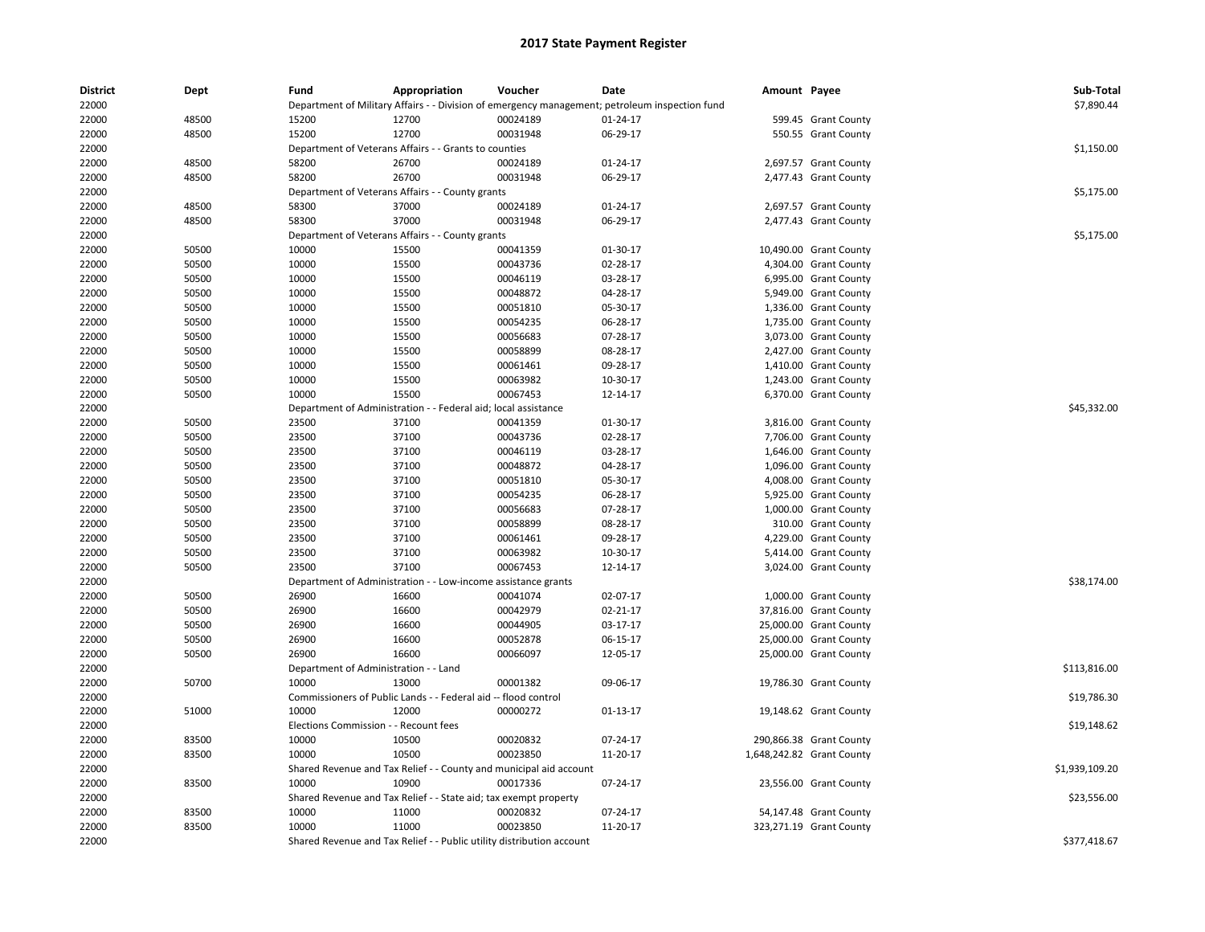# 2017 State Payment Register

| District | Dept | Fund | Appropriation | Voucher | Date | Amount | Payee | Sub-Total |
|---|---|---|---|---|---|---|---|---|
| 22000 | | Department of Military Affairs - - Division of emergency management; petroleum inspection fund | | | | | | $7,890.44 |
| 22000 | 48500 | 15200 | 12700 | 00024189 | 01-24-17 | 599.45 | Grant County | |
| 22000 | 48500 | 15200 | 12700 | 00031948 | 06-29-17 | 550.55 | Grant County | |
| 22000 | | Department of Veterans Affairs - - Grants to counties | | | | | | $1,150.00 |
| 22000 | 48500 | 58200 | 26700 | 00024189 | 01-24-17 | 2,697.57 | Grant County | |
| 22000 | 48500 | 58200 | 26700 | 00031948 | 06-29-17 | 2,477.43 | Grant County | |
| 22000 | | Department of Veterans Affairs - - County grants | | | | | | $5,175.00 |
| 22000 | 48500 | 58300 | 37000 | 00024189 | 01-24-17 | 2,697.57 | Grant County | |
| 22000 | 48500 | 58300 | 37000 | 00031948 | 06-29-17 | 2,477.43 | Grant County | |
| 22000 | | Department of Veterans Affairs - - County grants | | | | | | $5,175.00 |
| 22000 | 50500 | 10000 | 15500 | 00041359 | 01-30-17 | 10,490.00 | Grant County | |
| 22000 | 50500 | 10000 | 15500 | 00043736 | 02-28-17 | 4,304.00 | Grant County | |
| 22000 | 50500 | 10000 | 15500 | 00046119 | 03-28-17 | 6,995.00 | Grant County | |
| 22000 | 50500 | 10000 | 15500 | 00048872 | 04-28-17 | 5,949.00 | Grant County | |
| 22000 | 50500 | 10000 | 15500 | 00051810 | 05-30-17 | 1,336.00 | Grant County | |
| 22000 | 50500 | 10000 | 15500 | 00054235 | 06-28-17 | 1,735.00 | Grant County | |
| 22000 | 50500 | 10000 | 15500 | 00056683 | 07-28-17 | 3,073.00 | Grant County | |
| 22000 | 50500 | 10000 | 15500 | 00058899 | 08-28-17 | 2,427.00 | Grant County | |
| 22000 | 50500 | 10000 | 15500 | 00061461 | 09-28-17 | 1,410.00 | Grant County | |
| 22000 | 50500 | 10000 | 15500 | 00063982 | 10-30-17 | 1,243.00 | Grant County | |
| 22000 | 50500 | 10000 | 15500 | 00067453 | 12-14-17 | 6,370.00 | Grant County | |
| 22000 | | Department of Administration - - Federal aid; local assistance | | | | | | $45,332.00 |
| 22000 | 50500 | 23500 | 37100 | 00041359 | 01-30-17 | 3,816.00 | Grant County | |
| 22000 | 50500 | 23500 | 37100 | 00043736 | 02-28-17 | 7,706.00 | Grant County | |
| 22000 | 50500 | 23500 | 37100 | 00046119 | 03-28-17 | 1,646.00 | Grant County | |
| 22000 | 50500 | 23500 | 37100 | 00048872 | 04-28-17 | 1,096.00 | Grant County | |
| 22000 | 50500 | 23500 | 37100 | 00051810 | 05-30-17 | 4,008.00 | Grant County | |
| 22000 | 50500 | 23500 | 37100 | 00054235 | 06-28-17 | 5,925.00 | Grant County | |
| 22000 | 50500 | 23500 | 37100 | 00056683 | 07-28-17 | 1,000.00 | Grant County | |
| 22000 | 50500 | 23500 | 37100 | 00058899 | 08-28-17 | 310.00 | Grant County | |
| 22000 | 50500 | 23500 | 37100 | 00061461 | 09-28-17 | 4,229.00 | Grant County | |
| 22000 | 50500 | 23500 | 37100 | 00063982 | 10-30-17 | 5,414.00 | Grant County | |
| 22000 | 50500 | 23500 | 37100 | 00067453 | 12-14-17 | 3,024.00 | Grant County | |
| 22000 | | Department of Administration - - Low-income assistance grants | | | | | | $38,174.00 |
| 22000 | 50500 | 26900 | 16600 | 00041074 | 02-07-17 | 1,000.00 | Grant County | |
| 22000 | 50500 | 26900 | 16600 | 00042979 | 02-21-17 | 37,816.00 | Grant County | |
| 22000 | 50500 | 26900 | 16600 | 00044905 | 03-17-17 | 25,000.00 | Grant County | |
| 22000 | 50500 | 26900 | 16600 | 00052878 | 06-15-17 | 25,000.00 | Grant County | |
| 22000 | 50500 | 26900 | 16600 | 00066097 | 12-05-17 | 25,000.00 | Grant County | |
| 22000 | | Department of Administration - - Land | | | | | | $113,816.00 |
| 22000 | 50700 | 10000 | 13000 | 00001382 | 09-06-17 | 19,786.30 | Grant County | |
| 22000 | | Commissioners of Public Lands - - Federal aid -- flood control | | | | | | $19,786.30 |
| 22000 | 51000 | 10000 | 12000 | 00000272 | 01-13-17 | 19,148.62 | Grant County | |
| 22000 | | Elections Commission - - Recount fees | | | | | | $19,148.62 |
| 22000 | 83500 | 10000 | 10500 | 00020832 | 07-24-17 | 290,866.38 | Grant County | |
| 22000 | 83500 | 10000 | 10500 | 00023850 | 11-20-17 | 1,648,242.82 | Grant County | |
| 22000 | | Shared Revenue and Tax Relief - - County and municipal aid account | | | | | | $1,939,109.20 |
| 22000 | 83500 | 10000 | 10900 | 00017336 | 07-24-17 | 23,556.00 | Grant County | |
| 22000 | | Shared Revenue and Tax Relief - - State aid; tax exempt property | | | | | | $23,556.00 |
| 22000 | 83500 | 10000 | 11000 | 00020832 | 07-24-17 | 54,147.48 | Grant County | |
| 22000 | 83500 | 10000 | 11000 | 00023850 | 11-20-17 | 323,271.19 | Grant County | |
| 22000 | | Shared Revenue and Tax Relief - - Public utility distribution account | | | | | | $377,418.67 |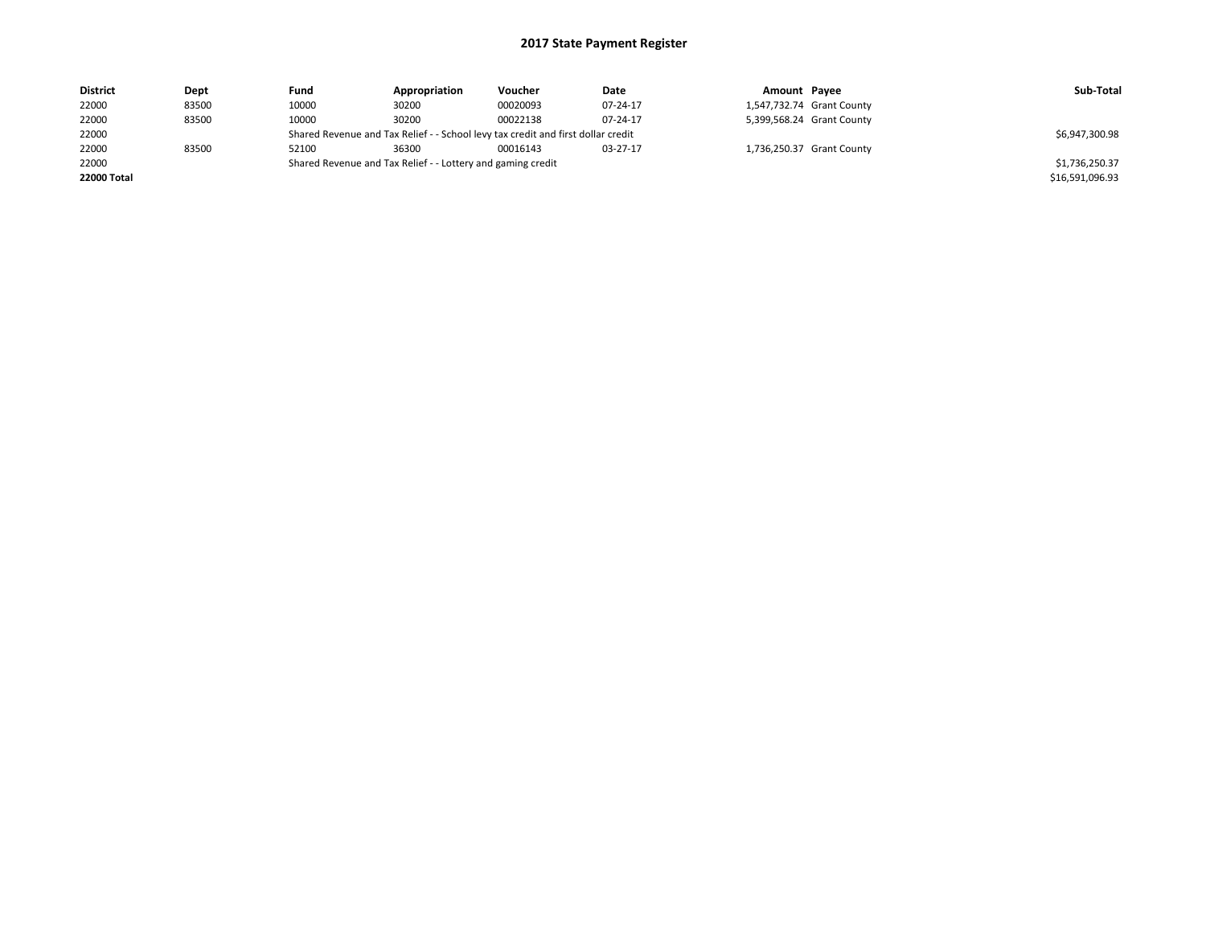# 2017 State Payment Register

| District | Dept | Fund | Appropriation | Voucher | Date | Amount | Payee | Sub-Total |
|---|---|---|---|---|---|---|---|---|
| 22000 | 83500 | 10000 | 30200 | 00020093 | 07-24-17 | 1,547,732.74 | Grant County | |
| 22000 | 83500 | 10000 | 30200 | 00022138 | 07-24-17 | 5,399,568.24 | Grant County | |
| 22000 | | Shared Revenue and Tax Relief - - School levy tax credit and first dollar credit | | | | | | $6,947,300.98 |
| 22000 | 83500 | 52100 | 36300 | 00016143 | 03-27-17 | 1,736,250.37 | Grant County | |
| 22000 | | Shared Revenue and Tax Relief - - Lottery and gaming credit | | | | | | $1,736,250.37 |
| **22000 Total** | | | | | | | | $16,591,096.93 |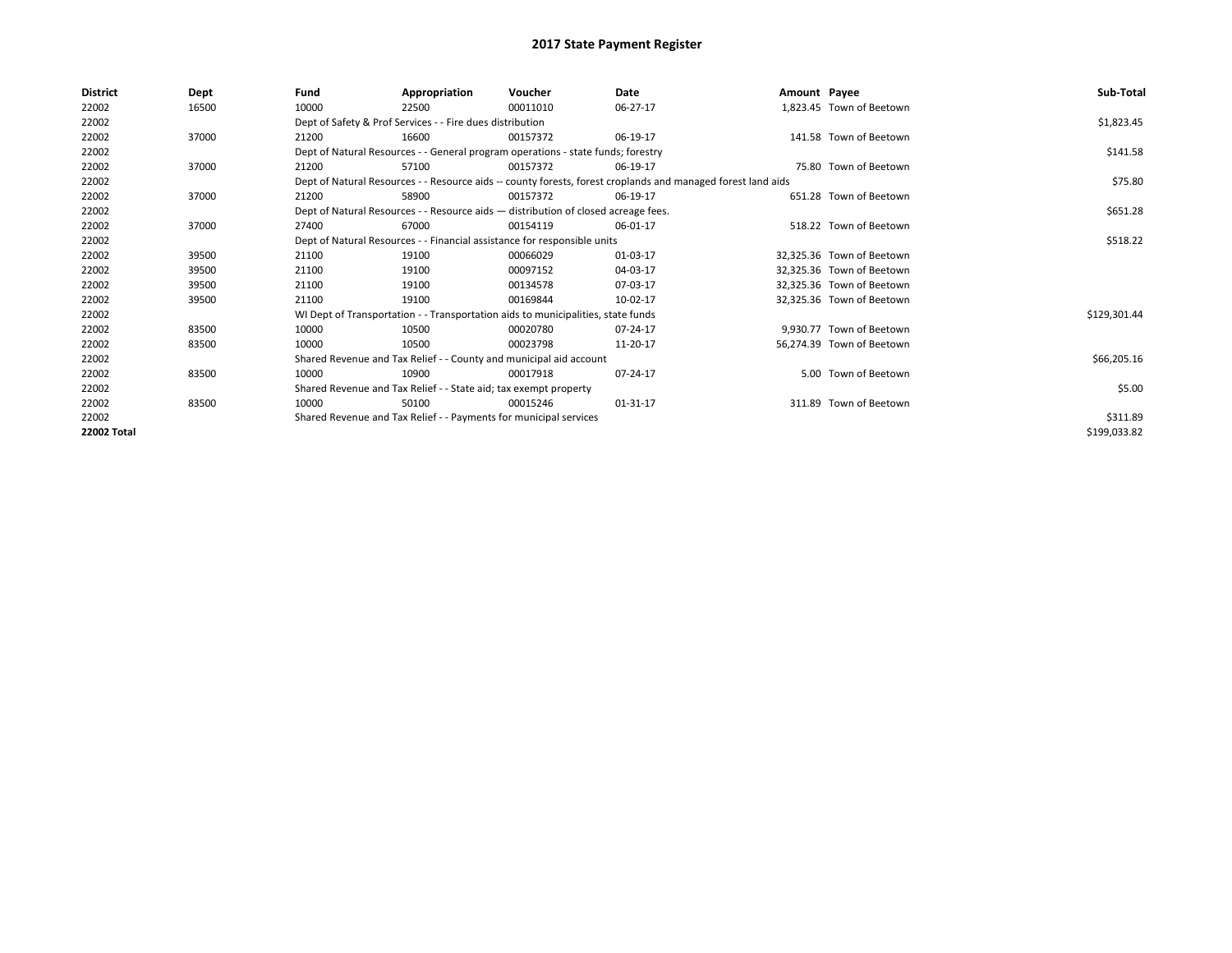# 2017 State Payment Register

| District | Dept | Fund | Appropriation | Voucher | Date | Amount | Payee | Sub-Total |
|---|---|---|---|---|---|---|---|---|
| 22002 | 16500 | 10000 | 22500 | 00011010 | 06-27-17 | 1,823.45 | Town of Beetown | |
| 22002 | | Dept of Safety & Prof Services - - Fire dues distribution | | | | | | $1,823.45 |
| 22002 | 37000 | 21200 | 16600 | 00157372 | 06-19-17 | 141.58 | Town of Beetown | |
| 22002 | | Dept of Natural Resources - - General program operations - state funds; forestry | | | | | | $141.58 |
| 22002 | 37000 | 21200 | 57100 | 00157372 | 06-19-17 | 75.80 | Town of Beetown | |
| 22002 | | Dept of Natural Resources - - Resource aids -- county forests, forest croplands and managed forest land aids | | | | | | $75.80 |
| 22002 | 37000 | 21200 | 58900 | 00157372 | 06-19-17 | 651.28 | Town of Beetown | |
| 22002 | | Dept of Natural Resources - - Resource aids — distribution of closed acreage fees. | | | | | | $651.28 |
| 22002 | 37000 | 27400 | 67000 | 00154119 | 06-01-17 | 518.22 | Town of Beetown | |
| 22002 | | Dept of Natural Resources - - Financial assistance for responsible units | | | | | | $518.22 |
| 22002 | 39500 | 21100 | 19100 | 00066029 | 01-03-17 | 32,325.36 | Town of Beetown | |
| 22002 | 39500 | 21100 | 19100 | 00097152 | 04-03-17 | 32,325.36 | Town of Beetown | |
| 22002 | 39500 | 21100 | 19100 | 00134578 | 07-03-17 | 32,325.36 | Town of Beetown | |
| 22002 | 39500 | 21100 | 19100 | 00169844 | 10-02-17 | 32,325.36 | Town of Beetown | |
| 22002 | | WI Dept of Transportation - - Transportation aids to municipalities, state funds | | | | | | $129,301.44 |
| 22002 | 83500 | 10000 | 10500 | 00020780 | 07-24-17 | 9,930.77 | Town of Beetown | |
| 22002 | 83500 | 10000 | 10500 | 00023798 | 11-20-17 | 56,274.39 | Town of Beetown | |
| 22002 | | Shared Revenue and Tax Relief - - County and municipal aid account | | | | | | $66,205.16 |
| 22002 | 83500 | 10000 | 10900 | 00017918 | 07-24-17 | 5.00 | Town of Beetown | |
| 22002 | | Shared Revenue and Tax Relief - - State aid; tax exempt property | | | | | | $5.00 |
| 22002 | 83500 | 10000 | 50100 | 00015246 | 01-31-17 | 311.89 | Town of Beetown | |
| 22002 | | Shared Revenue and Tax Relief - - Payments for municipal services | | | | | | $311.89 |
| **22002 Total** | | | | | | | | $199,033.82 |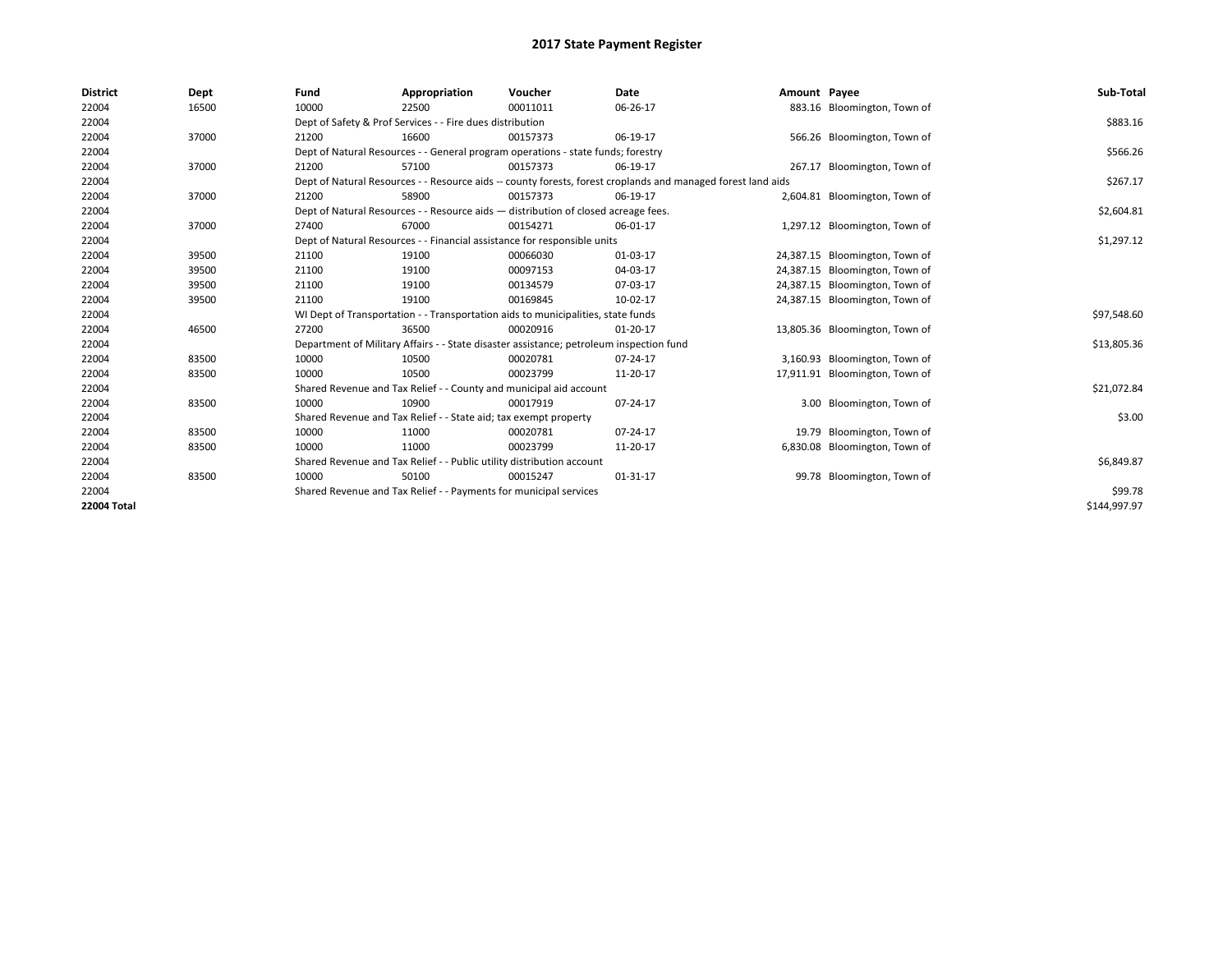# 2017 State Payment Register

| District | Dept | Fund | Appropriation | Voucher | Date | Amount | Payee | Sub-Total |
|---|---|---|---|---|---|---|---|---|
| 22004 | 16500 | 10000 | 22500 | 00011011 | 06-26-17 | 883.16 | Bloomington, Town of | |
| 22004 | | Dept of Safety & Prof Services - - Fire dues distribution | | | | | | $883.16 |
| 22004 | 37000 | 21200 | 16600 | 00157373 | 06-19-17 | 566.26 | Bloomington, Town of | |
| 22004 | | Dept of Natural Resources - - General program operations - state funds; forestry | | | | | | $566.26 |
| 22004 | 37000 | 21200 | 57100 | 00157373 | 06-19-17 | 267.17 | Bloomington, Town of | |
| 22004 | | Dept of Natural Resources - - Resource aids -- county forests, forest croplands and managed forest land aids | | | | | | $267.17 |
| 22004 | 37000 | 21200 | 58900 | 00157373 | 06-19-17 | 2,604.81 | Bloomington, Town of | |
| 22004 | | Dept of Natural Resources - - Resource aids — distribution of closed acreage fees. | | | | | | $2,604.81 |
| 22004 | 37000 | 27400 | 67000 | 00154271 | 06-01-17 | 1,297.12 | Bloomington, Town of | |
| 22004 | | Dept of Natural Resources - - Financial assistance for responsible units | | | | | | $1,297.12 |
| 22004 | 39500 | 21100 | 19100 | 00066030 | 01-03-17 | 24,387.15 | Bloomington, Town of | |
| 22004 | 39500 | 21100 | 19100 | 00097153 | 04-03-17 | 24,387.15 | Bloomington, Town of | |
| 22004 | 39500 | 21100 | 19100 | 00134579 | 07-03-17 | 24,387.15 | Bloomington, Town of | |
| 22004 | 39500 | 21100 | 19100 | 00169845 | 10-02-17 | 24,387.15 | Bloomington, Town of | |
| 22004 | | WI Dept of Transportation - - Transportation aids to municipalities, state funds | | | | | | $97,548.60 |
| 22004 | 46500 | 27200 | 36500 | 00020916 | 01-20-17 | 13,805.36 | Bloomington, Town of | |
| 22004 | | Department of Military Affairs - - State disaster assistance; petroleum inspection fund | | | | | | $13,805.36 |
| 22004 | 83500 | 10000 | 10500 | 00020781 | 07-24-17 | 3,160.93 | Bloomington, Town of | |
| 22004 | 83500 | 10000 | 10500 | 00023799 | 11-20-17 | 17,911.91 | Bloomington, Town of | |
| 22004 | | Shared Revenue and Tax Relief - - County and municipal aid account | | | | | | $21,072.84 |
| 22004 | 83500 | 10000 | 10900 | 00017919 | 07-24-17 | 3.00 | Bloomington, Town of | |
| 22004 | | Shared Revenue and Tax Relief - - State aid; tax exempt property | | | | | | $3.00 |
| 22004 | 83500 | 10000 | 11000 | 00020781 | 07-24-17 | 19.79 | Bloomington, Town of | |
| 22004 | 83500 | 10000 | 11000 | 00023799 | 11-20-17 | 6,830.08 | Bloomington, Town of | |
| 22004 | | Shared Revenue and Tax Relief - - Public utility distribution account | | | | | | $6,849.87 |
| 22004 | 83500 | 10000 | 50100 | 00015247 | 01-31-17 | 99.78 | Bloomington, Town of | |
| 22004 | | Shared Revenue and Tax Relief - - Payments for municipal services | | | | | | $99.78 |
| **22004 Total** | | | | | | | | $144,997.97 |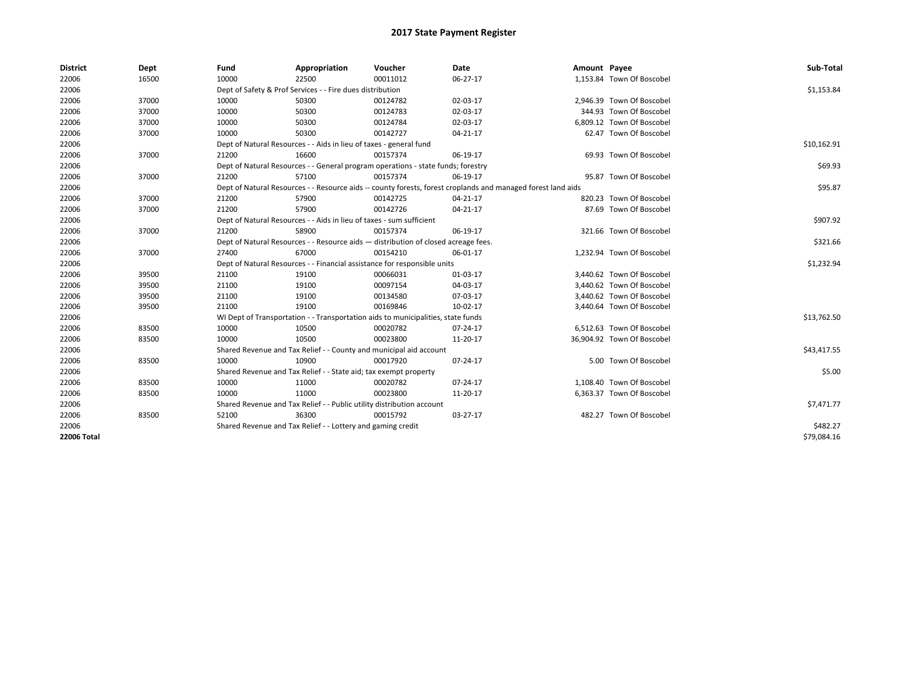# 2017 State Payment Register

| District | Dept | Fund | Appropriation | Voucher | Date | Amount | Payee | Sub-Total |
|---|---|---|---|---|---|---|---|---|
| 22006 | 16500 | 10000 | 22500 | 00011012 | 06-27-17 | 1,153.84 | Town Of Boscobel | |
| 22006 | | Dept of Safety & Prof Services - - Fire dues distribution | | | | | | $1,153.84 |
| 22006 | 37000 | 10000 | 50300 | 00124782 | 02-03-17 | 2,946.39 | Town Of Boscobel | |
| 22006 | 37000 | 10000 | 50300 | 00124783 | 02-03-17 | 344.93 | Town Of Boscobel | |
| 22006 | 37000 | 10000 | 50300 | 00124784 | 02-03-17 | 6,809.12 | Town Of Boscobel | |
| 22006 | 37000 | 10000 | 50300 | 00142727 | 04-21-17 | 62.47 | Town Of Boscobel | |
| 22006 | | Dept of Natural Resources - - Aids in lieu of taxes - general fund | | | | | | $10,162.91 |
| 22006 | 37000 | 21200 | 16600 | 00157374 | 06-19-17 | 69.93 | Town Of Boscobel | |
| 22006 | | Dept of Natural Resources - - General program operations - state funds; forestry | | | | | | $69.93 |
| 22006 | 37000 | 21200 | 57100 | 00157374 | 06-19-17 | 95.87 | Town Of Boscobel | |
| 22006 | | Dept of Natural Resources - - Resource aids -- county forests, forest croplands and managed forest land aids | | | | | | $95.87 |
| 22006 | 37000 | 21200 | 57900 | 00142725 | 04-21-17 | 820.23 | Town Of Boscobel | |
| 22006 | 37000 | 21200 | 57900 | 00142726 | 04-21-17 | 87.69 | Town Of Boscobel | |
| 22006 | | Dept of Natural Resources - - Aids in lieu of taxes - sum sufficient | | | | | | $907.92 |
| 22006 | 37000 | 21200 | 58900 | 00157374 | 06-19-17 | 321.66 | Town Of Boscobel | |
| 22006 | | Dept of Natural Resources - - Resource aids — distribution of closed acreage fees. | | | | | | $321.66 |
| 22006 | 37000 | 27400 | 67000 | 00154210 | 06-01-17 | 1,232.94 | Town Of Boscobel | |
| 22006 | | Dept of Natural Resources - - Financial assistance for responsible units | | | | | | $1,232.94 |
| 22006 | 39500 | 21100 | 19100 | 00066031 | 01-03-17 | 3,440.62 | Town Of Boscobel | |
| 22006 | 39500 | 21100 | 19100 | 00097154 | 04-03-17 | 3,440.62 | Town Of Boscobel | |
| 22006 | 39500 | 21100 | 19100 | 00134580 | 07-03-17 | 3,440.62 | Town Of Boscobel | |
| 22006 | 39500 | 21100 | 19100 | 00169846 | 10-02-17 | 3,440.64 | Town Of Boscobel | |
| 22006 | | WI Dept of Transportation - - Transportation aids to municipalities, state funds | | | | | | $13,762.50 |
| 22006 | 83500 | 10000 | 10500 | 00020782 | 07-24-17 | 6,512.63 | Town Of Boscobel | |
| 22006 | 83500 | 10000 | 10500 | 00023800 | 11-20-17 | 36,904.92 | Town Of Boscobel | |
| 22006 | | Shared Revenue and Tax Relief - - County and municipal aid account | | | | | | $43,417.55 |
| 22006 | 83500 | 10000 | 10900 | 00017920 | 07-24-17 | 5.00 | Town Of Boscobel | |
| 22006 | | Shared Revenue and Tax Relief - - State aid; tax exempt property | | | | | | $5.00 |
| 22006 | 83500 | 10000 | 11000 | 00020782 | 07-24-17 | 1,108.40 | Town Of Boscobel | |
| 22006 | 83500 | 10000 | 11000 | 00023800 | 11-20-17 | 6,363.37 | Town Of Boscobel | |
| 22006 | | Shared Revenue and Tax Relief - - Public utility distribution account | | | | | | $7,471.77 |
| 22006 | 83500 | 52100 | 36300 | 00015792 | 03-27-17 | 482.27 | Town Of Boscobel | |
| 22006 | | Shared Revenue and Tax Relief - - Lottery and gaming credit | | | | | | $482.27 |
| **22006 Total** | | | | | | | | $79,084.16 |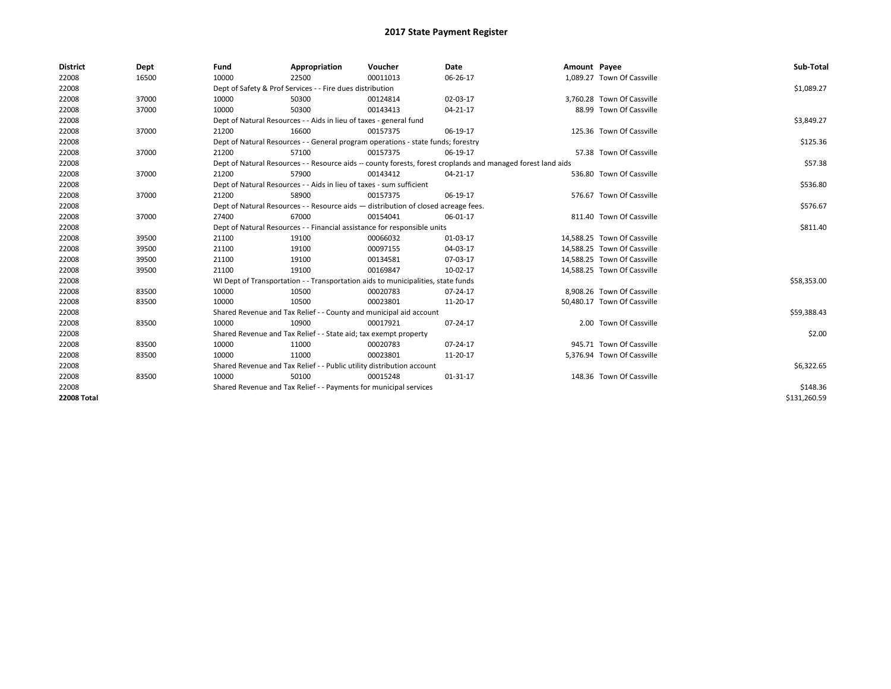# 2017 State Payment Register

| District | Dept | Fund | Appropriation | Voucher | Date | Amount | Payee | Sub-Total |
|---|---|---|---|---|---|---|---|---|
| 22008 | 16500 | 10000 | 22500 | 00011013 | 06-26-17 | 1,089.27 | Town Of Cassville | |
| 22008 | | Dept of Safety & Prof Services - - Fire dues distribution | | | | | | $1,089.27 |
| 22008 | 37000 | 10000 | 50300 | 00124814 | 02-03-17 | 3,760.28 | Town Of Cassville | |
| 22008 | 37000 | 10000 | 50300 | 00143413 | 04-21-17 | 88.99 | Town Of Cassville | |
| 22008 | | Dept of Natural Resources - - Aids in lieu of taxes - general fund | | | | | | $3,849.27 |
| 22008 | 37000 | 21200 | 16600 | 00157375 | 06-19-17 | 125.36 | Town Of Cassville | |
| 22008 | | Dept of Natural Resources - - General program operations - state funds; forestry | | | | | | $125.36 |
| 22008 | 37000 | 21200 | 57100 | 00157375 | 06-19-17 | 57.38 | Town Of Cassville | |
| 22008 | | Dept of Natural Resources - - Resource aids -- county forests, forest croplands and managed forest land aids | | | | | | $57.38 |
| 22008 | 37000 | 21200 | 57900 | 00143412 | 04-21-17 | 536.80 | Town Of Cassville | |
| 22008 | | Dept of Natural Resources - - Aids in lieu of taxes - sum sufficient | | | | | | $536.80 |
| 22008 | 37000 | 21200 | 58900 | 00157375 | 06-19-17 | 576.67 | Town Of Cassville | |
| 22008 | | Dept of Natural Resources - - Resource aids — distribution of closed acreage fees. | | | | | | $576.67 |
| 22008 | 37000 | 27400 | 67000 | 00154041 | 06-01-17 | 811.40 | Town Of Cassville | |
| 22008 | | Dept of Natural Resources - - Financial assistance for responsible units | | | | | | $811.40 |
| 22008 | 39500 | 21100 | 19100 | 00066032 | 01-03-17 | 14,588.25 | Town Of Cassville | |
| 22008 | 39500 | 21100 | 19100 | 00097155 | 04-03-17 | 14,588.25 | Town Of Cassville | |
| 22008 | 39500 | 21100 | 19100 | 00134581 | 07-03-17 | 14,588.25 | Town Of Cassville | |
| 22008 | 39500 | 21100 | 19100 | 00169847 | 10-02-17 | 14,588.25 | Town Of Cassville | |
| 22008 | | WI Dept of Transportation - - Transportation aids to municipalities, state funds | | | | | | $58,353.00 |
| 22008 | 83500 | 10000 | 10500 | 00020783 | 07-24-17 | 8,908.26 | Town Of Cassville | |
| 22008 | 83500 | 10000 | 10500 | 00023801 | 11-20-17 | 50,480.17 | Town Of Cassville | |
| 22008 | | Shared Revenue and Tax Relief - - County and municipal aid account | | | | | | $59,388.43 |
| 22008 | 83500 | 10000 | 10900 | 00017921 | 07-24-17 | 2.00 | Town Of Cassville | |
| 22008 | | Shared Revenue and Tax Relief - - State aid; tax exempt property | | | | | | $2.00 |
| 22008 | 83500 | 10000 | 11000 | 00020783 | 07-24-17 | 945.71 | Town Of Cassville | |
| 22008 | 83500 | 10000 | 11000 | 00023801 | 11-20-17 | 5,376.94 | Town Of Cassville | |
| 22008 | | Shared Revenue and Tax Relief - - Public utility distribution account | | | | | | $6,322.65 |
| 22008 | 83500 | 10000 | 50100 | 00015248 | 01-31-17 | 148.36 | Town Of Cassville | |
| 22008 | | Shared Revenue and Tax Relief - - Payments for municipal services | | | | | | $148.36 |
| **22008 Total** | | | | | | | | $131,260.59 |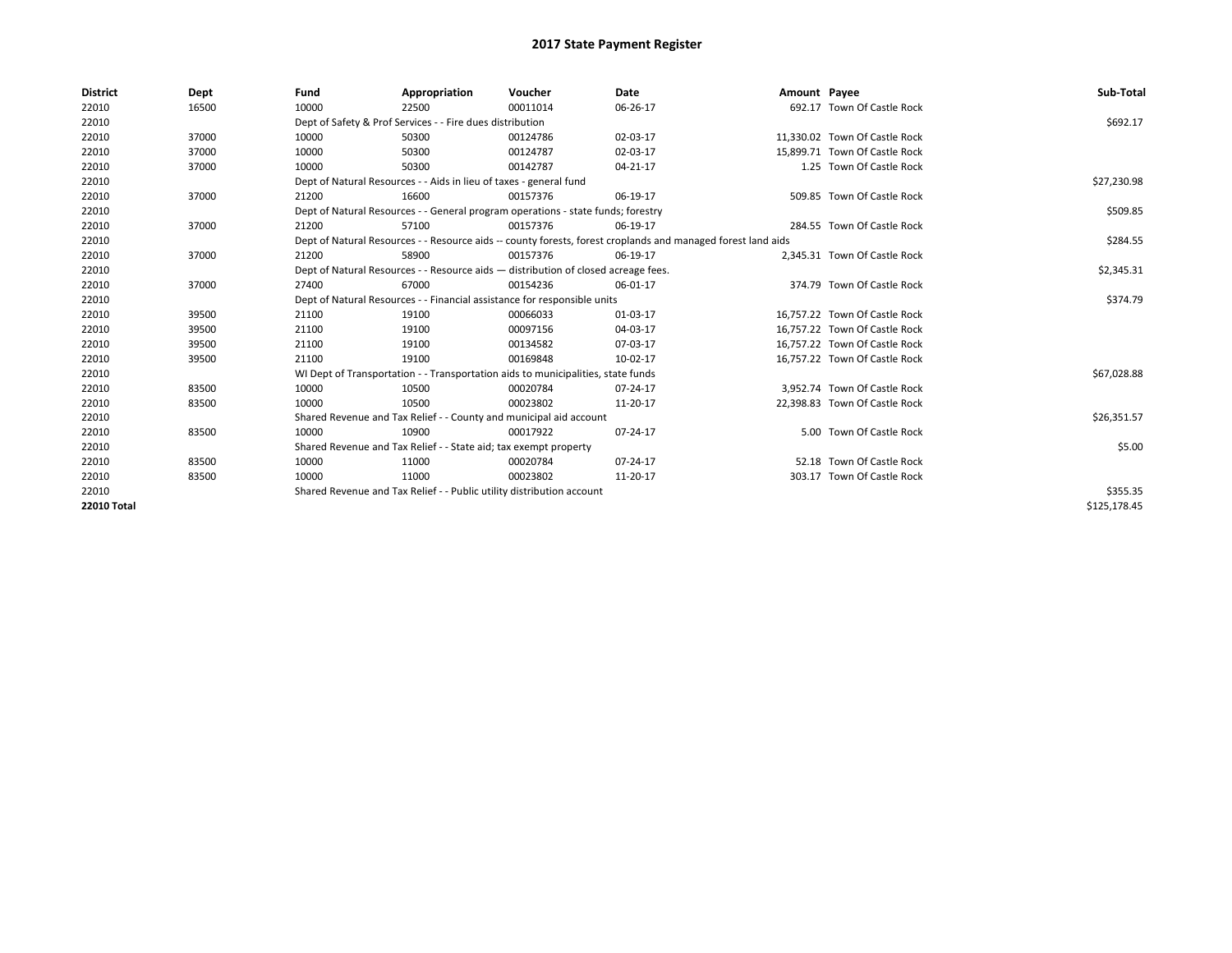# 2017 State Payment Register

| District | Dept | Fund | Appropriation | Voucher | Date | Amount | Payee | Sub-Total |
|---|---|---|---|---|---|---|---|---|
| 22010 | 16500 | 10000 | 22500 | 00011014 | 06-26-17 | 692.17 | Town Of Castle Rock | |
| 22010 | | Dept of Safety & Prof Services - - Fire dues distribution | | | | | | $692.17 |
| 22010 | 37000 | 10000 | 50300 | 00124786 | 02-03-17 | 11,330.02 | Town Of Castle Rock | |
| 22010 | 37000 | 10000 | 50300 | 00124787 | 02-03-17 | 15,899.71 | Town Of Castle Rock | |
| 22010 | 37000 | 10000 | 50300 | 00142787 | 04-21-17 | 1.25 | Town Of Castle Rock | |
| 22010 | | Dept of Natural Resources - - Aids in lieu of taxes - general fund | | | | | | $27,230.98 |
| 22010 | 37000 | 21200 | 16600 | 00157376 | 06-19-17 | 509.85 | Town Of Castle Rock | |
| 22010 | | Dept of Natural Resources - - General program operations - state funds; forestry | | | | | | $509.85 |
| 22010 | 37000 | 21200 | 57100 | 00157376 | 06-19-17 | 284.55 | Town Of Castle Rock | |
| 22010 | | Dept of Natural Resources - - Resource aids -- county forests, forest croplands and managed forest land aids | | | | | | $284.55 |
| 22010 | 37000 | 21200 | 58900 | 00157376 | 06-19-17 | 2,345.31 | Town Of Castle Rock | |
| 22010 | | Dept of Natural Resources - - Resource aids — distribution of closed acreage fees. | | | | | | $2,345.31 |
| 22010 | 37000 | 27400 | 67000 | 00154236 | 06-01-17 | 374.79 | Town Of Castle Rock | |
| 22010 | | Dept of Natural Resources - - Financial assistance for responsible units | | | | | | $374.79 |
| 22010 | 39500 | 21100 | 19100 | 00066033 | 01-03-17 | 16,757.22 | Town Of Castle Rock | |
| 22010 | 39500 | 21100 | 19100 | 00097156 | 04-03-17 | 16,757.22 | Town Of Castle Rock | |
| 22010 | 39500 | 21100 | 19100 | 00134582 | 07-03-17 | 16,757.22 | Town Of Castle Rock | |
| 22010 | 39500 | 21100 | 19100 | 00169848 | 10-02-17 | 16,757.22 | Town Of Castle Rock | |
| 22010 | | WI Dept of Transportation - - Transportation aids to municipalities, state funds | | | | | | $67,028.88 |
| 22010 | 83500 | 10000 | 10500 | 00020784 | 07-24-17 | 3,952.74 | Town Of Castle Rock | |
| 22010 | 83500 | 10000 | 10500 | 00023802 | 11-20-17 | 22,398.83 | Town Of Castle Rock | |
| 22010 | | Shared Revenue and Tax Relief - - County and municipal aid account | | | | | | $26,351.57 |
| 22010 | 83500 | 10000 | 10900 | 00017922 | 07-24-17 | 5.00 | Town Of Castle Rock | |
| 22010 | | Shared Revenue and Tax Relief - - State aid; tax exempt property | | | | | | $5.00 |
| 22010 | 83500 | 10000 | 11000 | 00020784 | 07-24-17 | 52.18 | Town Of Castle Rock | |
| 22010 | 83500 | 10000 | 11000 | 00023802 | 11-20-17 | 303.17 | Town Of Castle Rock | |
| 22010 | | Shared Revenue and Tax Relief - - Public utility distribution account | | | | | | $355.35 |
| **22010 Total** | | | | | | | | $125,178.45 |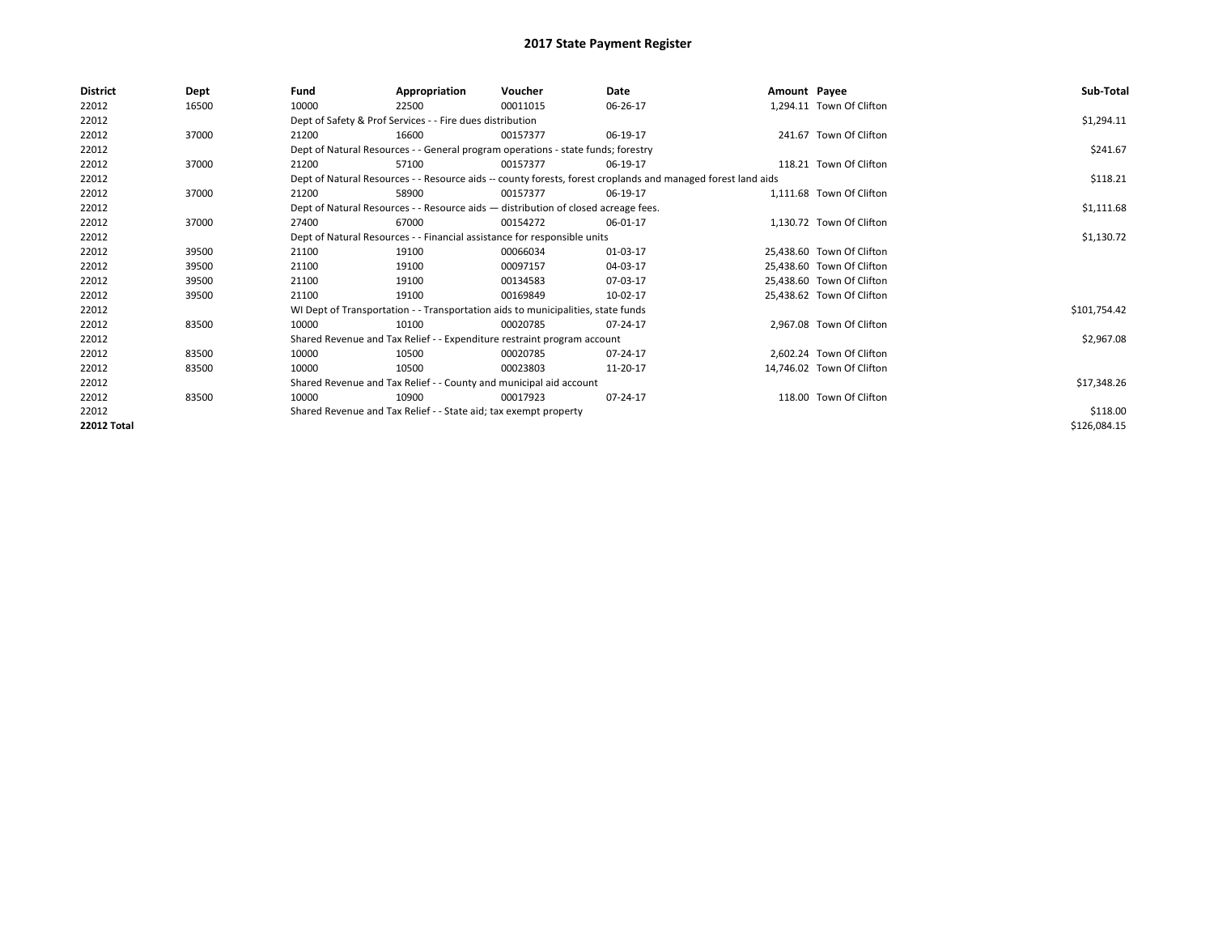# 2017 State Payment Register

| District | Dept | Fund | Appropriation | Voucher | Date | Amount | Payee | Sub-Total |
|---|---|---|---|---|---|---|---|---|
| 22012 | 16500 | 10000 | 22500 | 00011015 | 06-26-17 | 1,294.11 | Town Of Clifton | |
| 22012 | | Dept of Safety & Prof Services - - Fire dues distribution | | | | | | $1,294.11 |
| 22012 | 37000 | 21200 | 16600 | 00157377 | 06-19-17 | 241.67 | Town Of Clifton | |
| 22012 | | Dept of Natural Resources - - General program operations - state funds; forestry | | | | | | $241.67 |
| 22012 | 37000 | 21200 | 57100 | 00157377 | 06-19-17 | 118.21 | Town Of Clifton | |
| 22012 | | Dept of Natural Resources - - Resource aids -- county forests, forest croplands and managed forest land aids | | | | | | $118.21 |
| 22012 | 37000 | 21200 | 58900 | 00157377 | 06-19-17 | 1,111.68 | Town Of Clifton | |
| 22012 | | Dept of Natural Resources - - Resource aids — distribution of closed acreage fees. | | | | | | $1,111.68 |
| 22012 | 37000 | 27400 | 67000 | 00154272 | 06-01-17 | 1,130.72 | Town Of Clifton | |
| 22012 | | Dept of Natural Resources - - Financial assistance for responsible units | | | | | | $1,130.72 |
| 22012 | 39500 | 21100 | 19100 | 00066034 | 01-03-17 | 25,438.60 | Town Of Clifton | |
| 22012 | 39500 | 21100 | 19100 | 00097157 | 04-03-17 | 25,438.60 | Town Of Clifton | |
| 22012 | 39500 | 21100 | 19100 | 00134583 | 07-03-17 | 25,438.60 | Town Of Clifton | |
| 22012 | 39500 | 21100 | 19100 | 00169849 | 10-02-17 | 25,438.62 | Town Of Clifton | |
| 22012 | | WI Dept of Transportation - - Transportation aids to municipalities, state funds | | | | | | $101,754.42 |
| 22012 | 83500 | 10000 | 10100 | 00020785 | 07-24-17 | 2,967.08 | Town Of Clifton | |
| 22012 | | Shared Revenue and Tax Relief - - Expenditure restraint program account | | | | | | $2,967.08 |
| 22012 | 83500 | 10000 | 10500 | 00020785 | 07-24-17 | 2,602.24 | Town Of Clifton | |
| 22012 | 83500 | 10000 | 10500 | 00023803 | 11-20-17 | 14,746.02 | Town Of Clifton | |
| 22012 | | Shared Revenue and Tax Relief - - County and municipal aid account | | | | | | $17,348.26 |
| 22012 | 83500 | 10000 | 10900 | 00017923 | 07-24-17 | 118.00 | Town Of Clifton | |
| 22012 | | Shared Revenue and Tax Relief - - State aid; tax exempt property | | | | | | $118.00 |
| **22012 Total** | | | | | | | | $126,084.15 |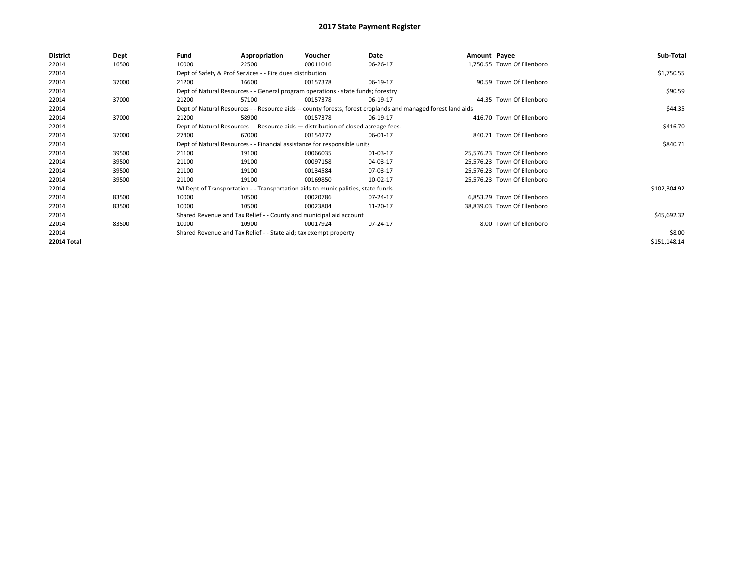# 2017 State Payment Register

| District | Dept | Fund | Appropriation | Voucher | Date | Amount | Payee | Sub-Total |
|---|---|---|---|---|---|---|---|---|
| 22014 | 16500 | 10000 | 22500 | 00011016 | 06-26-17 | 1,750.55 | Town Of Ellenboro | |
| 22014 | | Dept of Safety & Prof Services - - Fire dues distribution | | | | | | $1,750.55 |
| 22014 | 37000 | 21200 | 16600 | 00157378 | 06-19-17 | 90.59 | Town Of Ellenboro | |
| 22014 | | Dept of Natural Resources - - General program operations - state funds; forestry | | | | | | $90.59 |
| 22014 | 37000 | 21200 | 57100 | 00157378 | 06-19-17 | 44.35 | Town Of Ellenboro | |
| 22014 | | Dept of Natural Resources - - Resource aids -- county forests, forest croplands and managed forest land aids | | | | | | $44.35 |
| 22014 | 37000 | 21200 | 58900 | 00157378 | 06-19-17 | 416.70 | Town Of Ellenboro | |
| 22014 | | Dept of Natural Resources - - Resource aids — distribution of closed acreage fees. | | | | | | $416.70 |
| 22014 | 37000 | 27400 | 67000 | 00154277 | 06-01-17 | 840.71 | Town Of Ellenboro | |
| 22014 | | Dept of Natural Resources - - Financial assistance for responsible units | | | | | | $840.71 |
| 22014 | 39500 | 21100 | 19100 | 00066035 | 01-03-17 | 25,576.23 | Town Of Ellenboro | |
| 22014 | 39500 | 21100 | 19100 | 00097158 | 04-03-17 | 25,576.23 | Town Of Ellenboro | |
| 22014 | 39500 | 21100 | 19100 | 00134584 | 07-03-17 | 25,576.23 | Town Of Ellenboro | |
| 22014 | 39500 | 21100 | 19100 | 00169850 | 10-02-17 | 25,576.23 | Town Of Ellenboro | |
| 22014 | | WI Dept of Transportation - - Transportation aids to municipalities, state funds | | | | | | $102,304.92 |
| 22014 | 83500 | 10000 | 10500 | 00020786 | 07-24-17 | 6,853.29 | Town Of Ellenboro | |
| 22014 | 83500 | 10000 | 10500 | 00023804 | 11-20-17 | 38,839.03 | Town Of Ellenboro | |
| 22014 | | Shared Revenue and Tax Relief - - County and municipal aid account | | | | | | $45,692.32 |
| 22014 | 83500 | 10000 | 10900 | 00017924 | 07-24-17 | 8.00 | Town Of Ellenboro | |
| 22014 | | Shared Revenue and Tax Relief - - State aid; tax exempt property | | | | | | $8.00 |
| **22014 Total** | | | | | | | | $151,148.14 |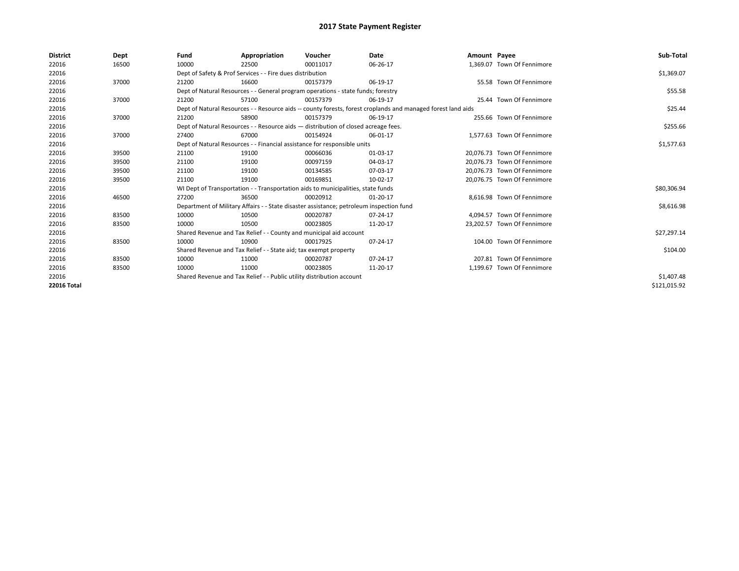# 2017 State Payment Register

| District | Dept | Fund | Appropriation | Voucher | Date | Amount | Payee | Sub-Total |
|---|---|---|---|---|---|---|---|---|
| 22016 | 16500 | 10000 | 22500 | 00011017 | 06-26-17 | 1,369.07 | Town Of Fennimore | |
| 22016 | | Dept of Safety & Prof Services - - Fire dues distribution | | | | | | $1,369.07 |
| 22016 | 37000 | 21200 | 16600 | 00157379 | 06-19-17 | 55.58 | Town Of Fennimore | |
| 22016 | | Dept of Natural Resources - - General program operations - state funds; forestry | | | | | | $55.58 |
| 22016 | 37000 | 21200 | 57100 | 00157379 | 06-19-17 | 25.44 | Town Of Fennimore | |
| 22016 | | Dept of Natural Resources - - Resource aids -- county forests, forest croplands and managed forest land aids | | | | | | $25.44 |
| 22016 | 37000 | 21200 | 58900 | 00157379 | 06-19-17 | 255.66 | Town Of Fennimore | |
| 22016 | | Dept of Natural Resources - - Resource aids — distribution of closed acreage fees. | | | | | | $255.66 |
| 22016 | 37000 | 27400 | 67000 | 00154924 | 06-01-17 | 1,577.63 | Town Of Fennimore | |
| 22016 | | Dept of Natural Resources - - Financial assistance for responsible units | | | | | | $1,577.63 |
| 22016 | 39500 | 21100 | 19100 | 00066036 | 01-03-17 | 20,076.73 | Town Of Fennimore | |
| 22016 | 39500 | 21100 | 19100 | 00097159 | 04-03-17 | 20,076.73 | Town Of Fennimore | |
| 22016 | 39500 | 21100 | 19100 | 00134585 | 07-03-17 | 20,076.73 | Town Of Fennimore | |
| 22016 | 39500 | 21100 | 19100 | 00169851 | 10-02-17 | 20,076.75 | Town Of Fennimore | |
| 22016 | | WI Dept of Transportation - - Transportation aids to municipalities, state funds | | | | | | $80,306.94 |
| 22016 | 46500 | 27200 | 36500 | 00020912 | 01-20-17 | 8,616.98 | Town Of Fennimore | |
| 22016 | | Department of Military Affairs - - State disaster assistance; petroleum inspection fund | | | | | | $8,616.98 |
| 22016 | 83500 | 10000 | 10500 | 00020787 | 07-24-17 | 4,094.57 | Town Of Fennimore | |
| 22016 | 83500 | 10000 | 10500 | 00023805 | 11-20-17 | 23,202.57 | Town Of Fennimore | |
| 22016 | | Shared Revenue and Tax Relief - - County and municipal aid account | | | | | | $27,297.14 |
| 22016 | 83500 | 10000 | 10900 | 00017925 | 07-24-17 | 104.00 | Town Of Fennimore | |
| 22016 | | Shared Revenue and Tax Relief - - State aid; tax exempt property | | | | | | $104.00 |
| 22016 | 83500 | 10000 | 11000 | 00020787 | 07-24-17 | 207.81 | Town Of Fennimore | |
| 22016 | 83500 | 10000 | 11000 | 00023805 | 11-20-17 | 1,199.67 | Town Of Fennimore | |
| 22016 | | Shared Revenue and Tax Relief - - Public utility distribution account | | | | | | $1,407.48 |
| **22016 Total** | | | | | | | | $121,015.92 |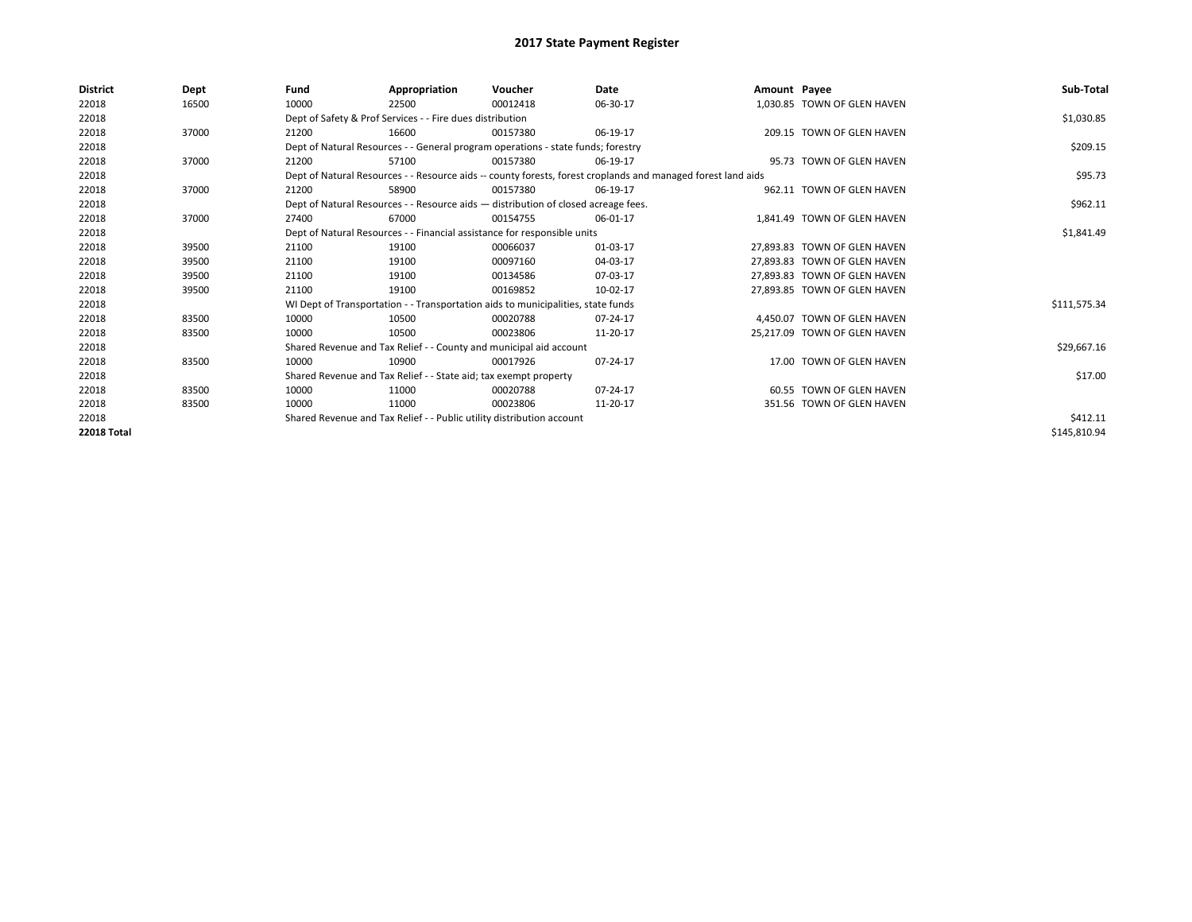# 2017 State Payment Register

| District | Dept | Fund | Appropriation | Voucher | Date | Amount | Payee | Sub-Total |
|---|---|---|---|---|---|---|---|---|
| 22018 | 16500 | 10000 | 22500 | 00012418 | 06-30-17 | 1,030.85 | TOWN OF GLEN HAVEN | |
| 22018 | | Dept of Safety & Prof Services - - Fire dues distribution | | | | | | $1,030.85 |
| 22018 | 37000 | 21200 | 16600 | 00157380 | 06-19-17 | 209.15 | TOWN OF GLEN HAVEN | |
| 22018 | | Dept of Natural Resources - - General program operations - state funds; forestry | | | | | | $209.15 |
| 22018 | 37000 | 21200 | 57100 | 00157380 | 06-19-17 | 95.73 | TOWN OF GLEN HAVEN | |
| 22018 | | Dept of Natural Resources - - Resource aids -- county forests, forest croplands and managed forest land aids | | | | | | $95.73 |
| 22018 | 37000 | 21200 | 58900 | 00157380 | 06-19-17 | 962.11 | TOWN OF GLEN HAVEN | |
| 22018 | | Dept of Natural Resources - - Resource aids — distribution of closed acreage fees. | | | | | | $962.11 |
| 22018 | 37000 | 27400 | 67000 | 00154755 | 06-01-17 | 1,841.49 | TOWN OF GLEN HAVEN | |
| 22018 | | Dept of Natural Resources - - Financial assistance for responsible units | | | | | | $1,841.49 |
| 22018 | 39500 | 21100 | 19100 | 00066037 | 01-03-17 | 27,893.83 | TOWN OF GLEN HAVEN | |
| 22018 | 39500 | 21100 | 19100 | 00097160 | 04-03-17 | 27,893.83 | TOWN OF GLEN HAVEN | |
| 22018 | 39500 | 21100 | 19100 | 00134586 | 07-03-17 | 27,893.83 | TOWN OF GLEN HAVEN | |
| 22018 | 39500 | 21100 | 19100 | 00169852 | 10-02-17 | 27,893.85 | TOWN OF GLEN HAVEN | |
| 22018 | | WI Dept of Transportation - - Transportation aids to municipalities, state funds | | | | | | $111,575.34 |
| 22018 | 83500 | 10000 | 10500 | 00020788 | 07-24-17 | 4,450.07 | TOWN OF GLEN HAVEN | |
| 22018 | 83500 | 10000 | 10500 | 00023806 | 11-20-17 | 25,217.09 | TOWN OF GLEN HAVEN | |
| 22018 | | Shared Revenue and Tax Relief - - County and municipal aid account | | | | | | $29,667.16 |
| 22018 | 83500 | 10000 | 10900 | 00017926 | 07-24-17 | 17.00 | TOWN OF GLEN HAVEN | |
| 22018 | | Shared Revenue and Tax Relief - - State aid; tax exempt property | | | | | | $17.00 |
| 22018 | 83500 | 10000 | 11000 | 00020788 | 07-24-17 | 60.55 | TOWN OF GLEN HAVEN | |
| 22018 | 83500 | 10000 | 11000 | 00023806 | 11-20-17 | 351.56 | TOWN OF GLEN HAVEN | |
| 22018 | | Shared Revenue and Tax Relief - - Public utility distribution account | | | | | | $412.11 |
| **22018 Total** | | | | | | | | $145,810.94 |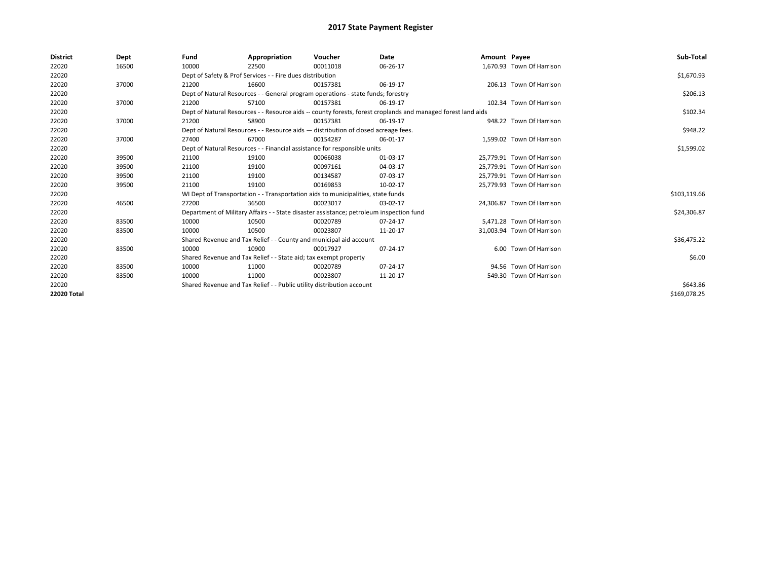# 2017 State Payment Register

| District | Dept | Fund | Appropriation | Voucher | Date | Amount | Payee | Sub-Total |
|---|---|---|---|---|---|---|---|---|
| 22020 | 16500 | 10000 | 22500 | 00011018 | 06-26-17 | 1,670.93 | Town Of Harrison | |
| 22020 | | Dept of Safety & Prof Services - - Fire dues distribution | | | | | | $1,670.93 |
| 22020 | 37000 | 21200 | 16600 | 00157381 | 06-19-17 | 206.13 | Town Of Harrison | |
| 22020 | | Dept of Natural Resources - - General program operations - state funds; forestry | | | | | | $206.13 |
| 22020 | 37000 | 21200 | 57100 | 00157381 | 06-19-17 | 102.34 | Town Of Harrison | |
| 22020 | | Dept of Natural Resources - - Resource aids -- county forests, forest croplands and managed forest land aids | | | | | | $102.34 |
| 22020 | 37000 | 21200 | 58900 | 00157381 | 06-19-17 | 948.22 | Town Of Harrison | |
| 22020 | | Dept of Natural Resources - - Resource aids — distribution of closed acreage fees. | | | | | | $948.22 |
| 22020 | 37000 | 27400 | 67000 | 00154287 | 06-01-17 | 1,599.02 | Town Of Harrison | |
| 22020 | | Dept of Natural Resources - - Financial assistance for responsible units | | | | | | $1,599.02 |
| 22020 | 39500 | 21100 | 19100 | 00066038 | 01-03-17 | 25,779.91 | Town Of Harrison | |
| 22020 | 39500 | 21100 | 19100 | 00097161 | 04-03-17 | 25,779.91 | Town Of Harrison | |
| 22020 | 39500 | 21100 | 19100 | 00134587 | 07-03-17 | 25,779.91 | Town Of Harrison | |
| 22020 | 39500 | 21100 | 19100 | 00169853 | 10-02-17 | 25,779.93 | Town Of Harrison | |
| 22020 | | WI Dept of Transportation - - Transportation aids to municipalities, state funds | | | | | | $103,119.66 |
| 22020 | 46500 | 27200 | 36500 | 00023017 | 03-02-17 | 24,306.87 | Town Of Harrison | |
| 22020 | | Department of Military Affairs - - State disaster assistance; petroleum inspection fund | | | | | | $24,306.87 |
| 22020 | 83500 | 10000 | 10500 | 00020789 | 07-24-17 | 5,471.28 | Town Of Harrison | |
| 22020 | 83500 | 10000 | 10500 | 00023807 | 11-20-17 | 31,003.94 | Town Of Harrison | |
| 22020 | | Shared Revenue and Tax Relief - - County and municipal aid account | | | | | | $36,475.22 |
| 22020 | 83500 | 10000 | 10900 | 00017927 | 07-24-17 | 6.00 | Town Of Harrison | |
| 22020 | | Shared Revenue and Tax Relief - - State aid; tax exempt property | | | | | | $6.00 |
| 22020 | 83500 | 10000 | 11000 | 00020789 | 07-24-17 | 94.56 | Town Of Harrison | |
| 22020 | 83500 | 10000 | 11000 | 00023807 | 11-20-17 | 549.30 | Town Of Harrison | |
| 22020 | | Shared Revenue and Tax Relief - - Public utility distribution account | | | | | | $643.86 |
| **22020 Total** | | | | | | | | $169,078.25 |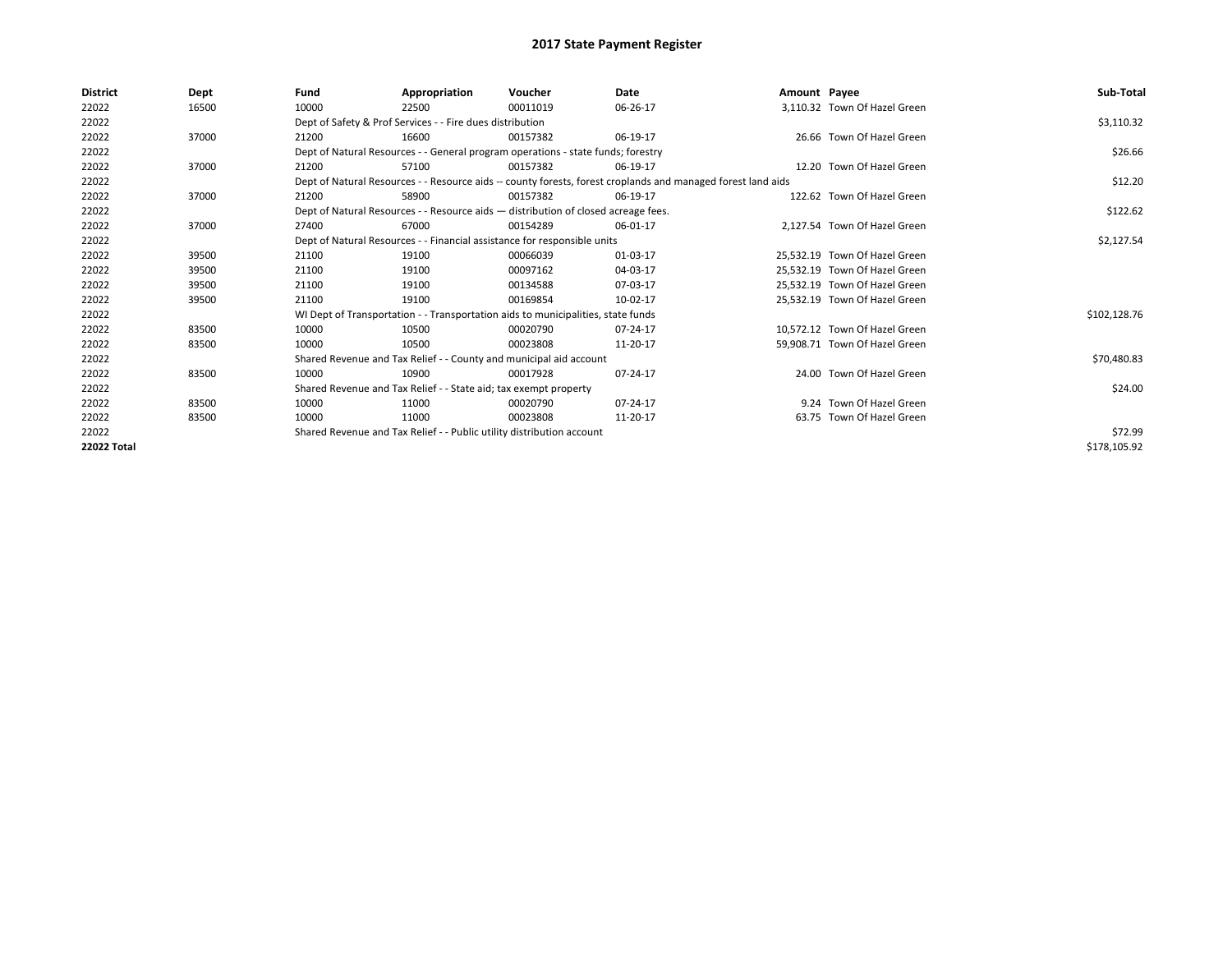# 2017 State Payment Register

| District | Dept | Fund | Appropriation | Voucher | Date | Amount | Payee | Sub-Total |
|---|---|---|---|---|---|---|---|---|
| 22022 | 16500 | 10000 | 22500 | 00011019 | 06-26-17 | 3,110.32 | Town Of Hazel Green | |
| 22022 | | Dept of Safety & Prof Services - - Fire dues distribution | | | | | | $3,110.32 |
| 22022 | 37000 | 21200 | 16600 | 00157382 | 06-19-17 | 26.66 | Town Of Hazel Green | |
| 22022 | | Dept of Natural Resources - - General program operations - state funds; forestry | | | | | | $26.66 |
| 22022 | 37000 | 21200 | 57100 | 00157382 | 06-19-17 | 12.20 | Town Of Hazel Green | |
| 22022 | | Dept of Natural Resources - - Resource aids -- county forests, forest croplands and managed forest land aids | | | | | | $12.20 |
| 22022 | 37000 | 21200 | 58900 | 00157382 | 06-19-17 | 122.62 | Town Of Hazel Green | |
| 22022 | | Dept of Natural Resources - - Resource aids — distribution of closed acreage fees. | | | | | | $122.62 |
| 22022 | 37000 | 27400 | 67000 | 00154289 | 06-01-17 | 2,127.54 | Town Of Hazel Green | |
| 22022 | | Dept of Natural Resources - - Financial assistance for responsible units | | | | | | $2,127.54 |
| 22022 | 39500 | 21100 | 19100 | 00066039 | 01-03-17 | 25,532.19 | Town Of Hazel Green | |
| 22022 | 39500 | 21100 | 19100 | 00097162 | 04-03-17 | 25,532.19 | Town Of Hazel Green | |
| 22022 | 39500 | 21100 | 19100 | 00134588 | 07-03-17 | 25,532.19 | Town Of Hazel Green | |
| 22022 | 39500 | 21100 | 19100 | 00169854 | 10-02-17 | 25,532.19 | Town Of Hazel Green | |
| 22022 | | WI Dept of Transportation - - Transportation aids to municipalities, state funds | | | | | | $102,128.76 |
| 22022 | 83500 | 10000 | 10500 | 00020790 | 07-24-17 | 10,572.12 | Town Of Hazel Green | |
| 22022 | 83500 | 10000 | 10500 | 00023808 | 11-20-17 | 59,908.71 | Town Of Hazel Green | |
| 22022 | | Shared Revenue and Tax Relief - - County and municipal aid account | | | | | | $70,480.83 |
| 22022 | 83500 | 10000 | 10900 | 00017928 | 07-24-17 | 24.00 | Town Of Hazel Green | |
| 22022 | | Shared Revenue and Tax Relief - - State aid; tax exempt property | | | | | | $24.00 |
| 22022 | 83500 | 10000 | 11000 | 00020790 | 07-24-17 | 9.24 | Town Of Hazel Green | |
| 22022 | 83500 | 10000 | 11000 | 00023808 | 11-20-17 | 63.75 | Town Of Hazel Green | |
| 22022 | | Shared Revenue and Tax Relief - - Public utility distribution account | | | | | | $72.99 |
| **22022 Total** | | | | | | | | $178,105.92 |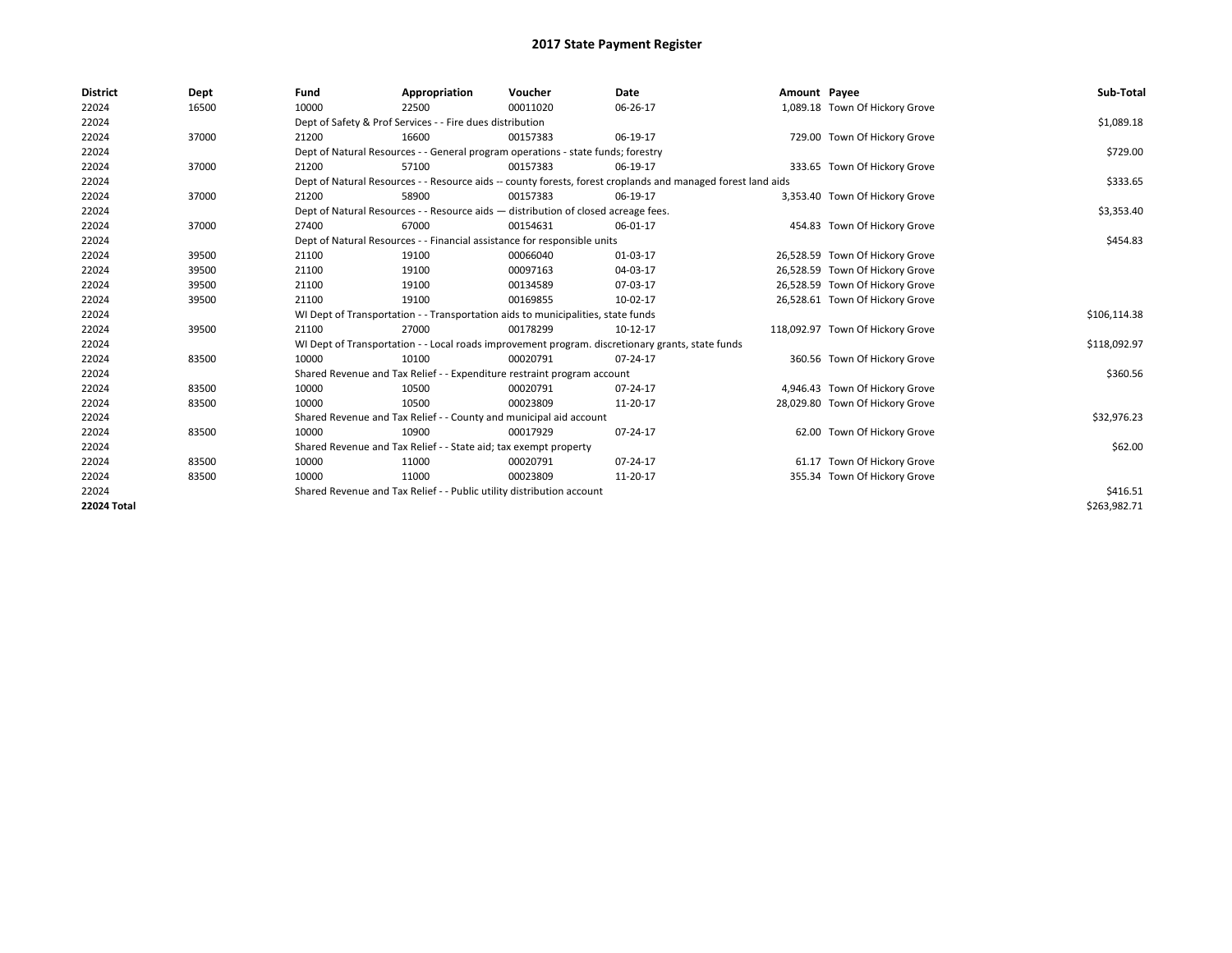# 2017 State Payment Register

| District | Dept | Fund | Appropriation | Voucher | Date | Amount | Payee | Sub-Total |
|---|---|---|---|---|---|---|---|---|
| 22024 | 16500 | 10000 | 22500 | 00011020 | 06-26-17 | 1,089.18 | Town Of Hickory Grove | |
| 22024 | | Dept of Safety & Prof Services - - Fire dues distribution | | | | | | $1,089.18 |
| 22024 | 37000 | 21200 | 16600 | 00157383 | 06-19-17 | 729.00 | Town Of Hickory Grove | |
| 22024 | | Dept of Natural Resources - - General program operations - state funds; forestry | | | | | | $729.00 |
| 22024 | 37000 | 21200 | 57100 | 00157383 | 06-19-17 | 333.65 | Town Of Hickory Grove | |
| 22024 | | Dept of Natural Resources - - Resource aids -- county forests, forest croplands and managed forest land aids | | | | | | $333.65 |
| 22024 | 37000 | 21200 | 58900 | 00157383 | 06-19-17 | 3,353.40 | Town Of Hickory Grove | |
| 22024 | | Dept of Natural Resources - - Resource aids — distribution of closed acreage fees. | | | | | | $3,353.40 |
| 22024 | 37000 | 27400 | 67000 | 00154631 | 06-01-17 | 454.83 | Town Of Hickory Grove | |
| 22024 | | Dept of Natural Resources - - Financial assistance for responsible units | | | | | | $454.83 |
| 22024 | 39500 | 21100 | 19100 | 00066040 | 01-03-17 | 26,528.59 | Town Of Hickory Grove | |
| 22024 | 39500 | 21100 | 19100 | 00097163 | 04-03-17 | 26,528.59 | Town Of Hickory Grove | |
| 22024 | 39500 | 21100 | 19100 | 00134589 | 07-03-17 | 26,528.59 | Town Of Hickory Grove | |
| 22024 | 39500 | 21100 | 19100 | 00169855 | 10-02-17 | 26,528.61 | Town Of Hickory Grove | |
| 22024 | | WI Dept of Transportation - - Transportation aids to municipalities, state funds | | | | | | $106,114.38 |
| 22024 | 39500 | 21100 | 27000 | 00178299 | 10-12-17 | 118,092.97 | Town Of Hickory Grove | |
| 22024 | | WI Dept of Transportation - - Local roads improvement program. discretionary grants, state funds | | | | | | $118,092.97 |
| 22024 | 83500 | 10000 | 10100 | 00020791 | 07-24-17 | 360.56 | Town Of Hickory Grove | |
| 22024 | | Shared Revenue and Tax Relief - - Expenditure restraint program account | | | | | | $360.56 |
| 22024 | 83500 | 10000 | 10500 | 00020791 | 07-24-17 | 4,946.43 | Town Of Hickory Grove | |
| 22024 | 83500 | 10000 | 10500 | 00023809 | 11-20-17 | 28,029.80 | Town Of Hickory Grove | |
| 22024 | | Shared Revenue and Tax Relief - - County and municipal aid account | | | | | | $32,976.23 |
| 22024 | 83500 | 10000 | 10900 | 00017929 | 07-24-17 | 62.00 | Town Of Hickory Grove | |
| 22024 | | Shared Revenue and Tax Relief - - State aid; tax exempt property | | | | | | $62.00 |
| 22024 | 83500 | 10000 | 11000 | 00020791 | 07-24-17 | 61.17 | Town Of Hickory Grove | |
| 22024 | 83500 | 10000 | 11000 | 00023809 | 11-20-17 | 355.34 | Town Of Hickory Grove | |
| 22024 | | Shared Revenue and Tax Relief - - Public utility distribution account | | | | | | $416.51 |
| **22024 Total** | | | | | | | | $263,982.71 |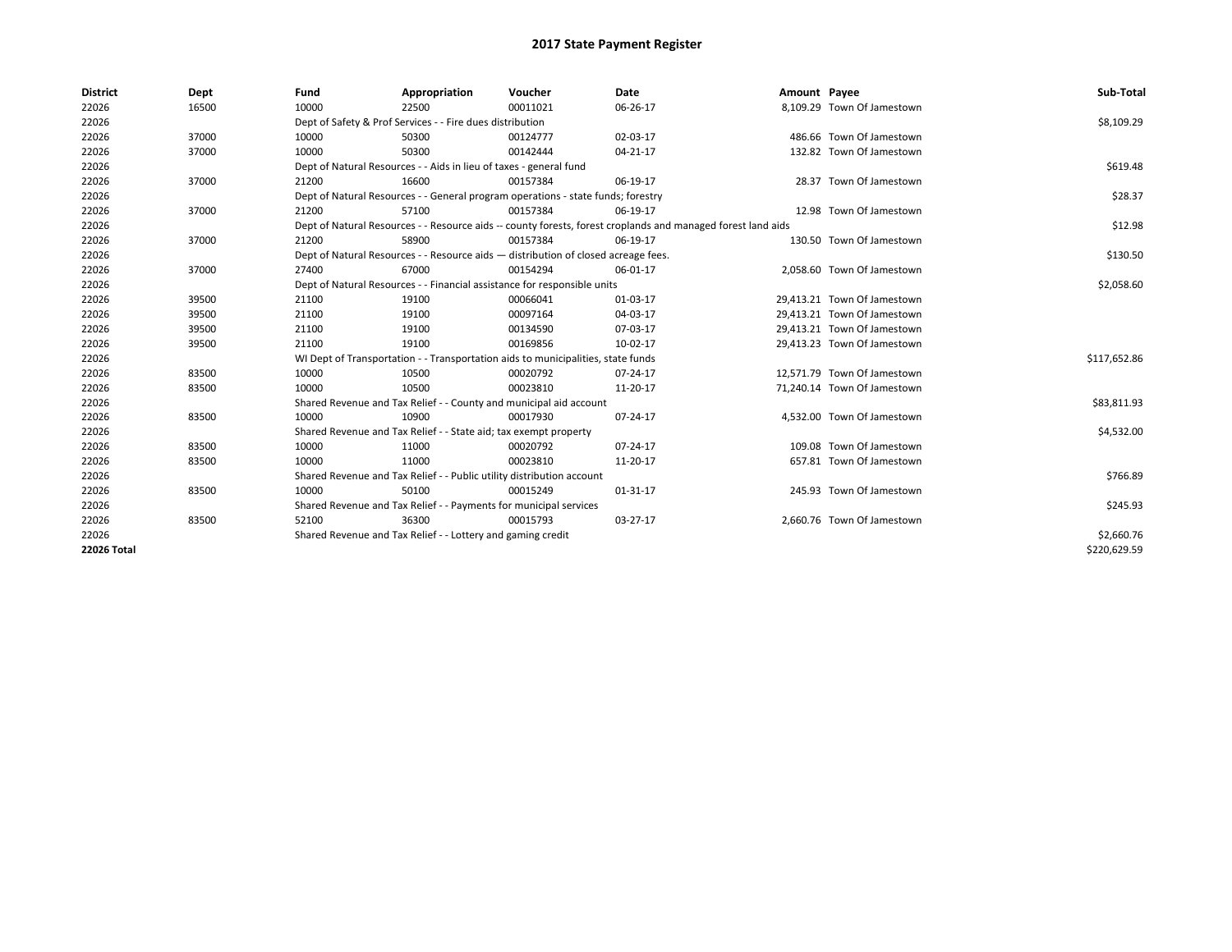# 2017 State Payment Register

| District | Dept | Fund | Appropriation | Voucher | Date | Amount | Payee | Sub-Total |
|---|---|---|---|---|---|---|---|---|
| 22026 | 16500 | 10000 | 22500 | 00011021 | 06-26-17 | 8,109.29 | Town Of Jamestown | |
| 22026 | | Dept of Safety & Prof Services - - Fire dues distribution | | | | | | $8,109.29 |
| 22026 | 37000 | 10000 | 50300 | 00124777 | 02-03-17 | 486.66 | Town Of Jamestown | |
| 22026 | 37000 | 10000 | 50300 | 00142444 | 04-21-17 | 132.82 | Town Of Jamestown | |
| 22026 | | Dept of Natural Resources - - Aids in lieu of taxes - general fund | | | | | | $619.48 |
| 22026 | 37000 | 21200 | 16600 | 00157384 | 06-19-17 | 28.37 | Town Of Jamestown | |
| 22026 | | Dept of Natural Resources - - General program operations - state funds; forestry | | | | | | $28.37 |
| 22026 | 37000 | 21200 | 57100 | 00157384 | 06-19-17 | 12.98 | Town Of Jamestown | |
| 22026 | | Dept of Natural Resources - - Resource aids -- county forests, forest croplands and managed forest land aids | | | | | | $12.98 |
| 22026 | 37000 | 21200 | 58900 | 00157384 | 06-19-17 | 130.50 | Town Of Jamestown | |
| 22026 | | Dept of Natural Resources - - Resource aids — distribution of closed acreage fees. | | | | | | $130.50 |
| 22026 | 37000 | 27400 | 67000 | 00154294 | 06-01-17 | 2,058.60 | Town Of Jamestown | |
| 22026 | | Dept of Natural Resources - - Financial assistance for responsible units | | | | | | $2,058.60 |
| 22026 | 39500 | 21100 | 19100 | 00066041 | 01-03-17 | 29,413.21 | Town Of Jamestown | |
| 22026 | 39500 | 21100 | 19100 | 00097164 | 04-03-17 | 29,413.21 | Town Of Jamestown | |
| 22026 | 39500 | 21100 | 19100 | 00134590 | 07-03-17 | 29,413.21 | Town Of Jamestown | |
| 22026 | 39500 | 21100 | 19100 | 00169856 | 10-02-17 | 29,413.23 | Town Of Jamestown | |
| 22026 | | WI Dept of Transportation - - Transportation aids to municipalities, state funds | | | | | | $117,652.86 |
| 22026 | 83500 | 10000 | 10500 | 00020792 | 07-24-17 | 12,571.79 | Town Of Jamestown | |
| 22026 | 83500 | 10000 | 10500 | 00023810 | 11-20-17 | 71,240.14 | Town Of Jamestown | |
| 22026 | | Shared Revenue and Tax Relief - - County and municipal aid account | | | | | | $83,811.93 |
| 22026 | 83500 | 10000 | 10900 | 00017930 | 07-24-17 | 4,532.00 | Town Of Jamestown | |
| 22026 | | Shared Revenue and Tax Relief - - State aid; tax exempt property | | | | | | $4,532.00 |
| 22026 | 83500 | 10000 | 11000 | 00020792 | 07-24-17 | 109.08 | Town Of Jamestown | |
| 22026 | 83500 | 10000 | 11000 | 00023810 | 11-20-17 | 657.81 | Town Of Jamestown | |
| 22026 | | Shared Revenue and Tax Relief - - Public utility distribution account | | | | | | $766.89 |
| 22026 | 83500 | 10000 | 50100 | 00015249 | 01-31-17 | 245.93 | Town Of Jamestown | |
| 22026 | | Shared Revenue and Tax Relief - - Payments for municipal services | | | | | | $245.93 |
| 22026 | 83500 | 52100 | 36300 | 00015793 | 03-27-17 | 2,660.76 | Town Of Jamestown | |
| 22026 | | Shared Revenue and Tax Relief - - Lottery and gaming credit | | | | | | $2,660.76 |
| **22026 Total** | | | | | | | | $220,629.59 |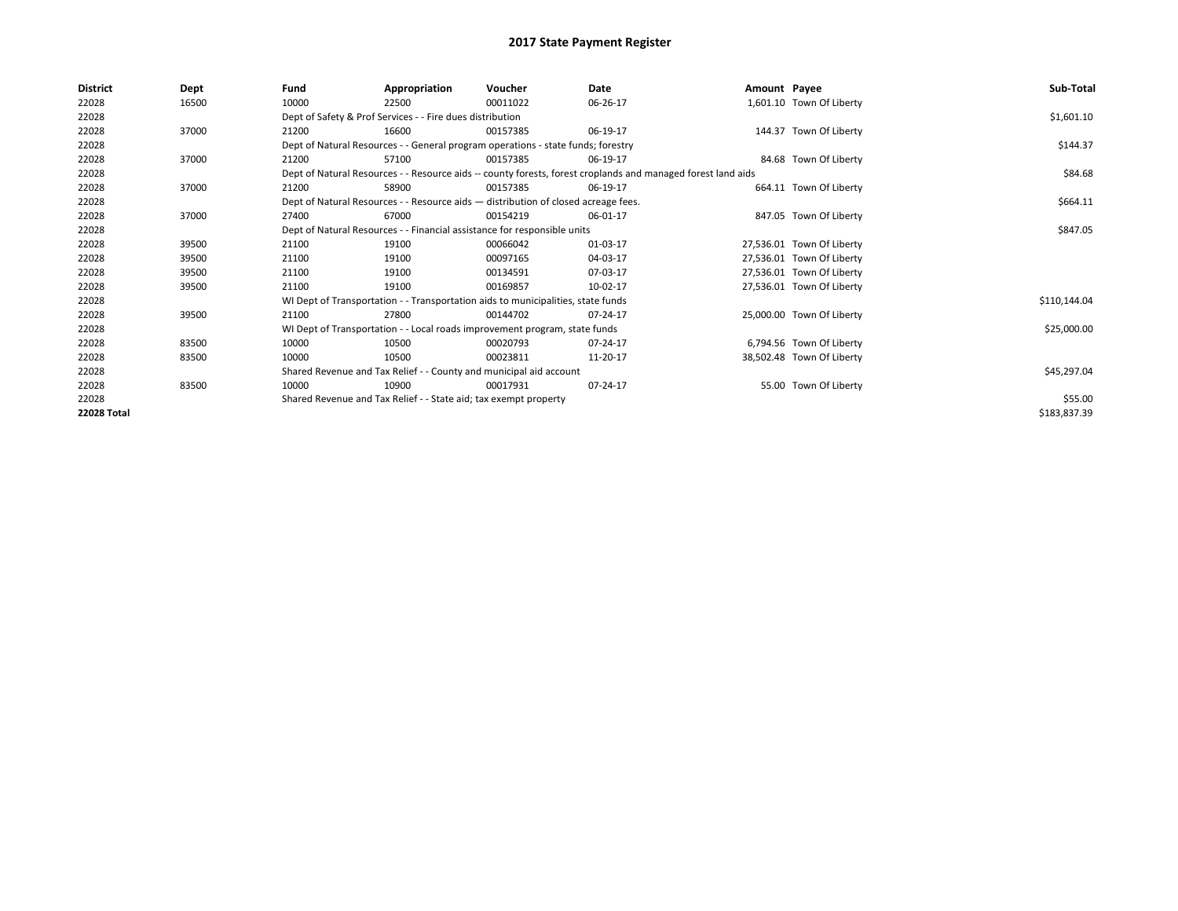# 2017 State Payment Register

| District | Dept | Fund | Appropriation | Voucher | Date | Amount | Payee | Sub-Total |
|---|---|---|---|---|---|---|---|---|
| 22028 | 16500 | 10000 | 22500 | 00011022 | 06-26-17 | 1,601.10 | Town Of Liberty | |
| 22028 | | Dept of Safety & Prof Services - - Fire dues distribution | | | | | | $1,601.10 |
| 22028 | 37000 | 21200 | 16600 | 00157385 | 06-19-17 | 144.37 | Town Of Liberty | |
| 22028 | | Dept of Natural Resources - - General program operations - state funds; forestry | | | | | | $144.37 |
| 22028 | 37000 | 21200 | 57100 | 00157385 | 06-19-17 | 84.68 | Town Of Liberty | |
| 22028 | | Dept of Natural Resources - - Resource aids -- county forests, forest croplands and managed forest land aids | | | | | | $84.68 |
| 22028 | 37000 | 21200 | 58900 | 00157385 | 06-19-17 | 664.11 | Town Of Liberty | |
| 22028 | | Dept of Natural Resources - - Resource aids — distribution of closed acreage fees. | | | | | | $664.11 |
| 22028 | 37000 | 27400 | 67000 | 00154219 | 06-01-17 | 847.05 | Town Of Liberty | |
| 22028 | | Dept of Natural Resources - - Financial assistance for responsible units | | | | | | $847.05 |
| 22028 | 39500 | 21100 | 19100 | 00066042 | 01-03-17 | 27,536.01 | Town Of Liberty | |
| 22028 | 39500 | 21100 | 19100 | 00097165 | 04-03-17 | 27,536.01 | Town Of Liberty | |
| 22028 | 39500 | 21100 | 19100 | 00134591 | 07-03-17 | 27,536.01 | Town Of Liberty | |
| 22028 | 39500 | 21100 | 19100 | 00169857 | 10-02-17 | 27,536.01 | Town Of Liberty | |
| 22028 | | WI Dept of Transportation - - Transportation aids to municipalities, state funds | | | | | | $110,144.04 |
| 22028 | 39500 | 21100 | 27800 | 00144702 | 07-24-17 | 25,000.00 | Town Of Liberty | |
| 22028 | | WI Dept of Transportation - - Local roads improvement program, state funds | | | | | | $25,000.00 |
| 22028 | 83500 | 10000 | 10500 | 00020793 | 07-24-17 | 6,794.56 | Town Of Liberty | |
| 22028 | 83500 | 10000 | 10500 | 00023811 | 11-20-17 | 38,502.48 | Town Of Liberty | |
| 22028 | | Shared Revenue and Tax Relief - - County and municipal aid account | | | | | | $45,297.04 |
| 22028 | 83500 | 10000 | 10900 | 00017931 | 07-24-17 | 55.00 | Town Of Liberty | |
| 22028 | | Shared Revenue and Tax Relief - - State aid; tax exempt property | | | | | | $55.00 |
| **22028 Total** | | | | | | | | $183,837.39 |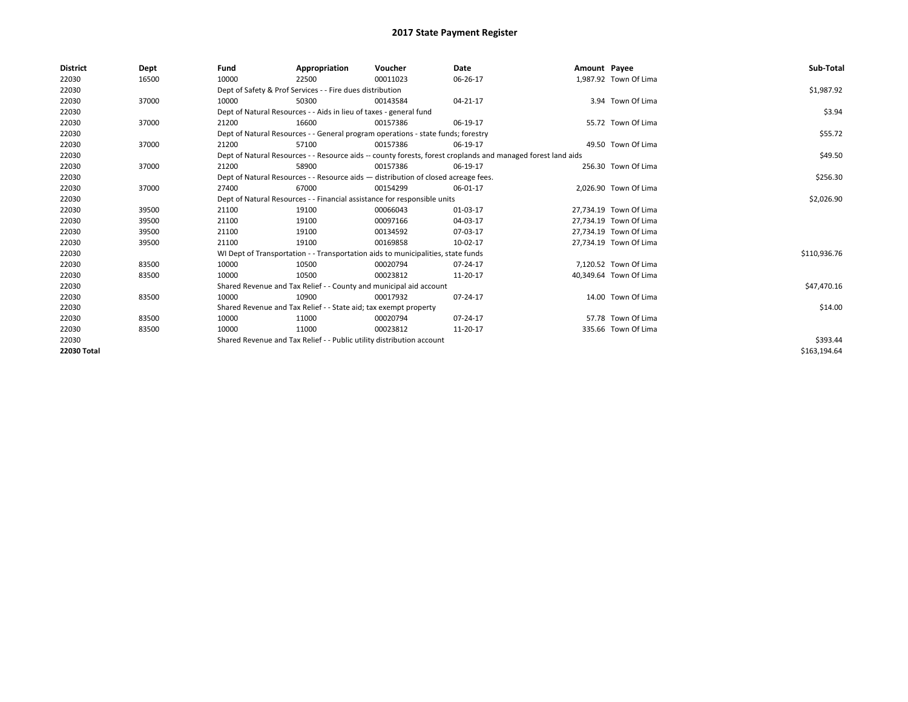# 2017 State Payment Register

| District | Dept | Fund | Appropriation | Voucher | Date | Amount | Payee | Sub-Total |
|---|---|---|---|---|---|---|---|---|
| 22030 | 16500 | 10000 | 22500 | 00011023 | 06-26-17 | 1,987.92 | Town Of Lima | |
| 22030 | | Dept of Safety & Prof Services - - Fire dues distribution | | | | | | $1,987.92 |
| 22030 | 37000 | 10000 | 50300 | 00143584 | 04-21-17 | 3.94 | Town Of Lima | |
| 22030 | | Dept of Natural Resources - - Aids in lieu of taxes - general fund | | | | | | $3.94 |
| 22030 | 37000 | 21200 | 16600 | 00157386 | 06-19-17 | 55.72 | Town Of Lima | |
| 22030 | | Dept of Natural Resources - - General program operations - state funds; forestry | | | | | | $55.72 |
| 22030 | 37000 | 21200 | 57100 | 00157386 | 06-19-17 | 49.50 | Town Of Lima | |
| 22030 | | Dept of Natural Resources - - Resource aids -- county forests, forest croplands and managed forest land aids | | | | | | $49.50 |
| 22030 | 37000 | 21200 | 58900 | 00157386 | 06-19-17 | 256.30 | Town Of Lima | |
| 22030 | | Dept of Natural Resources - - Resource aids — distribution of closed acreage fees. | | | | | | $256.30 |
| 22030 | 37000 | 27400 | 67000 | 00154299 | 06-01-17 | 2,026.90 | Town Of Lima | |
| 22030 | | Dept of Natural Resources - - Financial assistance for responsible units | | | | | | $2,026.90 |
| 22030 | 39500 | 21100 | 19100 | 00066043 | 01-03-17 | 27,734.19 | Town Of Lima | |
| 22030 | 39500 | 21100 | 19100 | 00097166 | 04-03-17 | 27,734.19 | Town Of Lima | |
| 22030 | 39500 | 21100 | 19100 | 00134592 | 07-03-17 | 27,734.19 | Town Of Lima | |
| 22030 | 39500 | 21100 | 19100 | 00169858 | 10-02-17 | 27,734.19 | Town Of Lima | |
| 22030 | | WI Dept of Transportation - - Transportation aids to municipalities, state funds | | | | | | $110,936.76 |
| 22030 | 83500 | 10000 | 10500 | 00020794 | 07-24-17 | 7,120.52 | Town Of Lima | |
| 22030 | 83500 | 10000 | 10500 | 00023812 | 11-20-17 | 40,349.64 | Town Of Lima | |
| 22030 | | Shared Revenue and Tax Relief - - County and municipal aid account | | | | | | $47,470.16 |
| 22030 | 83500 | 10000 | 10900 | 00017932 | 07-24-17 | 14.00 | Town Of Lima | |
| 22030 | | Shared Revenue and Tax Relief - - State aid; tax exempt property | | | | | | $14.00 |
| 22030 | 83500 | 10000 | 11000 | 00020794 | 07-24-17 | 57.78 | Town Of Lima | |
| 22030 | 83500 | 10000 | 11000 | 00023812 | 11-20-17 | 335.66 | Town Of Lima | |
| 22030 | | Shared Revenue and Tax Relief - - Public utility distribution account | | | | | | $393.44 |
| **22030 Total** | | | | | | | | $163,194.64 |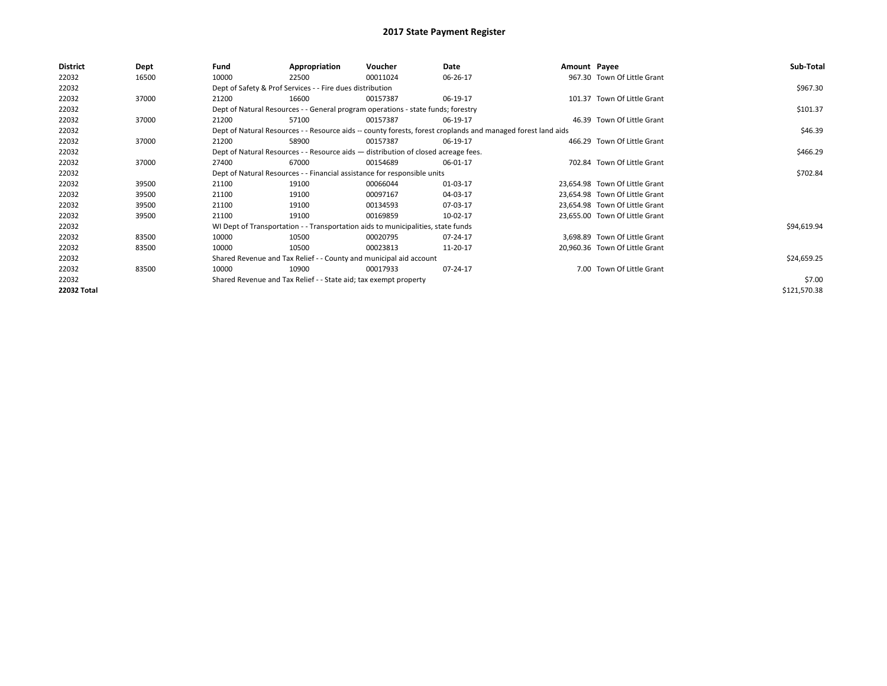# 2017 State Payment Register

| District | Dept | Fund | Appropriation | Voucher | Date | Amount | Payee | Sub-Total |
|---|---|---|---|---|---|---|---|---|
| 22032 | 16500 | 10000 | 22500 | 00011024 | 06-26-17 | 967.30 | Town Of Little Grant | |
| 22032 | | Dept of Safety & Prof Services - - Fire dues distribution | | | | | | $967.30 |
| 22032 | 37000 | 21200 | 16600 | 00157387 | 06-19-17 | 101.37 | Town Of Little Grant | |
| 22032 | | Dept of Natural Resources - - General program operations - state funds; forestry | | | | | | $101.37 |
| 22032 | 37000 | 21200 | 57100 | 00157387 | 06-19-17 | 46.39 | Town Of Little Grant | |
| 22032 | | Dept of Natural Resources - - Resource aids -- county forests, forest croplands and managed forest land aids | | | | | | $46.39 |
| 22032 | 37000 | 21200 | 58900 | 00157387 | 06-19-17 | 466.29 | Town Of Little Grant | |
| 22032 | | Dept of Natural Resources - - Resource aids — distribution of closed acreage fees. | | | | | | $466.29 |
| 22032 | 37000 | 27400 | 67000 | 00154689 | 06-01-17 | 702.84 | Town Of Little Grant | |
| 22032 | | Dept of Natural Resources - - Financial assistance for responsible units | | | | | | $702.84 |
| 22032 | 39500 | 21100 | 19100 | 00066044 | 01-03-17 | 23,654.98 | Town Of Little Grant | |
| 22032 | 39500 | 21100 | 19100 | 00097167 | 04-03-17 | 23,654.98 | Town Of Little Grant | |
| 22032 | 39500 | 21100 | 19100 | 00134593 | 07-03-17 | 23,654.98 | Town Of Little Grant | |
| 22032 | 39500 | 21100 | 19100 | 00169859 | 10-02-17 | 23,655.00 | Town Of Little Grant | |
| 22032 | | WI Dept of Transportation - - Transportation aids to municipalities, state funds | | | | | | $94,619.94 |
| 22032 | 83500 | 10000 | 10500 | 00020795 | 07-24-17 | 3,698.89 | Town Of Little Grant | |
| 22032 | 83500 | 10000 | 10500 | 00023813 | 11-20-17 | 20,960.36 | Town Of Little Grant | |
| 22032 | | Shared Revenue and Tax Relief - - County and municipal aid account | | | | | | $24,659.25 |
| 22032 | 83500 | 10000 | 10900 | 00017933 | 07-24-17 | 7.00 | Town Of Little Grant | |
| 22032 | | Shared Revenue and Tax Relief - - State aid; tax exempt property | | | | | | $7.00 |
| **22032 Total** | | | | | | | | $121,570.38 |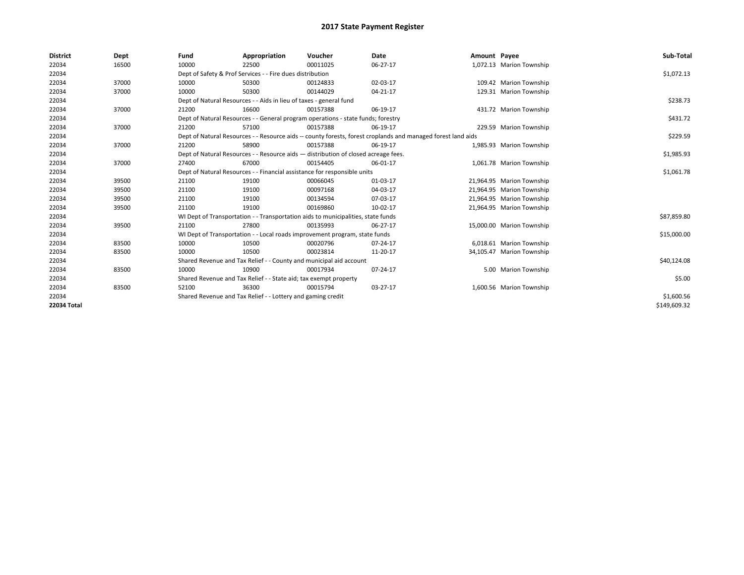# 2017 State Payment Register

| District | Dept | Fund | Appropriation | Voucher | Date | Amount | Payee | Sub-Total |
|---|---|---|---|---|---|---|---|---|
| 22034 | 16500 | 10000 | 22500 | 00011025 | 06-27-17 | 1,072.13 | Marion Township | |
| 22034 | | Dept of Safety & Prof Services - - Fire dues distribution | | | | | | $1,072.13 |
| 22034 | 37000 | 10000 | 50300 | 00124833 | 02-03-17 | 109.42 | Marion Township | |
| 22034 | 37000 | 10000 | 50300 | 00144029 | 04-21-17 | 129.31 | Marion Township | |
| 22034 | | Dept of Natural Resources - - Aids in lieu of taxes - general fund | | | | | | $238.73 |
| 22034 | 37000 | 21200 | 16600 | 00157388 | 06-19-17 | 431.72 | Marion Township | |
| 22034 | | Dept of Natural Resources - - General program operations - state funds; forestry | | | | | | $431.72 |
| 22034 | 37000 | 21200 | 57100 | 00157388 | 06-19-17 | 229.59 | Marion Township | |
| 22034 | | Dept of Natural Resources - - Resource aids -- county forests, forest croplands and managed forest land aids | | | | | | $229.59 |
| 22034 | 37000 | 21200 | 58900 | 00157388 | 06-19-17 | 1,985.93 | Marion Township | |
| 22034 | | Dept of Natural Resources - - Resource aids — distribution of closed acreage fees. | | | | | | $1,985.93 |
| 22034 | 37000 | 27400 | 67000 | 00154405 | 06-01-17 | 1,061.78 | Marion Township | |
| 22034 | | Dept of Natural Resources - - Financial assistance for responsible units | | | | | | $1,061.78 |
| 22034 | 39500 | 21100 | 19100 | 00066045 | 01-03-17 | 21,964.95 | Marion Township | |
| 22034 | 39500 | 21100 | 19100 | 00097168 | 04-03-17 | 21,964.95 | Marion Township | |
| 22034 | 39500 | 21100 | 19100 | 00134594 | 07-03-17 | 21,964.95 | Marion Township | |
| 22034 | 39500 | 21100 | 19100 | 00169860 | 10-02-17 | 21,964.95 | Marion Township | |
| 22034 | | WI Dept of Transportation - - Transportation aids to municipalities, state funds | | | | | | $87,859.80 |
| 22034 | 39500 | 21100 | 27800 | 00135993 | 06-27-17 | 15,000.00 | Marion Township | |
| 22034 | | WI Dept of Transportation - - Local roads improvement program, state funds | | | | | | $15,000.00 |
| 22034 | 83500 | 10000 | 10500 | 00020796 | 07-24-17 | 6,018.61 | Marion Township | |
| 22034 | 83500 | 10000 | 10500 | 00023814 | 11-20-17 | 34,105.47 | Marion Township | |
| 22034 | | Shared Revenue and Tax Relief - - County and municipal aid account | | | | | | $40,124.08 |
| 22034 | 83500 | 10000 | 10900 | 00017934 | 07-24-17 | 5.00 | Marion Township | |
| 22034 | | Shared Revenue and Tax Relief - - State aid; tax exempt property | | | | | | $5.00 |
| 22034 | 83500 | 52100 | 36300 | 00015794 | 03-27-17 | 1,600.56 | Marion Township | |
| 22034 | | Shared Revenue and Tax Relief - - Lottery and gaming credit | | | | | | $1,600.56 |
| **22034 Total** | | | | | | | | $149,609.32 |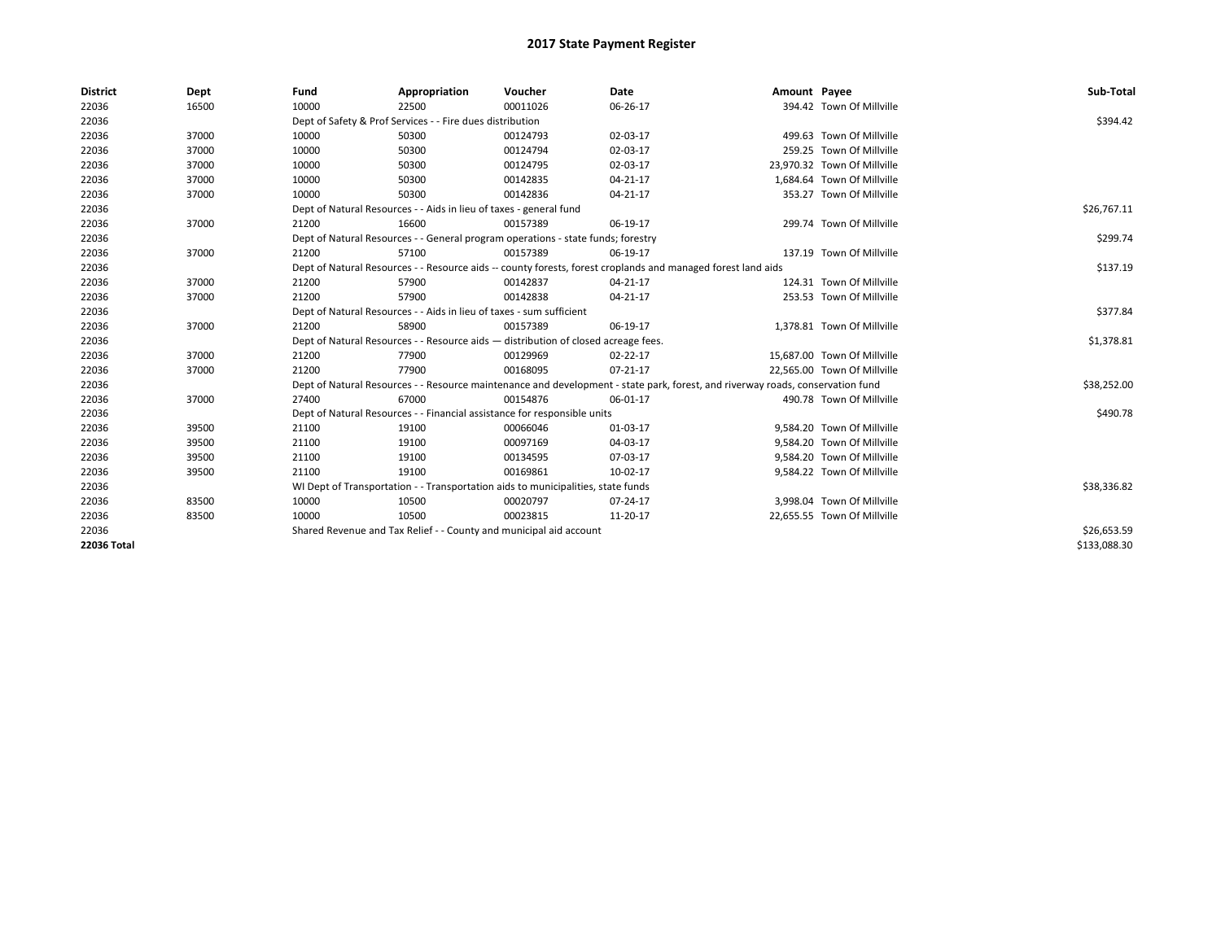# 2017 State Payment Register

| District | Dept | Fund | Appropriation | Voucher | Date | Amount | Payee | Sub-Total |
|---|---|---|---|---|---|---|---|---|
| 22036 | 16500 | 10000 | 22500 | 00011026 | 06-26-17 | 394.42 | Town Of Millville | |
| 22036 | | Dept of Safety & Prof Services - - Fire dues distribution | | | | | | $394.42 |
| 22036 | 37000 | 10000 | 50300 | 00124793 | 02-03-17 | 499.63 | Town Of Millville | |
| 22036 | 37000 | 10000 | 50300 | 00124794 | 02-03-17 | 259.25 | Town Of Millville | |
| 22036 | 37000 | 10000 | 50300 | 00124795 | 02-03-17 | 23,970.32 | Town Of Millville | |
| 22036 | 37000 | 10000 | 50300 | 00142835 | 04-21-17 | 1,684.64 | Town Of Millville | |
| 22036 | 37000 | 10000 | 50300 | 00142836 | 04-21-17 | 353.27 | Town Of Millville | |
| 22036 | | Dept of Natural Resources - - Aids in lieu of taxes - general fund | | | | | | $26,767.11 |
| 22036 | 37000 | 21200 | 16600 | 00157389 | 06-19-17 | 299.74 | Town Of Millville | |
| 22036 | | Dept of Natural Resources - - General program operations - state funds; forestry | | | | | | $299.74 |
| 22036 | 37000 | 21200 | 57100 | 00157389 | 06-19-17 | 137.19 | Town Of Millville | |
| 22036 | | Dept of Natural Resources - - Resource aids -- county forests, forest croplands and managed forest land aids | | | | | | $137.19 |
| 22036 | 37000 | 21200 | 57900 | 00142837 | 04-21-17 | 124.31 | Town Of Millville | |
| 22036 | 37000 | 21200 | 57900 | 00142838 | 04-21-17 | 253.53 | Town Of Millville | |
| 22036 | | Dept of Natural Resources - - Aids in lieu of taxes - sum sufficient | | | | | | $377.84 |
| 22036 | 37000 | 21200 | 58900 | 00157389 | 06-19-17 | 1,378.81 | Town Of Millville | |
| 22036 | | Dept of Natural Resources - - Resource aids — distribution of closed acreage fees. | | | | | | $1,378.81 |
| 22036 | 37000 | 21200 | 77900 | 00129969 | 02-22-17 | 15,687.00 | Town Of Millville | |
| 22036 | 37000 | 21200 | 77900 | 00168095 | 07-21-17 | 22,565.00 | Town Of Millville | |
| 22036 | | Dept of Natural Resources - - Resource maintenance and development - state park, forest, and riverway roads, conservation fund | | | | | | $38,252.00 |
| 22036 | 37000 | 27400 | 67000 | 00154876 | 06-01-17 | 490.78 | Town Of Millville | |
| 22036 | | Dept of Natural Resources - - Financial assistance for responsible units | | | | | | $490.78 |
| 22036 | 39500 | 21100 | 19100 | 00066046 | 01-03-17 | 9,584.20 | Town Of Millville | |
| 22036 | 39500 | 21100 | 19100 | 00097169 | 04-03-17 | 9,584.20 | Town Of Millville | |
| 22036 | 39500 | 21100 | 19100 | 00134595 | 07-03-17 | 9,584.20 | Town Of Millville | |
| 22036 | 39500 | 21100 | 19100 | 00169861 | 10-02-17 | 9,584.22 | Town Of Millville | |
| 22036 | | WI Dept of Transportation - - Transportation aids to municipalities, state funds | | | | | | $38,336.82 |
| 22036 | 83500 | 10000 | 10500 | 00020797 | 07-24-17 | 3,998.04 | Town Of Millville | |
| 22036 | 83500 | 10000 | 10500 | 00023815 | 11-20-17 | 22,655.55 | Town Of Millville | |
| 22036 | | Shared Revenue and Tax Relief - - County and municipal aid account | | | | | | $26,653.59 |
| **22036 Total** | | | | | | | | $133,088.30 |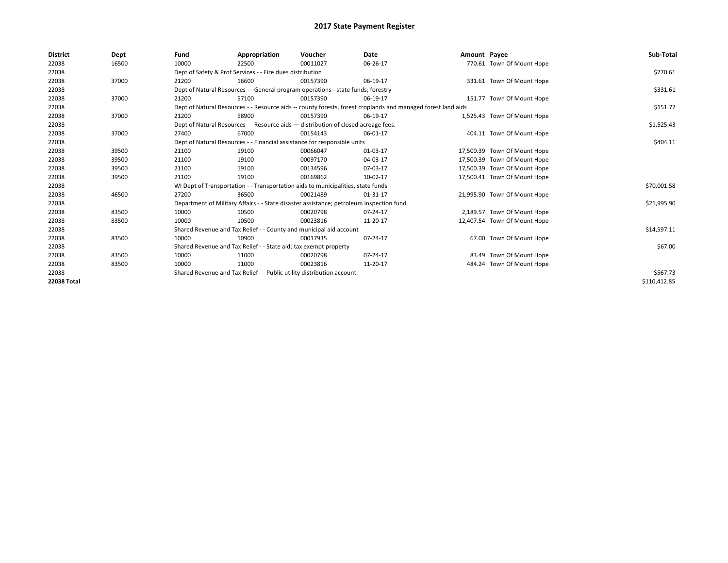# 2017 State Payment Register

| District | Dept | Fund | Appropriation | Voucher | Date | Amount | Payee | Sub-Total |
|---|---|---|---|---|---|---|---|---|
| 22038 | 16500 | 10000 | 22500 | 00011027 | 06-26-17 | 770.61 | Town Of Mount Hope | |
| 22038 | | Dept of Safety & Prof Services - - Fire dues distribution | | | | | | $770.61 |
| 22038 | 37000 | 21200 | 16600 | 00157390 | 06-19-17 | 331.61 | Town Of Mount Hope | |
| 22038 | | Dept of Natural Resources - - General program operations - state funds; forestry | | | | | | $331.61 |
| 22038 | 37000 | 21200 | 57100 | 00157390 | 06-19-17 | 151.77 | Town Of Mount Hope | |
| 22038 | | Dept of Natural Resources - - Resource aids -- county forests, forest croplands and managed forest land aids | | | | | | $151.77 |
| 22038 | 37000 | 21200 | 58900 | 00157390 | 06-19-17 | 1,525.43 | Town Of Mount Hope | |
| 22038 | | Dept of Natural Resources - - Resource aids — distribution of closed acreage fees. | | | | | | $1,525.43 |
| 22038 | 37000 | 27400 | 67000 | 00154143 | 06-01-17 | 404.11 | Town Of Mount Hope | |
| 22038 | | Dept of Natural Resources - - Financial assistance for responsible units | | | | | | $404.11 |
| 22038 | 39500 | 21100 | 19100 | 00066047 | 01-03-17 | 17,500.39 | Town Of Mount Hope | |
| 22038 | 39500 | 21100 | 19100 | 00097170 | 04-03-17 | 17,500.39 | Town Of Mount Hope | |
| 22038 | 39500 | 21100 | 19100 | 00134596 | 07-03-17 | 17,500.39 | Town Of Mount Hope | |
| 22038 | 39500 | 21100 | 19100 | 00169862 | 10-02-17 | 17,500.41 | Town Of Mount Hope | |
| 22038 | | WI Dept of Transportation - - Transportation aids to municipalities, state funds | | | | | | $70,001.58 |
| 22038 | 46500 | 27200 | 36500 | 00021489 | 01-31-17 | 21,995.90 | Town Of Mount Hope | |
| 22038 | | Department of Military Affairs - - State disaster assistance; petroleum inspection fund | | | | | | $21,995.90 |
| 22038 | 83500 | 10000 | 10500 | 00020798 | 07-24-17 | 2,189.57 | Town Of Mount Hope | |
| 22038 | 83500 | 10000 | 10500 | 00023816 | 11-20-17 | 12,407.54 | Town Of Mount Hope | |
| 22038 | | Shared Revenue and Tax Relief - - County and municipal aid account | | | | | | $14,597.11 |
| 22038 | 83500 | 10000 | 10900 | 00017935 | 07-24-17 | 67.00 | Town Of Mount Hope | |
| 22038 | | Shared Revenue and Tax Relief - - State aid; tax exempt property | | | | | | $67.00 |
| 22038 | 83500 | 10000 | 11000 | 00020798 | 07-24-17 | 83.49 | Town Of Mount Hope | |
| 22038 | 83500 | 10000 | 11000 | 00023816 | 11-20-17 | 484.24 | Town Of Mount Hope | |
| 22038 | | Shared Revenue and Tax Relief - - Public utility distribution account | | | | | | $567.73 |
| **22038 Total** | | | | | | | | $110,412.85 |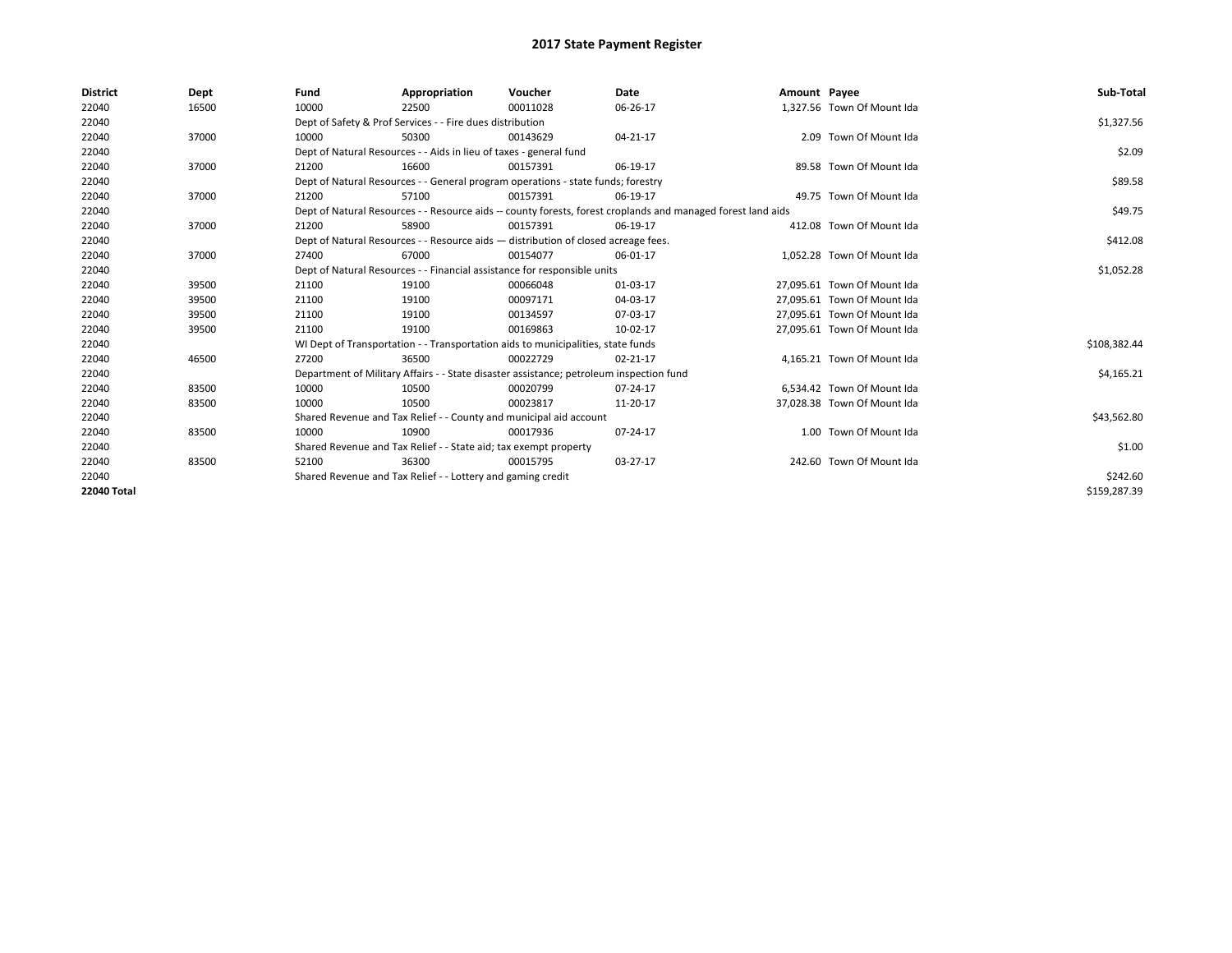# 2017 State Payment Register

| District | Dept | Fund | Appropriation | Voucher | Date | Amount | Payee | Sub-Total |
|---|---|---|---|---|---|---|---|---|
| 22040 | 16500 | 10000 | 22500 | 00011028 | 06-26-17 | 1,327.56 | Town Of Mount Ida | |
| 22040 | | Dept of Safety & Prof Services - - Fire dues distribution | | | | | | $1,327.56 |
| 22040 | 37000 | 10000 | 50300 | 00143629 | 04-21-17 | 2.09 | Town Of Mount Ida | |
| 22040 | | Dept of Natural Resources - - Aids in lieu of taxes - general fund | | | | | | $2.09 |
| 22040 | 37000 | 21200 | 16600 | 00157391 | 06-19-17 | 89.58 | Town Of Mount Ida | |
| 22040 | | Dept of Natural Resources - - General program operations - state funds; forestry | | | | | | $89.58 |
| 22040 | 37000 | 21200 | 57100 | 00157391 | 06-19-17 | 49.75 | Town Of Mount Ida | |
| 22040 | | Dept of Natural Resources - - Resource aids -- county forests, forest croplands and managed forest land aids | | | | | | $49.75 |
| 22040 | 37000 | 21200 | 58900 | 00157391 | 06-19-17 | 412.08 | Town Of Mount Ida | |
| 22040 | | Dept of Natural Resources - - Resource aids — distribution of closed acreage fees. | | | | | | $412.08 |
| 22040 | 37000 | 27400 | 67000 | 00154077 | 06-01-17 | 1,052.28 | Town Of Mount Ida | |
| 22040 | | Dept of Natural Resources - - Financial assistance for responsible units | | | | | | $1,052.28 |
| 22040 | 39500 | 21100 | 19100 | 00066048 | 01-03-17 | 27,095.61 | Town Of Mount Ida | |
| 22040 | 39500 | 21100 | 19100 | 00097171 | 04-03-17 | 27,095.61 | Town Of Mount Ida | |
| 22040 | 39500 | 21100 | 19100 | 00134597 | 07-03-17 | 27,095.61 | Town Of Mount Ida | |
| 22040 | 39500 | 21100 | 19100 | 00169863 | 10-02-17 | 27,095.61 | Town Of Mount Ida | |
| 22040 | | WI Dept of Transportation - - Transportation aids to municipalities, state funds | | | | | | $108,382.44 |
| 22040 | 46500 | 27200 | 36500 | 00022729 | 02-21-17 | 4,165.21 | Town Of Mount Ida | |
| 22040 | | Department of Military Affairs - - State disaster assistance; petroleum inspection fund | | | | | | $4,165.21 |
| 22040 | 83500 | 10000 | 10500 | 00020799 | 07-24-17 | 6,534.42 | Town Of Mount Ida | |
| 22040 | 83500 | 10000 | 10500 | 00023817 | 11-20-17 | 37,028.38 | Town Of Mount Ida | |
| 22040 | | Shared Revenue and Tax Relief - - County and municipal aid account | | | | | | $43,562.80 |
| 22040 | 83500 | 10000 | 10900 | 00017936 | 07-24-17 | 1.00 | Town Of Mount Ida | |
| 22040 | | Shared Revenue and Tax Relief - - State aid; tax exempt property | | | | | | $1.00 |
| 22040 | 83500 | 52100 | 36300 | 00015795 | 03-27-17 | 242.60 | Town Of Mount Ida | |
| 22040 | | Shared Revenue and Tax Relief - - Lottery and gaming credit | | | | | | $242.60 |
| **22040 Total** | | | | | | | | $159,287.39 |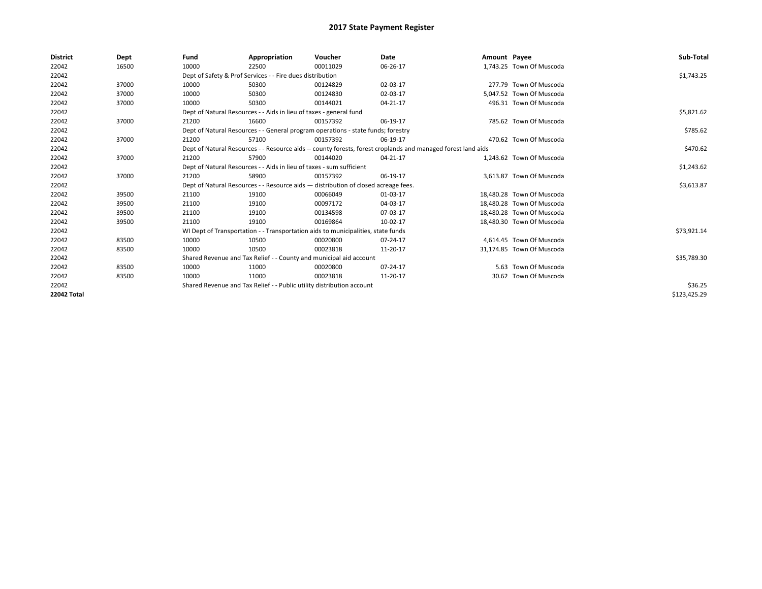# 2017 State Payment Register

| District | Dept | Fund | Appropriation | Voucher | Date | Amount | Payee | Sub-Total |
|---|---|---|---|---|---|---|---|---|
| 22042 | 16500 | 10000 | 22500 | 00011029 | 06-26-17 | 1,743.25 | Town Of Muscoda | |
| 22042 | | Dept of Safety & Prof Services - - Fire dues distribution | | | | | | $1,743.25 |
| 22042 | 37000 | 10000 | 50300 | 00124829 | 02-03-17 | 277.79 | Town Of Muscoda | |
| 22042 | 37000 | 10000 | 50300 | 00124830 | 02-03-17 | 5,047.52 | Town Of Muscoda | |
| 22042 | 37000 | 10000 | 50300 | 00144021 | 04-21-17 | 496.31 | Town Of Muscoda | |
| 22042 | | Dept of Natural Resources - - Aids in lieu of taxes - general fund | | | | | | $5,821.62 |
| 22042 | 37000 | 21200 | 16600 | 00157392 | 06-19-17 | 785.62 | Town Of Muscoda | |
| 22042 | | Dept of Natural Resources - - General program operations - state funds; forestry | | | | | | $785.62 |
| 22042 | 37000 | 21200 | 57100 | 00157392 | 06-19-17 | 470.62 | Town Of Muscoda | |
| 22042 | | Dept of Natural Resources - - Resource aids -- county forests, forest croplands and managed forest land aids | | | | | | $470.62 |
| 22042 | 37000 | 21200 | 57900 | 00144020 | 04-21-17 | 1,243.62 | Town Of Muscoda | |
| 22042 | | Dept of Natural Resources - - Aids in lieu of taxes - sum sufficient | | | | | | $1,243.62 |
| 22042 | 37000 | 21200 | 58900 | 00157392 | 06-19-17 | 3,613.87 | Town Of Muscoda | |
| 22042 | | Dept of Natural Resources - - Resource aids — distribution of closed acreage fees. | | | | | | $3,613.87 |
| 22042 | 39500 | 21100 | 19100 | 00066049 | 01-03-17 | 18,480.28 | Town Of Muscoda | |
| 22042 | 39500 | 21100 | 19100 | 00097172 | 04-03-17 | 18,480.28 | Town Of Muscoda | |
| 22042 | 39500 | 21100 | 19100 | 00134598 | 07-03-17 | 18,480.28 | Town Of Muscoda | |
| 22042 | 39500 | 21100 | 19100 | 00169864 | 10-02-17 | 18,480.30 | Town Of Muscoda | |
| 22042 | | WI Dept of Transportation - - Transportation aids to municipalities, state funds | | | | | | $73,921.14 |
| 22042 | 83500 | 10000 | 10500 | 00020800 | 07-24-17 | 4,614.45 | Town Of Muscoda | |
| 22042 | 83500 | 10000 | 10500 | 00023818 | 11-20-17 | 31,174.85 | Town Of Muscoda | |
| 22042 | | Shared Revenue and Tax Relief - - County and municipal aid account | | | | | | $35,789.30 |
| 22042 | 83500 | 10000 | 11000 | 00020800 | 07-24-17 | 5.63 | Town Of Muscoda | |
| 22042 | 83500 | 10000 | 11000 | 00023818 | 11-20-17 | 30.62 | Town Of Muscoda | |
| 22042 | | Shared Revenue and Tax Relief - - Public utility distribution account | | | | | | $36.25 |
| **22042 Total** | | | | | | | | $123,425.29 |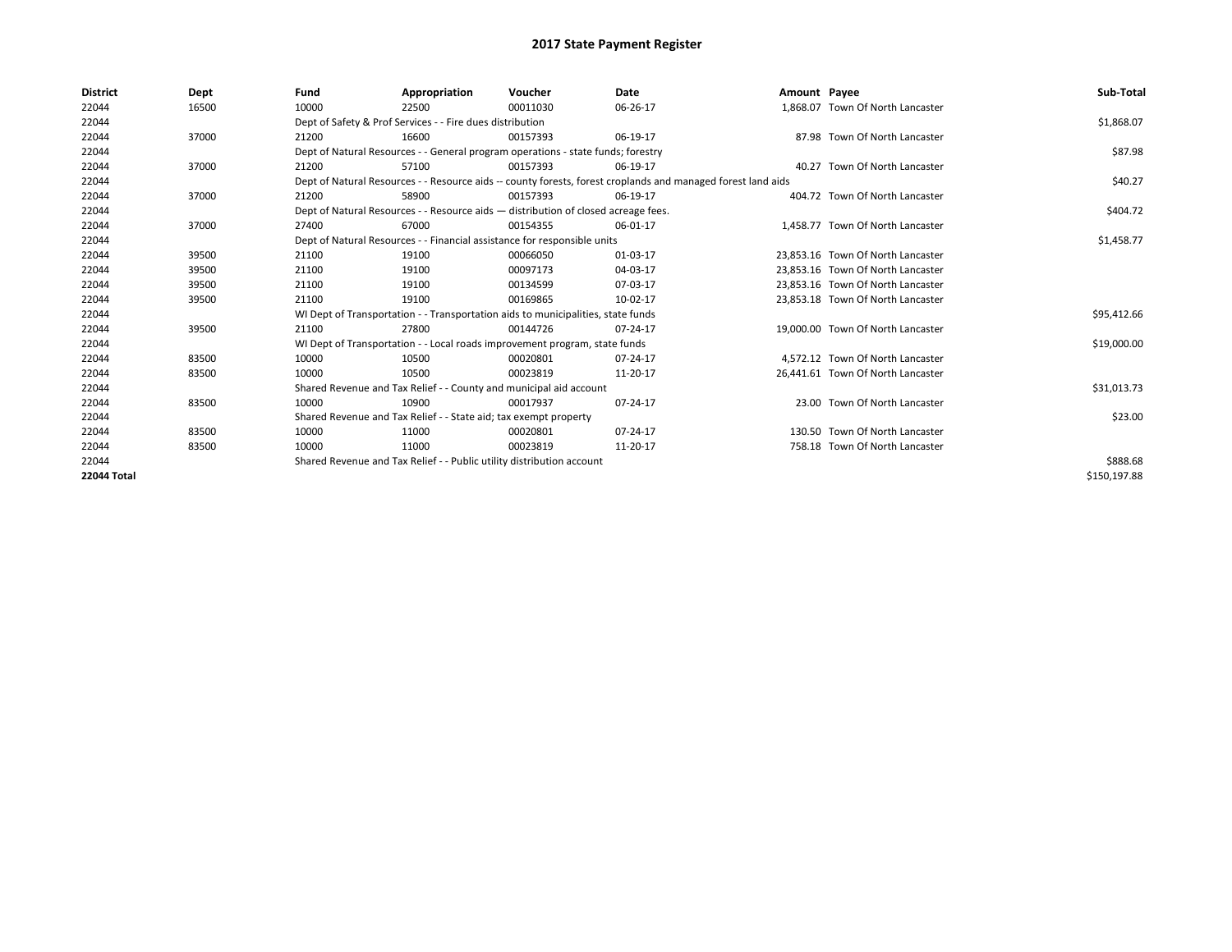# 2017 State Payment Register

| District | Dept | Fund | Appropriation | Voucher | Date | Amount | Payee | Sub-Total |
|---|---|---|---|---|---|---|---|---|
| 22044 | 16500 | 10000 | 22500 | 00011030 | 06-26-17 | 1,868.07 | Town Of North Lancaster | |
| 22044 | | Dept of Safety & Prof Services - - Fire dues distribution | | | | | | $1,868.07 |
| 22044 | 37000 | 21200 | 16600 | 00157393 | 06-19-17 | 87.98 | Town Of North Lancaster | |
| 22044 | | Dept of Natural Resources - - General program operations - state funds; forestry | | | | | | $87.98 |
| 22044 | 37000 | 21200 | 57100 | 00157393 | 06-19-17 | 40.27 | Town Of North Lancaster | |
| 22044 | | Dept of Natural Resources - - Resource aids -- county forests, forest croplands and managed forest land aids | | | | | | $40.27 |
| 22044 | 37000 | 21200 | 58900 | 00157393 | 06-19-17 | 404.72 | Town Of North Lancaster | |
| 22044 | | Dept of Natural Resources - - Resource aids — distribution of closed acreage fees. | | | | | | $404.72 |
| 22044 | 37000 | 27400 | 67000 | 00154355 | 06-01-17 | 1,458.77 | Town Of North Lancaster | |
| 22044 | | Dept of Natural Resources - - Financial assistance for responsible units | | | | | | $1,458.77 |
| 22044 | 39500 | 21100 | 19100 | 00066050 | 01-03-17 | 23,853.16 | Town Of North Lancaster | |
| 22044 | 39500 | 21100 | 19100 | 00097173 | 04-03-17 | 23,853.16 | Town Of North Lancaster | |
| 22044 | 39500 | 21100 | 19100 | 00134599 | 07-03-17 | 23,853.16 | Town Of North Lancaster | |
| 22044 | 39500 | 21100 | 19100 | 00169865 | 10-02-17 | 23,853.18 | Town Of North Lancaster | |
| 22044 | | WI Dept of Transportation - - Transportation aids to municipalities, state funds | | | | | | $95,412.66 |
| 22044 | 39500 | 21100 | 27800 | 00144726 | 07-24-17 | 19,000.00 | Town Of North Lancaster | |
| 22044 | | WI Dept of Transportation - - Local roads improvement program, state funds | | | | | | $19,000.00 |
| 22044 | 83500 | 10000 | 10500 | 00020801 | 07-24-17 | 4,572.12 | Town Of North Lancaster | |
| 22044 | 83500 | 10000 | 10500 | 00023819 | 11-20-17 | 26,441.61 | Town Of North Lancaster | |
| 22044 | | Shared Revenue and Tax Relief - - County and municipal aid account | | | | | | $31,013.73 |
| 22044 | 83500 | 10000 | 10900 | 00017937 | 07-24-17 | 23.00 | Town Of North Lancaster | |
| 22044 | | Shared Revenue and Tax Relief - - State aid; tax exempt property | | | | | | $23.00 |
| 22044 | 83500 | 10000 | 11000 | 00020801 | 07-24-17 | 130.50 | Town Of North Lancaster | |
| 22044 | 83500 | 10000 | 11000 | 00023819 | 11-20-17 | 758.18 | Town Of North Lancaster | |
| 22044 | | Shared Revenue and Tax Relief - - Public utility distribution account | | | | | | $888.68 |
| 22044 Total | | | | | | | | $150,197.88 |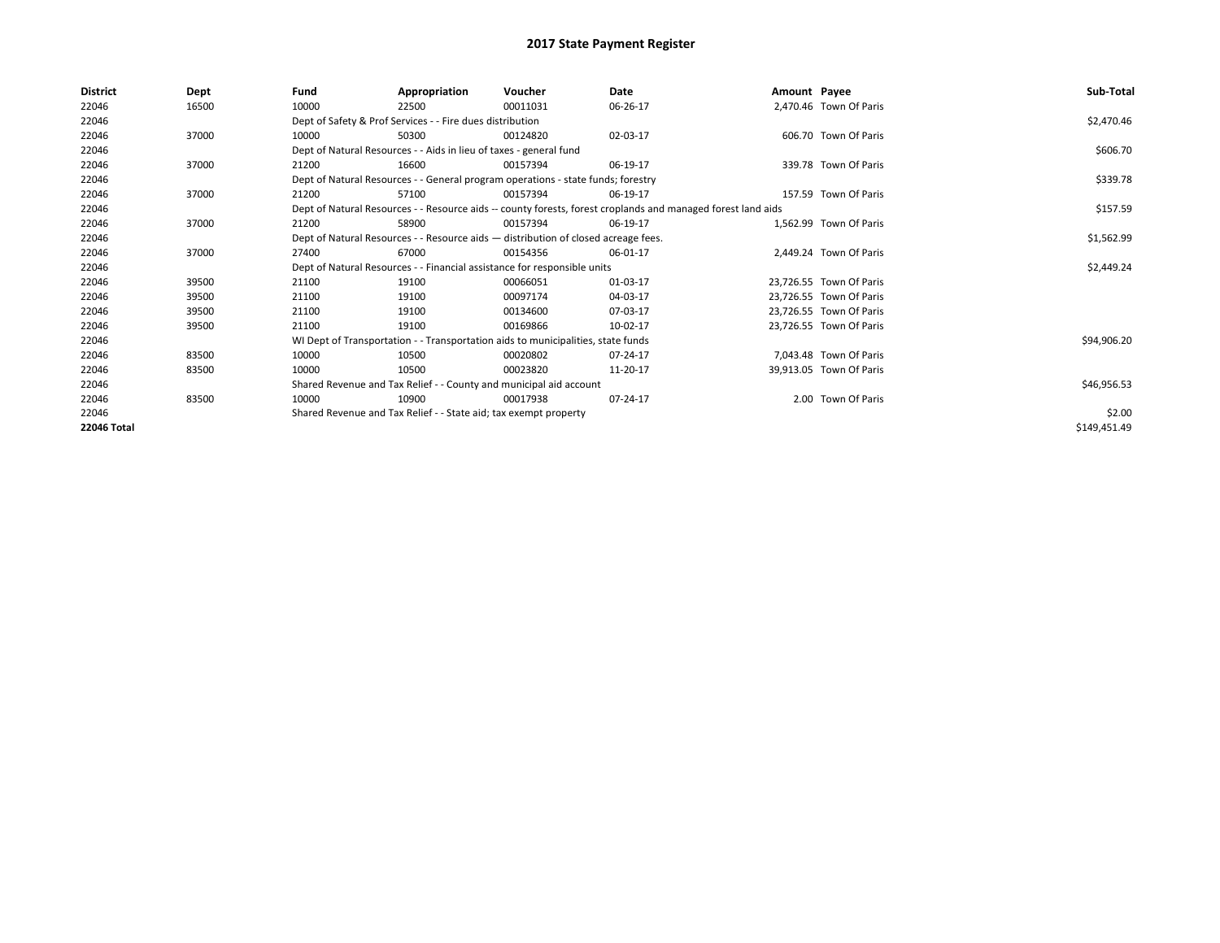# 2017 State Payment Register

| District | Dept | Fund | Appropriation | Voucher | Date | Amount | Payee | Sub-Total |
|---|---|---|---|---|---|---|---|---|
| 22046 | 16500 | 10000 | 22500 | 00011031 | 06-26-17 | 2,470.46 | Town Of Paris | |
| 22046 | | Dept of Safety & Prof Services - - Fire dues distribution | | | | | | $2,470.46 |
| 22046 | 37000 | 10000 | 50300 | 00124820 | 02-03-17 | 606.70 | Town Of Paris | |
| 22046 | | Dept of Natural Resources - - Aids in lieu of taxes - general fund | | | | | | $606.70 |
| 22046 | 37000 | 21200 | 16600 | 00157394 | 06-19-17 | 339.78 | Town Of Paris | |
| 22046 | | Dept of Natural Resources - - General program operations - state funds; forestry | | | | | | $339.78 |
| 22046 | 37000 | 21200 | 57100 | 00157394 | 06-19-17 | 157.59 | Town Of Paris | |
| 22046 | | Dept of Natural Resources - - Resource aids -- county forests, forest croplands and managed forest land aids | | | | | | $157.59 |
| 22046 | 37000 | 21200 | 58900 | 00157394 | 06-19-17 | 1,562.99 | Town Of Paris | |
| 22046 | | Dept of Natural Resources - - Resource aids — distribution of closed acreage fees. | | | | | | $1,562.99 |
| 22046 | 37000 | 27400 | 67000 | 00154356 | 06-01-17 | 2,449.24 | Town Of Paris | |
| 22046 | | Dept of Natural Resources - - Financial assistance for responsible units | | | | | | $2,449.24 |
| 22046 | 39500 | 21100 | 19100 | 00066051 | 01-03-17 | 23,726.55 | Town Of Paris | |
| 22046 | 39500 | 21100 | 19100 | 00097174 | 04-03-17 | 23,726.55 | Town Of Paris | |
| 22046 | 39500 | 21100 | 19100 | 00134600 | 07-03-17 | 23,726.55 | Town Of Paris | |
| 22046 | 39500 | 21100 | 19100 | 00169866 | 10-02-17 | 23,726.55 | Town Of Paris | |
| 22046 | | WI Dept of Transportation - - Transportation aids to municipalities, state funds | | | | | | $94,906.20 |
| 22046 | 83500 | 10000 | 10500 | 00020802 | 07-24-17 | 7,043.48 | Town Of Paris | |
| 22046 | 83500 | 10000 | 10500 | 00023820 | 11-20-17 | 39,913.05 | Town Of Paris | |
| 22046 | | Shared Revenue and Tax Relief - - County and municipal aid account | | | | | | $46,956.53 |
| 22046 | 83500 | 10000 | 10900 | 00017938 | 07-24-17 | 2.00 | Town Of Paris | |
| 22046 | | Shared Revenue and Tax Relief - - State aid; tax exempt property | | | | | | $2.00 |
| **22046 Total** | | | | | | | | $149,451.49 |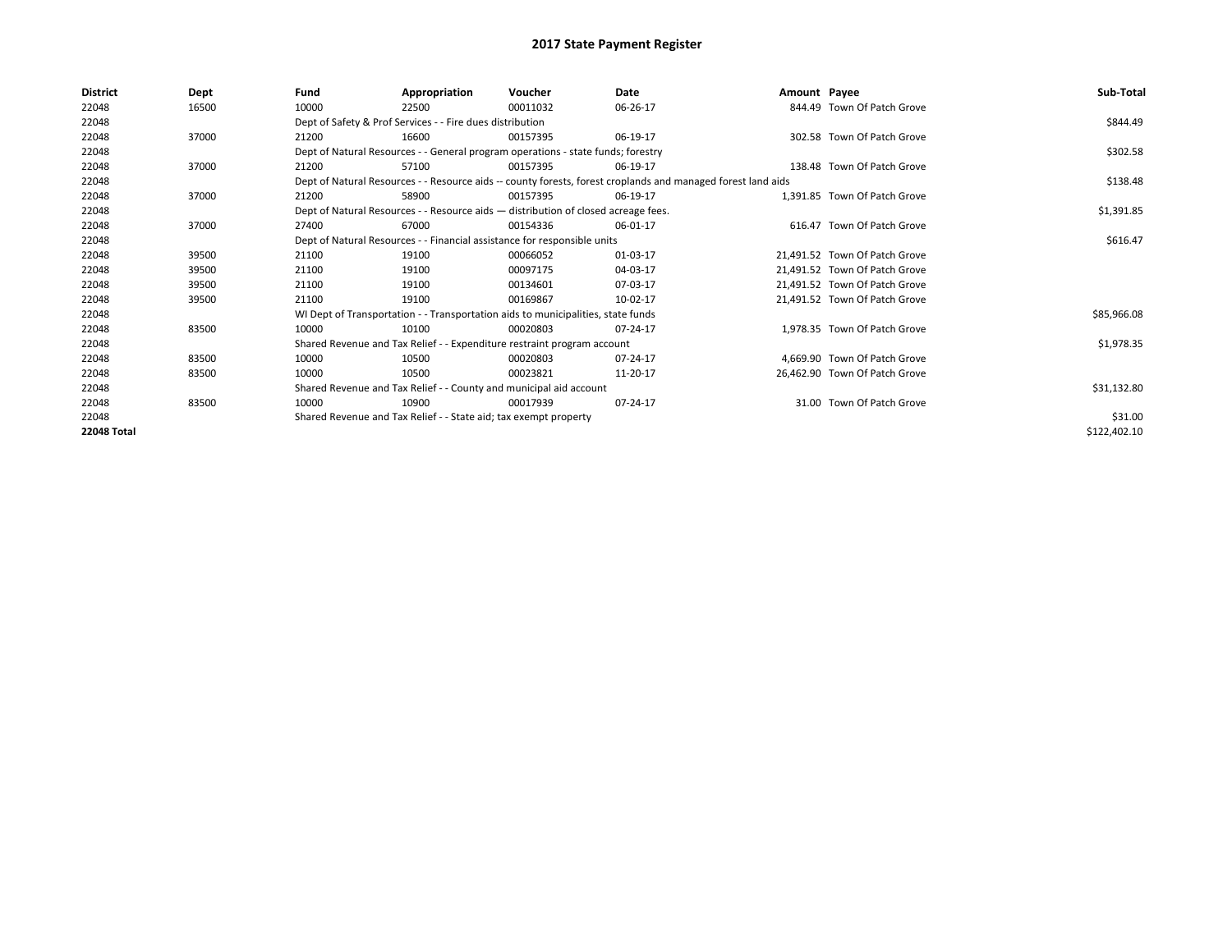# 2017 State Payment Register

| District | Dept | Fund | Appropriation | Voucher | Date | Amount | Payee | Sub-Total |
|---|---|---|---|---|---|---|---|---|
| 22048 | 16500 | 10000 | 22500 | 00011032 | 06-26-17 | 844.49 | Town Of Patch Grove | |
| 22048 | | Dept of Safety & Prof Services - - Fire dues distribution | | | | | | $844.49 |
| 22048 | 37000 | 21200 | 16600 | 00157395 | 06-19-17 | 302.58 | Town Of Patch Grove | |
| 22048 | | Dept of Natural Resources - - General program operations - state funds; forestry | | | | | | $302.58 |
| 22048 | 37000 | 21200 | 57100 | 00157395 | 06-19-17 | 138.48 | Town Of Patch Grove | |
| 22048 | | Dept of Natural Resources - - Resource aids -- county forests, forest croplands and managed forest land aids | | | | | | $138.48 |
| 22048 | 37000 | 21200 | 58900 | 00157395 | 06-19-17 | 1,391.85 | Town Of Patch Grove | |
| 22048 | | Dept of Natural Resources - - Resource aids — distribution of closed acreage fees. | | | | | | $1,391.85 |
| 22048 | 37000 | 27400 | 67000 | 00154336 | 06-01-17 | 616.47 | Town Of Patch Grove | |
| 22048 | | Dept of Natural Resources - - Financial assistance for responsible units | | | | | | $616.47 |
| 22048 | 39500 | 21100 | 19100 | 00066052 | 01-03-17 | 21,491.52 | Town Of Patch Grove | |
| 22048 | 39500 | 21100 | 19100 | 00097175 | 04-03-17 | 21,491.52 | Town Of Patch Grove | |
| 22048 | 39500 | 21100 | 19100 | 00134601 | 07-03-17 | 21,491.52 | Town Of Patch Grove | |
| 22048 | 39500 | 21100 | 19100 | 00169867 | 10-02-17 | 21,491.52 | Town Of Patch Grove | |
| 22048 | | WI Dept of Transportation - - Transportation aids to municipalities, state funds | | | | | | $85,966.08 |
| 22048 | 83500 | 10000 | 10100 | 00020803 | 07-24-17 | 1,978.35 | Town Of Patch Grove | |
| 22048 | | Shared Revenue and Tax Relief - - Expenditure restraint program account | | | | | | $1,978.35 |
| 22048 | 83500 | 10000 | 10500 | 00020803 | 07-24-17 | 4,669.90 | Town Of Patch Grove | |
| 22048 | 83500 | 10000 | 10500 | 00023821 | 11-20-17 | 26,462.90 | Town Of Patch Grove | |
| 22048 | | Shared Revenue and Tax Relief - - County and municipal aid account | | | | | | $31,132.80 |
| 22048 | 83500 | 10000 | 10900 | 00017939 | 07-24-17 | 31.00 | Town Of Patch Grove | |
| 22048 | | Shared Revenue and Tax Relief - - State aid; tax exempt property | | | | | | $31.00 |
| **22048 Total** | | | | | | | | $122,402.10 |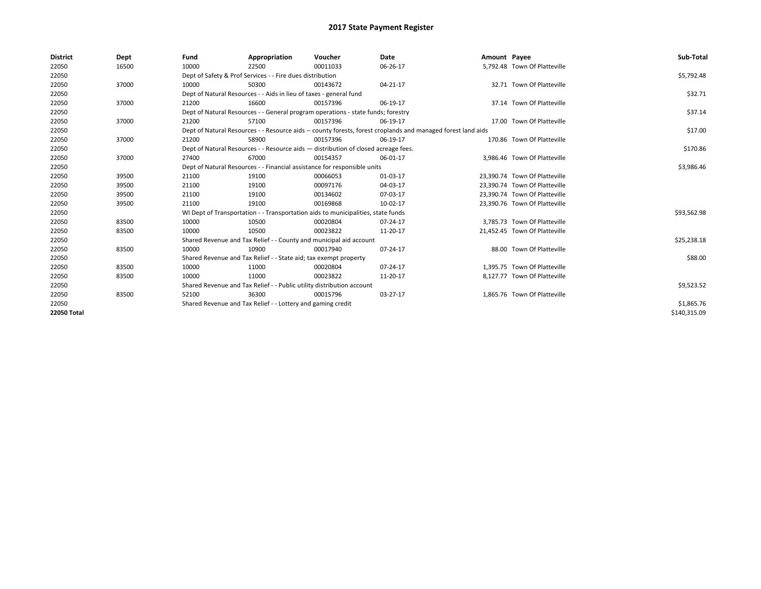# 2017 State Payment Register

| District | Dept | Fund | Appropriation | Voucher | Date | Amount | Payee | Sub-Total |
|---|---|---|---|---|---|---|---|---|
| 22050 | 16500 | 10000 | 22500 | 00011033 | 06-26-17 | 5,792.48 | Town Of Platteville | |
| 22050 | | Dept of Safety & Prof Services - - Fire dues distribution | | | | | | $5,792.48 |
| 22050 | 37000 | 10000 | 50300 | 00143672 | 04-21-17 | 32.71 | Town Of Platteville | |
| 22050 | | Dept of Natural Resources - - Aids in lieu of taxes - general fund | | | | | | $32.71 |
| 22050 | 37000 | 21200 | 16600 | 00157396 | 06-19-17 | 37.14 | Town Of Platteville | |
| 22050 | | Dept of Natural Resources - - General program operations - state funds; forestry | | | | | | $37.14 |
| 22050 | 37000 | 21200 | 57100 | 00157396 | 06-19-17 | 17.00 | Town Of Platteville | |
| 22050 | | Dept of Natural Resources - - Resource aids -- county forests, forest croplands and managed forest land aids | | | | | | $17.00 |
| 22050 | 37000 | 21200 | 58900 | 00157396 | 06-19-17 | 170.86 | Town Of Platteville | |
| 22050 | | Dept of Natural Resources - - Resource aids — distribution of closed acreage fees. | | | | | | $170.86 |
| 22050 | 37000 | 27400 | 67000 | 00154357 | 06-01-17 | 3,986.46 | Town Of Platteville | |
| 22050 | | Dept of Natural Resources - - Financial assistance for responsible units | | | | | | $3,986.46 |
| 22050 | 39500 | 21100 | 19100 | 00066053 | 01-03-17 | 23,390.74 | Town Of Platteville | |
| 22050 | 39500 | 21100 | 19100 | 00097176 | 04-03-17 | 23,390.74 | Town Of Platteville | |
| 22050 | 39500 | 21100 | 19100 | 00134602 | 07-03-17 | 23,390.74 | Town Of Platteville | |
| 22050 | 39500 | 21100 | 19100 | 00169868 | 10-02-17 | 23,390.76 | Town Of Platteville | |
| 22050 | | WI Dept of Transportation - - Transportation aids to municipalities, state funds | | | | | | $93,562.98 |
| 22050 | 83500 | 10000 | 10500 | 00020804 | 07-24-17 | 3,785.73 | Town Of Platteville | |
| 22050 | 83500 | 10000 | 10500 | 00023822 | 11-20-17 | 21,452.45 | Town Of Platteville | |
| 22050 | | Shared Revenue and Tax Relief - - County and municipal aid account | | | | | | $25,238.18 |
| 22050 | 83500 | 10000 | 10900 | 00017940 | 07-24-17 | 88.00 | Town Of Platteville | |
| 22050 | | Shared Revenue and Tax Relief - - State aid; tax exempt property | | | | | | $88.00 |
| 22050 | 83500 | 10000 | 11000 | 00020804 | 07-24-17 | 1,395.75 | Town Of Platteville | |
| 22050 | 83500 | 10000 | 11000 | 00023822 | 11-20-17 | 8,127.77 | Town Of Platteville | |
| 22050 | | Shared Revenue and Tax Relief - - Public utility distribution account | | | | | | $9,523.52 |
| 22050 | 83500 | 52100 | 36300 | 00015796 | 03-27-17 | 1,865.76 | Town Of Platteville | |
| 22050 | | Shared Revenue and Tax Relief - - Lottery and gaming credit | | | | | | $1,865.76 |
| **22050 Total** | | | | | | | | $140,315.09 |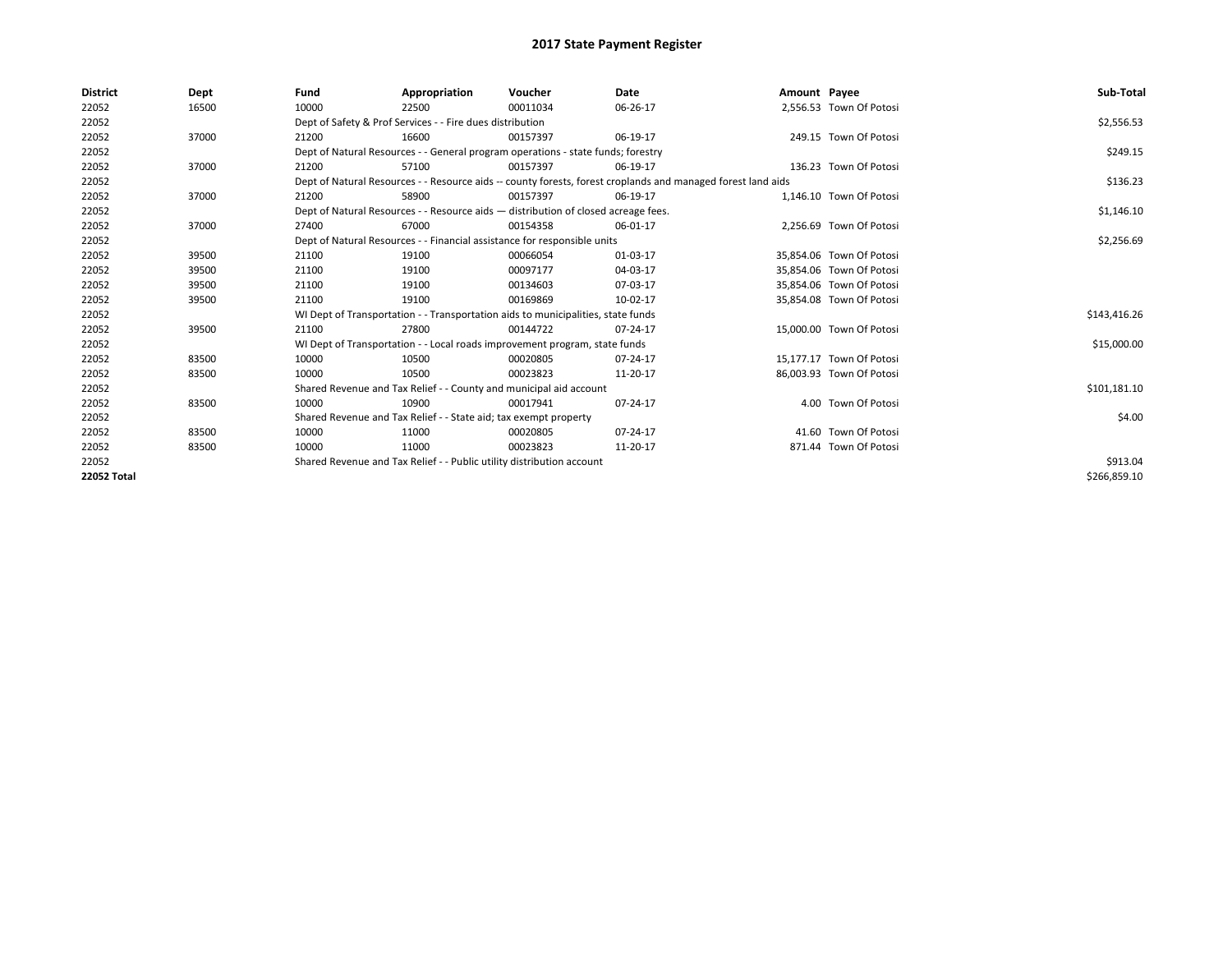# 2017 State Payment Register

| District | Dept | Fund | Appropriation | Voucher | Date | Amount | Payee | Sub-Total |
|---|---|---|---|---|---|---|---|---|
| 22052 | 16500 | 10000 | 22500 | 00011034 | 06-26-17 | 2,556.53 | Town Of Potosi | |
| 22052 | | Dept of Safety & Prof Services - - Fire dues distribution | | | | | | $2,556.53 |
| 22052 | 37000 | 21200 | 16600 | 00157397 | 06-19-17 | 249.15 | Town Of Potosi | |
| 22052 | | Dept of Natural Resources - - General program operations - state funds; forestry | | | | | | $249.15 |
| 22052 | 37000 | 21200 | 57100 | 00157397 | 06-19-17 | 136.23 | Town Of Potosi | |
| 22052 | | Dept of Natural Resources - - Resource aids -- county forests, forest croplands and managed forest land aids | | | | | | $136.23 |
| 22052 | 37000 | 21200 | 58900 | 00157397 | 06-19-17 | 1,146.10 | Town Of Potosi | |
| 22052 | | Dept of Natural Resources - - Resource aids — distribution of closed acreage fees. | | | | | | $1,146.10 |
| 22052 | 37000 | 27400 | 67000 | 00154358 | 06-01-17 | 2,256.69 | Town Of Potosi | |
| 22052 | | Dept of Natural Resources - - Financial assistance for responsible units | | | | | | $2,256.69 |
| 22052 | 39500 | 21100 | 19100 | 00066054 | 01-03-17 | 35,854.06 | Town Of Potosi | |
| 22052 | 39500 | 21100 | 19100 | 00097177 | 04-03-17 | 35,854.06 | Town Of Potosi | |
| 22052 | 39500 | 21100 | 19100 | 00134603 | 07-03-17 | 35,854.06 | Town Of Potosi | |
| 22052 | 39500 | 21100 | 19100 | 00169869 | 10-02-17 | 35,854.08 | Town Of Potosi | |
| 22052 | | WI Dept of Transportation - - Transportation aids to municipalities, state funds | | | | | | $143,416.26 |
| 22052 | 39500 | 21100 | 27800 | 00144722 | 07-24-17 | 15,000.00 | Town Of Potosi | |
| 22052 | | WI Dept of Transportation - - Local roads improvement program, state funds | | | | | | $15,000.00 |
| 22052 | 83500 | 10000 | 10500 | 00020805 | 07-24-17 | 15,177.17 | Town Of Potosi | |
| 22052 | 83500 | 10000 | 10500 | 00023823 | 11-20-17 | 86,003.93 | Town Of Potosi | |
| 22052 | | Shared Revenue and Tax Relief - - County and municipal aid account | | | | | | $101,181.10 |
| 22052 | 83500 | 10000 | 10900 | 00017941 | 07-24-17 | 4.00 | Town Of Potosi | |
| 22052 | | Shared Revenue and Tax Relief - - State aid; tax exempt property | | | | | | $4.00 |
| 22052 | 83500 | 10000 | 11000 | 00020805 | 07-24-17 | 41.60 | Town Of Potosi | |
| 22052 | 83500 | 10000 | 11000 | 00023823 | 11-20-17 | 871.44 | Town Of Potosi | |
| 22052 | | Shared Revenue and Tax Relief - - Public utility distribution account | | | | | | $913.04 |
| **22052 Total** | | | | | | | | $266,859.10 |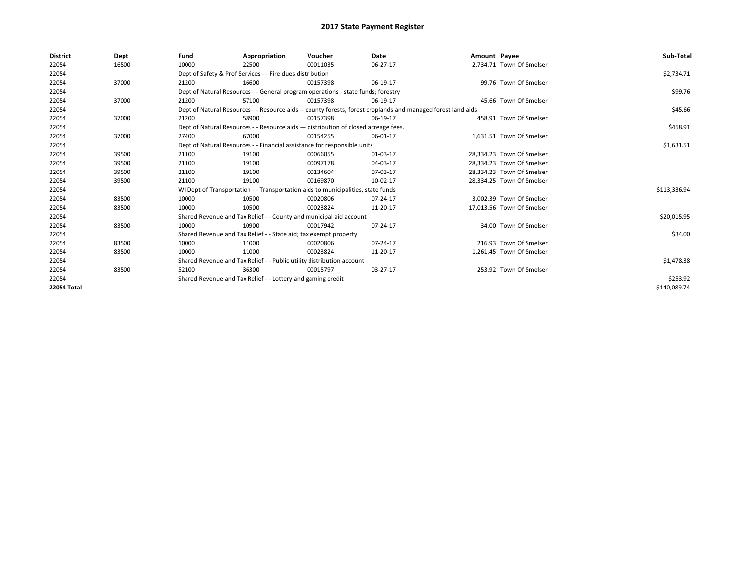# 2017 State Payment Register

| District | Dept | Fund | Appropriation | Voucher | Date | Amount | Payee | Sub-Total |
|---|---|---|---|---|---|---|---|---|
| 22054 | 16500 | 10000 | 22500 | 00011035 | 06-27-17 | 2,734.71 | Town Of Smelser | |
| 22054 | | Dept of Safety & Prof Services - - Fire dues distribution | | | | | | $2,734.71 |
| 22054 | 37000 | 21200 | 16600 | 00157398 | 06-19-17 | 99.76 | Town Of Smelser | |
| 22054 | | Dept of Natural Resources - - General program operations - state funds; forestry | | | | | | $99.76 |
| 22054 | 37000 | 21200 | 57100 | 00157398 | 06-19-17 | 45.66 | Town Of Smelser | |
| 22054 | | Dept of Natural Resources - - Resource aids -- county forests, forest croplands and managed forest land aids | | | | | | $45.66 |
| 22054 | 37000 | 21200 | 58900 | 00157398 | 06-19-17 | 458.91 | Town Of Smelser | |
| 22054 | | Dept of Natural Resources - - Resource aids — distribution of closed acreage fees. | | | | | | $458.91 |
| 22054 | 37000 | 27400 | 67000 | 00154255 | 06-01-17 | 1,631.51 | Town Of Smelser | |
| 22054 | | Dept of Natural Resources - - Financial assistance for responsible units | | | | | | $1,631.51 |
| 22054 | 39500 | 21100 | 19100 | 00066055 | 01-03-17 | 28,334.23 | Town Of Smelser | |
| 22054 | 39500 | 21100 | 19100 | 00097178 | 04-03-17 | 28,334.23 | Town Of Smelser | |
| 22054 | 39500 | 21100 | 19100 | 00134604 | 07-03-17 | 28,334.23 | Town Of Smelser | |
| 22054 | 39500 | 21100 | 19100 | 00169870 | 10-02-17 | 28,334.25 | Town Of Smelser | |
| 22054 | | WI Dept of Transportation - - Transportation aids to municipalities, state funds | | | | | | $113,336.94 |
| 22054 | 83500 | 10000 | 10500 | 00020806 | 07-24-17 | 3,002.39 | Town Of Smelser | |
| 22054 | 83500 | 10000 | 10500 | 00023824 | 11-20-17 | 17,013.56 | Town Of Smelser | |
| 22054 | | Shared Revenue and Tax Relief - - County and municipal aid account | | | | | | $20,015.95 |
| 22054 | 83500 | 10000 | 10900 | 00017942 | 07-24-17 | 34.00 | Town Of Smelser | |
| 22054 | | Shared Revenue and Tax Relief - - State aid; tax exempt property | | | | | | $34.00 |
| 22054 | 83500 | 10000 | 11000 | 00020806 | 07-24-17 | 216.93 | Town Of Smelser | |
| 22054 | 83500 | 10000 | 11000 | 00023824 | 11-20-17 | 1,261.45 | Town Of Smelser | |
| 22054 | | Shared Revenue and Tax Relief - - Public utility distribution account | | | | | | $1,478.38 |
| 22054 | 83500 | 52100 | 36300 | 00015797 | 03-27-17 | 253.92 | Town Of Smelser | |
| 22054 | | Shared Revenue and Tax Relief - - Lottery and gaming credit | | | | | | $253.92 |
| 22054 Total | | | | | | | | $140,089.74 |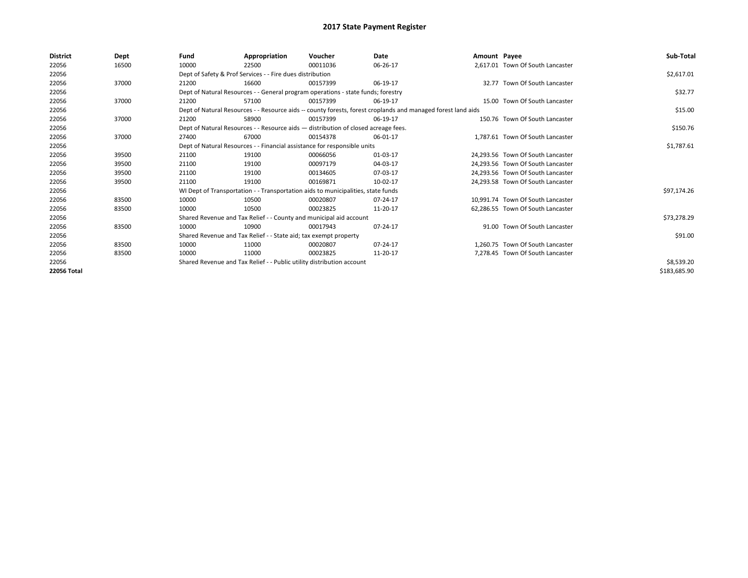# 2017 State Payment Register

| District | Dept | Fund | Appropriation | Voucher | Date | Amount | Payee | Sub-Total |
|---|---|---|---|---|---|---|---|---|
| 22056 | 16500 | 10000 | 22500 | 00011036 | 06-26-17 | 2,617.01 | Town Of South Lancaster | |
| 22056 | | Dept of Safety & Prof Services - - Fire dues distribution | | | | | | $2,617.01 |
| 22056 | 37000 | 21200 | 16600 | 00157399 | 06-19-17 | 32.77 | Town Of South Lancaster | |
| 22056 | | Dept of Natural Resources - - General program operations - state funds; forestry | | | | | | $32.77 |
| 22056 | 37000 | 21200 | 57100 | 00157399 | 06-19-17 | 15.00 | Town Of South Lancaster | |
| 22056 | | Dept of Natural Resources - - Resource aids -- county forests, forest croplands and managed forest land aids | | | | | | $15.00 |
| 22056 | 37000 | 21200 | 58900 | 00157399 | 06-19-17 | 150.76 | Town Of South Lancaster | |
| 22056 | | Dept of Natural Resources - - Resource aids — distribution of closed acreage fees. | | | | | | $150.76 |
| 22056 | 37000 | 27400 | 67000 | 00154378 | 06-01-17 | 1,787.61 | Town Of South Lancaster | |
| 22056 | | Dept of Natural Resources - - Financial assistance for responsible units | | | | | | $1,787.61 |
| 22056 | 39500 | 21100 | 19100 | 00066056 | 01-03-17 | 24,293.56 | Town Of South Lancaster | |
| 22056 | 39500 | 21100 | 19100 | 00097179 | 04-03-17 | 24,293.56 | Town Of South Lancaster | |
| 22056 | 39500 | 21100 | 19100 | 00134605 | 07-03-17 | 24,293.56 | Town Of South Lancaster | |
| 22056 | 39500 | 21100 | 19100 | 00169871 | 10-02-17 | 24,293.58 | Town Of South Lancaster | |
| 22056 | | WI Dept of Transportation - - Transportation aids to municipalities, state funds | | | | | | $97,174.26 |
| 22056 | 83500 | 10000 | 10500 | 00020807 | 07-24-17 | 10,991.74 | Town Of South Lancaster | |
| 22056 | 83500 | 10000 | 10500 | 00023825 | 11-20-17 | 62,286.55 | Town Of South Lancaster | |
| 22056 | | Shared Revenue and Tax Relief - - County and municipal aid account | | | | | | $73,278.29 |
| 22056 | 83500 | 10000 | 10900 | 00017943 | 07-24-17 | 91.00 | Town Of South Lancaster | |
| 22056 | | Shared Revenue and Tax Relief - - State aid; tax exempt property | | | | | | $91.00 |
| 22056 | 83500 | 10000 | 11000 | 00020807 | 07-24-17 | 1,260.75 | Town Of South Lancaster | |
| 22056 | 83500 | 10000 | 11000 | 00023825 | 11-20-17 | 7,278.45 | Town Of South Lancaster | |
| 22056 | | Shared Revenue and Tax Relief - - Public utility distribution account | | | | | | $8,539.20 |
| **22056 Total** | | | | | | | | $183,685.90 |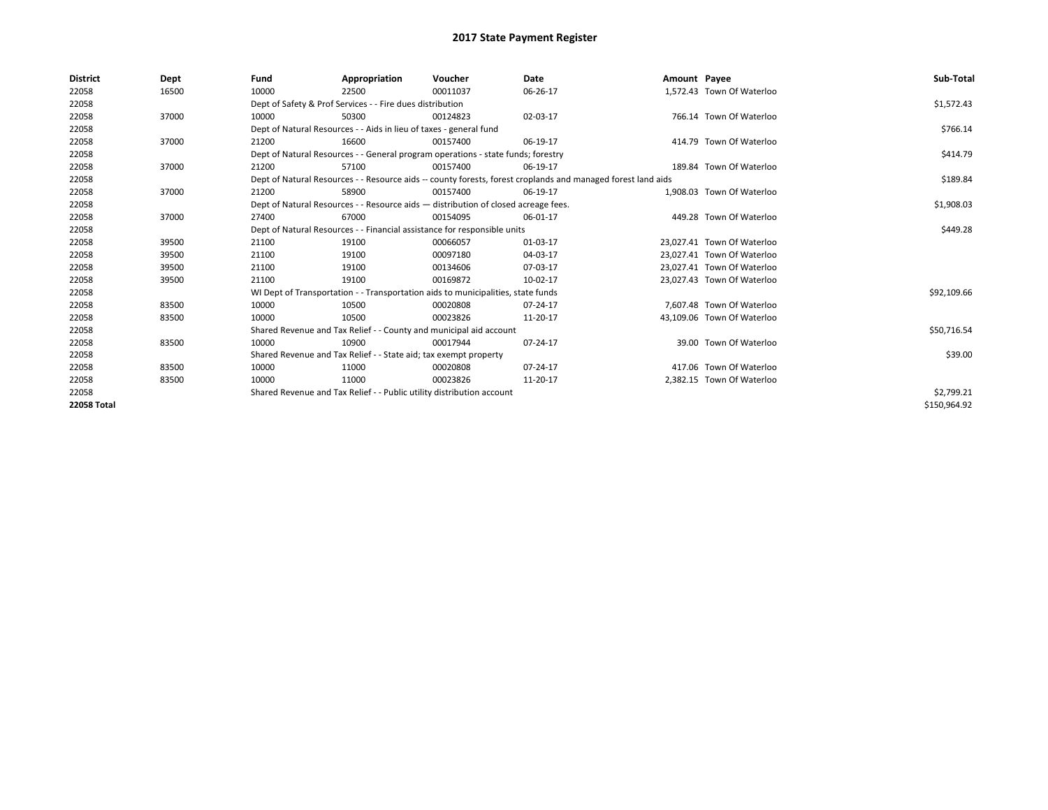# 2017 State Payment Register

| District | Dept | Fund | Appropriation | Voucher | Date | Amount | Payee | Sub-Total |
|---|---|---|---|---|---|---|---|---|
| 22058 | 16500 | 10000 | 22500 | 00011037 | 06-26-17 | 1,572.43 | Town Of Waterloo | |
| 22058 | | Dept of Safety & Prof Services - - Fire dues distribution | | | | | | $1,572.43 |
| 22058 | 37000 | 10000 | 50300 | 00124823 | 02-03-17 | 766.14 | Town Of Waterloo | |
| 22058 | | Dept of Natural Resources - - Aids in lieu of taxes - general fund | | | | | | $766.14 |
| 22058 | 37000 | 21200 | 16600 | 00157400 | 06-19-17 | 414.79 | Town Of Waterloo | |
| 22058 | | Dept of Natural Resources - - General program operations - state funds; forestry | | | | | | $414.79 |
| 22058 | 37000 | 21200 | 57100 | 00157400 | 06-19-17 | 189.84 | Town Of Waterloo | |
| 22058 | | Dept of Natural Resources - - Resource aids -- county forests, forest croplands and managed forest land aids | | | | | | $189.84 |
| 22058 | 37000 | 21200 | 58900 | 00157400 | 06-19-17 | 1,908.03 | Town Of Waterloo | |
| 22058 | | Dept of Natural Resources - - Resource aids — distribution of closed acreage fees. | | | | | | $1,908.03 |
| 22058 | 37000 | 27400 | 67000 | 00154095 | 06-01-17 | 449.28 | Town Of Waterloo | |
| 22058 | | Dept of Natural Resources - - Financial assistance for responsible units | | | | | | $449.28 |
| 22058 | 39500 | 21100 | 19100 | 00066057 | 01-03-17 | 23,027.41 | Town Of Waterloo | |
| 22058 | 39500 | 21100 | 19100 | 00097180 | 04-03-17 | 23,027.41 | Town Of Waterloo | |
| 22058 | 39500 | 21100 | 19100 | 00134606 | 07-03-17 | 23,027.41 | Town Of Waterloo | |
| 22058 | 39500 | 21100 | 19100 | 00169872 | 10-02-17 | 23,027.43 | Town Of Waterloo | |
| 22058 | | WI Dept of Transportation - - Transportation aids to municipalities, state funds | | | | | | $92,109.66 |
| 22058 | 83500 | 10000 | 10500 | 00020808 | 07-24-17 | 7,607.48 | Town Of Waterloo | |
| 22058 | 83500 | 10000 | 10500 | 00023826 | 11-20-17 | 43,109.06 | Town Of Waterloo | |
| 22058 | | Shared Revenue and Tax Relief - - County and municipal aid account | | | | | | $50,716.54 |
| 22058 | 83500 | 10000 | 10900 | 00017944 | 07-24-17 | 39.00 | Town Of Waterloo | |
| 22058 | | Shared Revenue and Tax Relief - - State aid; tax exempt property | | | | | | $39.00 |
| 22058 | 83500 | 10000 | 11000 | 00020808 | 07-24-17 | 417.06 | Town Of Waterloo | |
| 22058 | 83500 | 10000 | 11000 | 00023826 | 11-20-17 | 2,382.15 | Town Of Waterloo | |
| 22058 | | Shared Revenue and Tax Relief - - Public utility distribution account | | | | | | $2,799.21 |
| **22058 Total** | | | | | | | | $150,964.92 |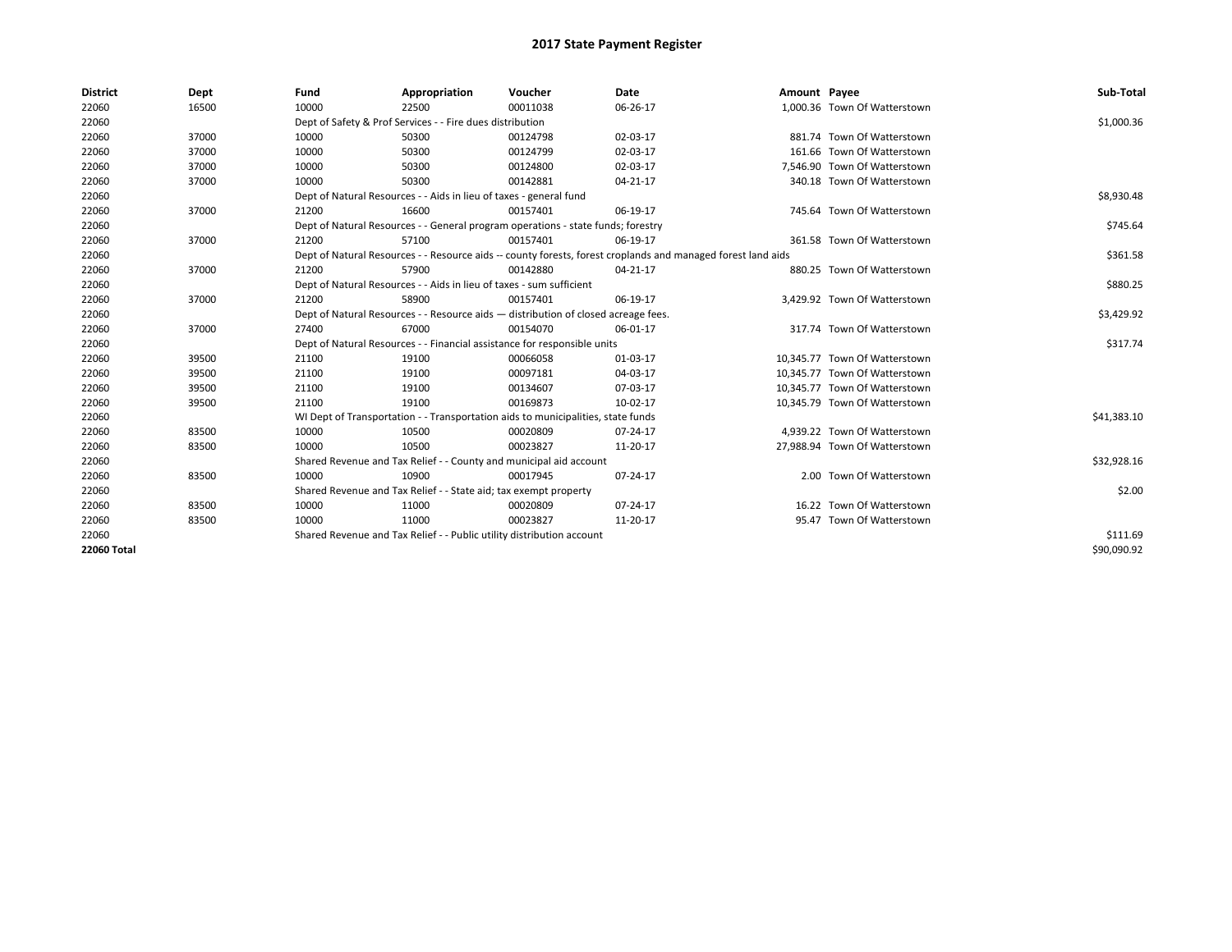# 2017 State Payment Register

| District | Dept | Fund | Appropriation | Voucher | Date | Amount | Payee | Sub-Total |
|---|---|---|---|---|---|---|---|---|
| 22060 | 16500 | 10000 | 22500 | 00011038 | 06-26-17 | 1,000.36 | Town Of Watterstown | |
| 22060 | | Dept of Safety & Prof Services - - Fire dues distribution | | | | | | $1,000.36 |
| 22060 | 37000 | 10000 | 50300 | 00124798 | 02-03-17 | 881.74 | Town Of Watterstown | |
| 22060 | 37000 | 10000 | 50300 | 00124799 | 02-03-17 | 161.66 | Town Of Watterstown | |
| 22060 | 37000 | 10000 | 50300 | 00124800 | 02-03-17 | 7,546.90 | Town Of Watterstown | |
| 22060 | 37000 | 10000 | 50300 | 00142881 | 04-21-17 | 340.18 | Town Of Watterstown | |
| 22060 | | Dept of Natural Resources - - Aids in lieu of taxes - general fund | | | | | | $8,930.48 |
| 22060 | 37000 | 21200 | 16600 | 00157401 | 06-19-17 | 745.64 | Town Of Watterstown | |
| 22060 | | Dept of Natural Resources - - General program operations - state funds; forestry | | | | | | $745.64 |
| 22060 | 37000 | 21200 | 57100 | 00157401 | 06-19-17 | 361.58 | Town Of Watterstown | |
| 22060 | | Dept of Natural Resources - - Resource aids -- county forests, forest croplands and managed forest land aids | | | | | | $361.58 |
| 22060 | 37000 | 21200 | 57900 | 00142880 | 04-21-17 | 880.25 | Town Of Watterstown | |
| 22060 | | Dept of Natural Resources - - Aids in lieu of taxes - sum sufficient | | | | | | $880.25 |
| 22060 | 37000 | 21200 | 58900 | 00157401 | 06-19-17 | 3,429.92 | Town Of Watterstown | |
| 22060 | | Dept of Natural Resources - - Resource aids — distribution of closed acreage fees. | | | | | | $3,429.92 |
| 22060 | 37000 | 27400 | 67000 | 00154070 | 06-01-17 | 317.74 | Town Of Watterstown | |
| 22060 | | Dept of Natural Resources - - Financial assistance for responsible units | | | | | | $317.74 |
| 22060 | 39500 | 21100 | 19100 | 00066058 | 01-03-17 | 10,345.77 | Town Of Watterstown | |
| 22060 | 39500 | 21100 | 19100 | 00097181 | 04-03-17 | 10,345.77 | Town Of Watterstown | |
| 22060 | 39500 | 21100 | 19100 | 00134607 | 07-03-17 | 10,345.77 | Town Of Watterstown | |
| 22060 | 39500 | 21100 | 19100 | 00169873 | 10-02-17 | 10,345.79 | Town Of Watterstown | |
| 22060 | | WI Dept of Transportation - - Transportation aids to municipalities, state funds | | | | | | $41,383.10 |
| 22060 | 83500 | 10000 | 10500 | 00020809 | 07-24-17 | 4,939.22 | Town Of Watterstown | |
| 22060 | 83500 | 10000 | 10500 | 00023827 | 11-20-17 | 27,988.94 | Town Of Watterstown | |
| 22060 | | Shared Revenue and Tax Relief - - County and municipal aid account | | | | | | $32,928.16 |
| 22060 | 83500 | 10000 | 10900 | 00017945 | 07-24-17 | 2.00 | Town Of Watterstown | |
| 22060 | | Shared Revenue and Tax Relief - - State aid; tax exempt property | | | | | | $2.00 |
| 22060 | 83500 | 10000 | 11000 | 00020809 | 07-24-17 | 16.22 | Town Of Watterstown | |
| 22060 | 83500 | 10000 | 11000 | 00023827 | 11-20-17 | 95.47 | Town Of Watterstown | |
| 22060 | | Shared Revenue and Tax Relief - - Public utility distribution account | | | | | | $111.69 |
| **22060 Total** | | | | | | | | $90,090.92 |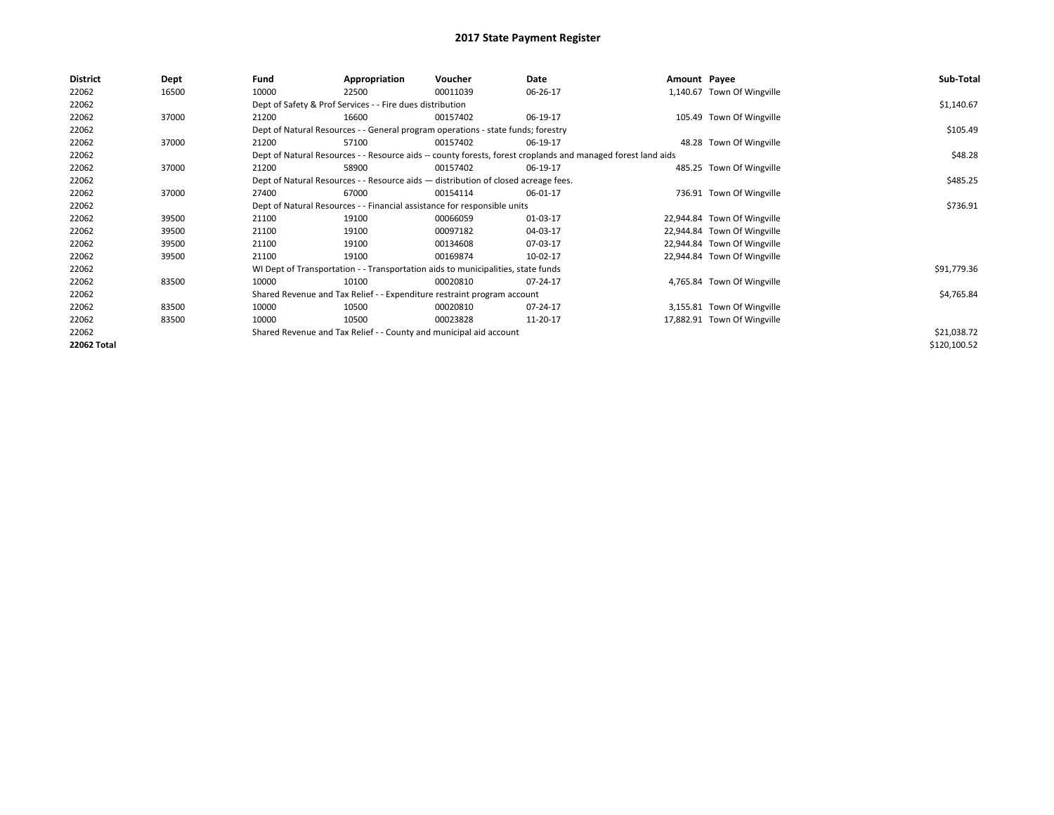# 2017 State Payment Register

| District | Dept | Fund | Appropriation | Voucher | Date | Amount | Payee | Sub-Total |
|---|---|---|---|---|---|---|---|---|
| 22062 | 16500 | 10000 | 22500 | 00011039 | 06-26-17 | 1,140.67 | Town Of Wingville | |
| 22062 | | Dept of Safety & Prof Services - - Fire dues distribution | | | | | | $1,140.67 |
| 22062 | 37000 | 21200 | 16600 | 00157402 | 06-19-17 | 105.49 | Town Of Wingville | |
| 22062 | | Dept of Natural Resources - - General program operations - state funds; forestry | | | | | | $105.49 |
| 22062 | 37000 | 21200 | 57100 | 00157402 | 06-19-17 | 48.28 | Town Of Wingville | |
| 22062 | | Dept of Natural Resources - - Resource aids -- county forests, forest croplands and managed forest land aids | | | | | | $48.28 |
| 22062 | 37000 | 21200 | 58900 | 00157402 | 06-19-17 | 485.25 | Town Of Wingville | |
| 22062 | | Dept of Natural Resources - - Resource aids — distribution of closed acreage fees. | | | | | | $485.25 |
| 22062 | 37000 | 27400 | 67000 | 00154114 | 06-01-17 | 736.91 | Town Of Wingville | |
| 22062 | | Dept of Natural Resources - - Financial assistance for responsible units | | | | | | $736.91 |
| 22062 | 39500 | 21100 | 19100 | 00066059 | 01-03-17 | 22,944.84 | Town Of Wingville | |
| 22062 | 39500 | 21100 | 19100 | 00097182 | 04-03-17 | 22,944.84 | Town Of Wingville | |
| 22062 | 39500 | 21100 | 19100 | 00134608 | 07-03-17 | 22,944.84 | Town Of Wingville | |
| 22062 | 39500 | 21100 | 19100 | 00169874 | 10-02-17 | 22,944.84 | Town Of Wingville | |
| 22062 | | WI Dept of Transportation - - Transportation aids to municipalities, state funds | | | | | | $91,779.36 |
| 22062 | 83500 | 10000 | 10100 | 00020810 | 07-24-17 | 4,765.84 | Town Of Wingville | |
| 22062 | | Shared Revenue and Tax Relief - - Expenditure restraint program account | | | | | | $4,765.84 |
| 22062 | 83500 | 10000 | 10500 | 00020810 | 07-24-17 | 3,155.81 | Town Of Wingville | |
| 22062 | 83500 | 10000 | 10500 | 00023828 | 11-20-17 | 17,882.91 | Town Of Wingville | |
| 22062 | | Shared Revenue and Tax Relief - - County and municipal aid account | | | | | | $21,038.72 |
| **22062 Total** | | | | | | | | $120,100.52 |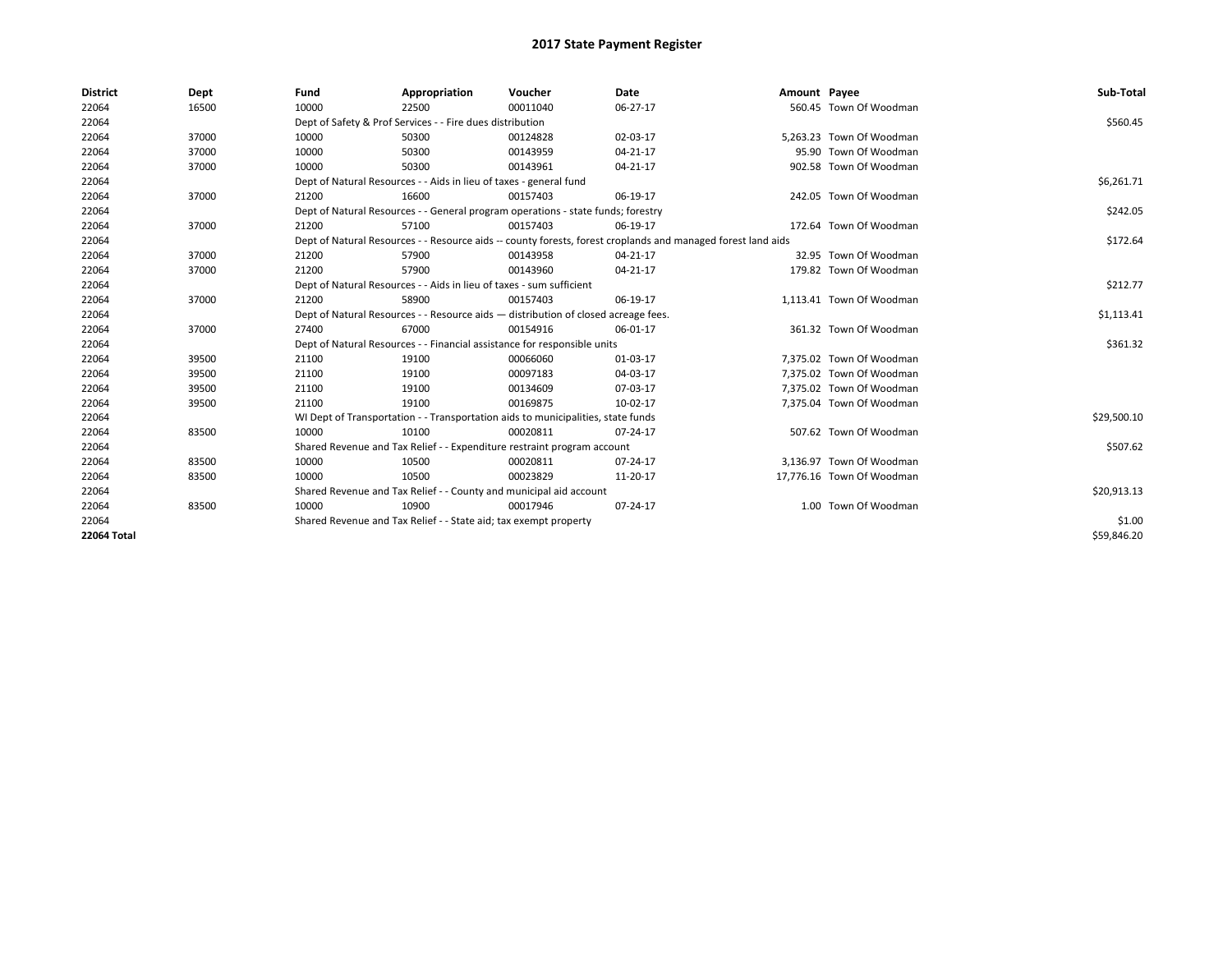# 2017 State Payment Register

| District | Dept | Fund | Appropriation | Voucher | Date | Amount | Payee | Sub-Total |
|---|---|---|---|---|---|---|---|---|
| 22064 | 16500 | 10000 | 22500 | 00011040 | 06-27-17 | 560.45 | Town Of Woodman | |
| 22064 | | Dept of Safety & Prof Services - - Fire dues distribution | | | | | | $560.45 |
| 22064 | 37000 | 10000 | 50300 | 00124828 | 02-03-17 | 5,263.23 | Town Of Woodman | |
| 22064 | 37000 | 10000 | 50300 | 00143959 | 04-21-17 | 95.90 | Town Of Woodman | |
| 22064 | 37000 | 10000 | 50300 | 00143961 | 04-21-17 | 902.58 | Town Of Woodman | |
| 22064 | | Dept of Natural Resources - - Aids in lieu of taxes - general fund | | | | | | $6,261.71 |
| 22064 | 37000 | 21200 | 16600 | 00157403 | 06-19-17 | 242.05 | Town Of Woodman | |
| 22064 | | Dept of Natural Resources - - General program operations - state funds; forestry | | | | | | $242.05 |
| 22064 | 37000 | 21200 | 57100 | 00157403 | 06-19-17 | 172.64 | Town Of Woodman | |
| 22064 | | Dept of Natural Resources - - Resource aids -- county forests, forest croplands and managed forest land aids | | | | | | $172.64 |
| 22064 | 37000 | 21200 | 57900 | 00143958 | 04-21-17 | 32.95 | Town Of Woodman | |
| 22064 | 37000 | 21200 | 57900 | 00143960 | 04-21-17 | 179.82 | Town Of Woodman | |
| 22064 | | Dept of Natural Resources - - Aids in lieu of taxes - sum sufficient | | | | | | $212.77 |
| 22064 | 37000 | 21200 | 58900 | 00157403 | 06-19-17 | 1,113.41 | Town Of Woodman | |
| 22064 | | Dept of Natural Resources - - Resource aids — distribution of closed acreage fees. | | | | | | $1,113.41 |
| 22064 | 37000 | 27400 | 67000 | 00154916 | 06-01-17 | 361.32 | Town Of Woodman | |
| 22064 | | Dept of Natural Resources - - Financial assistance for responsible units | | | | | | $361.32 |
| 22064 | 39500 | 21100 | 19100 | 00066060 | 01-03-17 | 7,375.02 | Town Of Woodman | |
| 22064 | 39500 | 21100 | 19100 | 00097183 | 04-03-17 | 7,375.02 | Town Of Woodman | |
| 22064 | 39500 | 21100 | 19100 | 00134609 | 07-03-17 | 7,375.02 | Town Of Woodman | |
| 22064 | 39500 | 21100 | 19100 | 00169875 | 10-02-17 | 7,375.04 | Town Of Woodman | |
| 22064 | | WI Dept of Transportation - - Transportation aids to municipalities, state funds | | | | | | $29,500.10 |
| 22064 | 83500 | 10000 | 10100 | 00020811 | 07-24-17 | 507.62 | Town Of Woodman | |
| 22064 | | Shared Revenue and Tax Relief - - Expenditure restraint program account | | | | | | $507.62 |
| 22064 | 83500 | 10000 | 10500 | 00020811 | 07-24-17 | 3,136.97 | Town Of Woodman | |
| 22064 | 83500 | 10000 | 10500 | 00023829 | 11-20-17 | 17,776.16 | Town Of Woodman | |
| 22064 | | Shared Revenue and Tax Relief - - County and municipal aid account | | | | | | $20,913.13 |
| 22064 | 83500 | 10000 | 10900 | 00017946 | 07-24-17 | 1.00 | Town Of Woodman | |
| 22064 | | Shared Revenue and Tax Relief - - State aid; tax exempt property | | | | | | $1.00 |
| **22064 Total** | | | | | | | | $59,846.20 |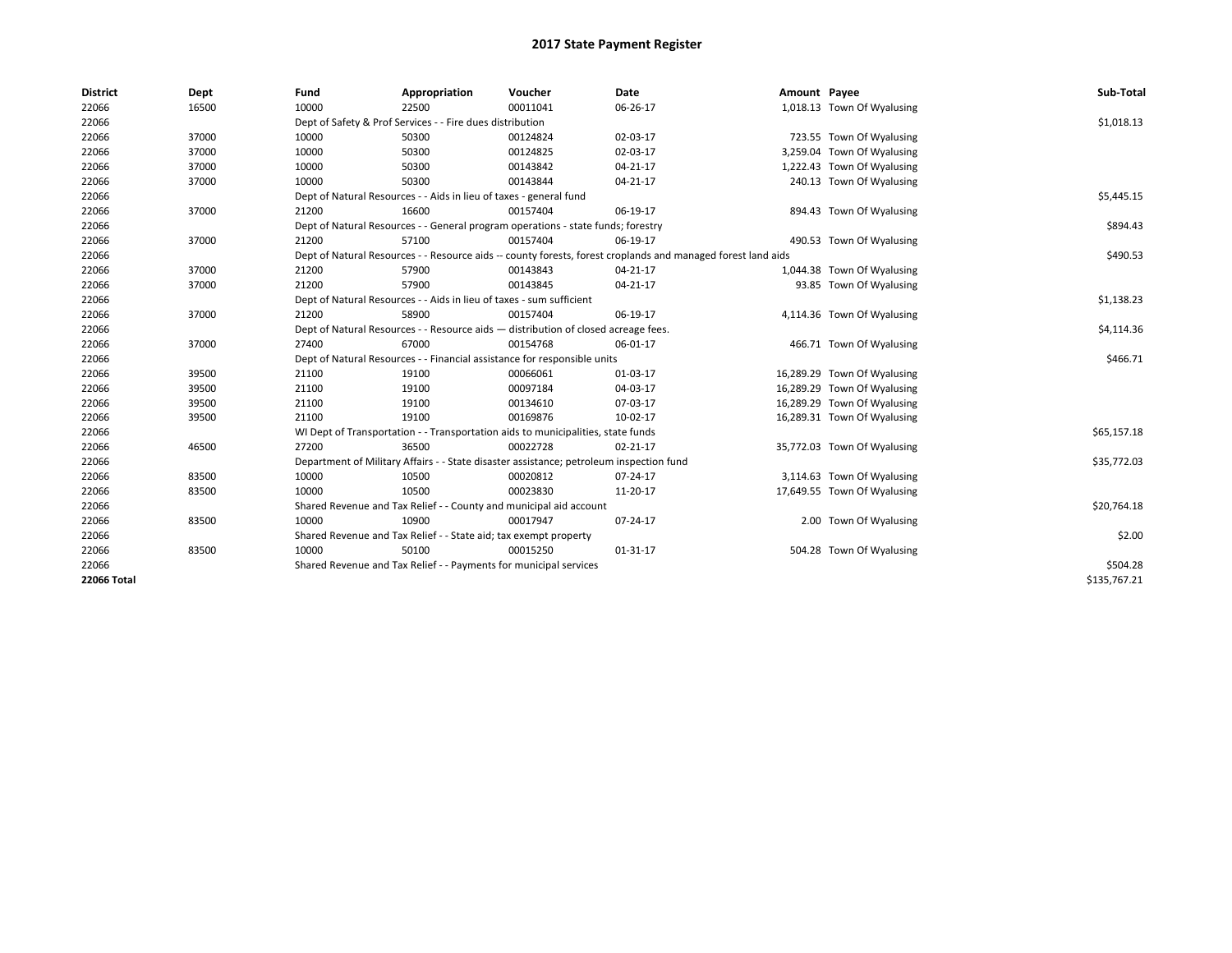# 2017 State Payment Register

| District | Dept | Fund | Appropriation | Voucher | Date | Amount | Payee | Sub-Total |
|---|---|---|---|---|---|---|---|---|
| 22066 | 16500 | 10000 | 22500 | 00011041 | 06-26-17 | 1,018.13 | Town Of Wyalusing | |
| 22066 | | Dept of Safety & Prof Services - - Fire dues distribution | | | | | | $1,018.13 |
| 22066 | 37000 | 10000 | 50300 | 00124824 | 02-03-17 | 723.55 | Town Of Wyalusing | |
| 22066 | 37000 | 10000 | 50300 | 00124825 | 02-03-17 | 3,259.04 | Town Of Wyalusing | |
| 22066 | 37000 | 10000 | 50300 | 00143842 | 04-21-17 | 1,222.43 | Town Of Wyalusing | |
| 22066 | 37000 | 10000 | 50300 | 00143844 | 04-21-17 | 240.13 | Town Of Wyalusing | |
| 22066 | | Dept of Natural Resources - - Aids in lieu of taxes - general fund | | | | | | $5,445.15 |
| 22066 | 37000 | 21200 | 16600 | 00157404 | 06-19-17 | 894.43 | Town Of Wyalusing | |
| 22066 | | Dept of Natural Resources - - General program operations - state funds; forestry | | | | | | $894.43 |
| 22066 | 37000 | 21200 | 57100 | 00157404 | 06-19-17 | 490.53 | Town Of Wyalusing | |
| 22066 | | Dept of Natural Resources - - Resource aids -- county forests, forest croplands and managed forest land aids | | | | | | $490.53 |
| 22066 | 37000 | 21200 | 57900 | 00143843 | 04-21-17 | 1,044.38 | Town Of Wyalusing | |
| 22066 | 37000 | 21200 | 57900 | 00143845 | 04-21-17 | 93.85 | Town Of Wyalusing | |
| 22066 | | Dept of Natural Resources - - Aids in lieu of taxes - sum sufficient | | | | | | $1,138.23 |
| 22066 | 37000 | 21200 | 58900 | 00157404 | 06-19-17 | 4,114.36 | Town Of Wyalusing | |
| 22066 | | Dept of Natural Resources - - Resource aids — distribution of closed acreage fees. | | | | | | $4,114.36 |
| 22066 | 37000 | 27400 | 67000 | 00154768 | 06-01-17 | 466.71 | Town Of Wyalusing | |
| 22066 | | Dept of Natural Resources - - Financial assistance for responsible units | | | | | | $466.71 |
| 22066 | 39500 | 21100 | 19100 | 00066061 | 01-03-17 | 16,289.29 | Town Of Wyalusing | |
| 22066 | 39500 | 21100 | 19100 | 00097184 | 04-03-17 | 16,289.29 | Town Of Wyalusing | |
| 22066 | 39500 | 21100 | 19100 | 00134610 | 07-03-17 | 16,289.29 | Town Of Wyalusing | |
| 22066 | 39500 | 21100 | 19100 | 00169876 | 10-02-17 | 16,289.31 | Town Of Wyalusing | |
| 22066 | | WI Dept of Transportation - - Transportation aids to municipalities, state funds | | | | | | $65,157.18 |
| 22066 | 46500 | 27200 | 36500 | 00022728 | 02-21-17 | 35,772.03 | Town Of Wyalusing | |
| 22066 | | Department of Military Affairs - - State disaster assistance; petroleum inspection fund | | | | | | $35,772.03 |
| 22066 | 83500 | 10000 | 10500 | 00020812 | 07-24-17 | 3,114.63 | Town Of Wyalusing | |
| 22066 | 83500 | 10000 | 10500 | 00023830 | 11-20-17 | 17,649.55 | Town Of Wyalusing | |
| 22066 | | Shared Revenue and Tax Relief - - County and municipal aid account | | | | | | $20,764.18 |
| 22066 | 83500 | 10000 | 10900 | 00017947 | 07-24-17 | 2.00 | Town Of Wyalusing | |
| 22066 | | Shared Revenue and Tax Relief - - State aid; tax exempt property | | | | | | $2.00 |
| 22066 | 83500 | 10000 | 50100 | 00015250 | 01-31-17 | 504.28 | Town Of Wyalusing | |
| 22066 | | Shared Revenue and Tax Relief - - Payments for municipal services | | | | | | $504.28 |
| **22066 Total** | | | | | | | | $135,767.21 |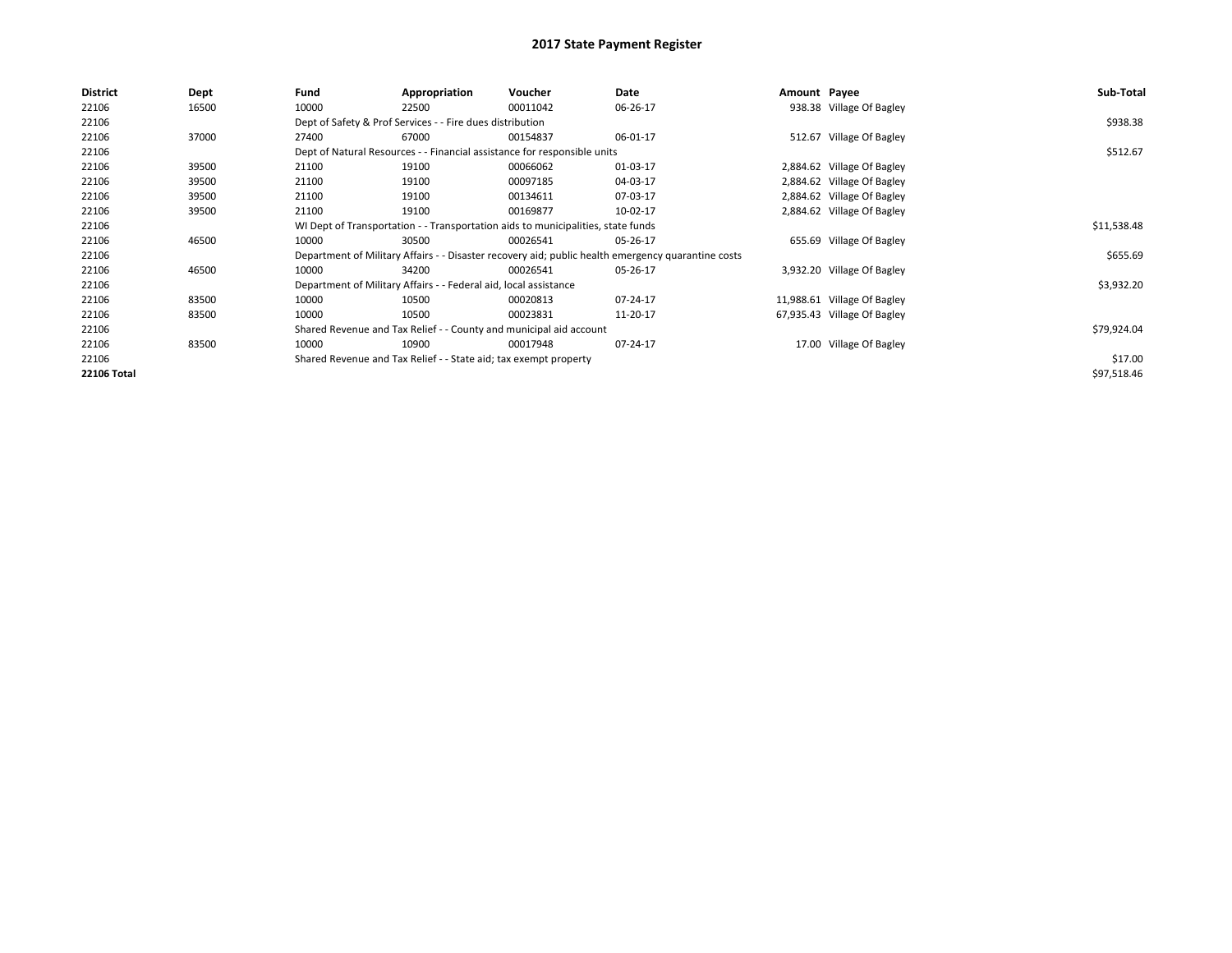# 2017 State Payment Register

| District | Dept | Fund | Appropriation | Voucher | Date | Amount | Payee | Sub-Total |
|---|---|---|---|---|---|---|---|---|
| 22106 | 16500 | 10000 | 22500 | 00011042 | 06-26-17 | 938.38 | Village Of Bagley | |
| 22106 | | Dept of Safety & Prof Services - - Fire dues distribution | | | | | | $938.38 |
| 22106 | 37000 | 27400 | 67000 | 00154837 | 06-01-17 | 512.67 | Village Of Bagley | |
| 22106 | | Dept of Natural Resources - - Financial assistance for responsible units | | | | | | $512.67 |
| 22106 | 39500 | 21100 | 19100 | 00066062 | 01-03-17 | 2,884.62 | Village Of Bagley | |
| 22106 | 39500 | 21100 | 19100 | 00097185 | 04-03-17 | 2,884.62 | Village Of Bagley | |
| 22106 | 39500 | 21100 | 19100 | 00134611 | 07-03-17 | 2,884.62 | Village Of Bagley | |
| 22106 | 39500 | 21100 | 19100 | 00169877 | 10-02-17 | 2,884.62 | Village Of Bagley | |
| 22106 | | WI Dept of Transportation - - Transportation aids to municipalities, state funds | | | | | | $11,538.48 |
| 22106 | 46500 | 10000 | 30500 | 00026541 | 05-26-17 | 655.69 | Village Of Bagley | |
| 22106 | | Department of Military Affairs - - Disaster recovery aid; public health emergency quarantine costs | | | | | | $655.69 |
| 22106 | 46500 | 10000 | 34200 | 00026541 | 05-26-17 | 3,932.20 | Village Of Bagley | |
| 22106 | | Department of Military Affairs - - Federal aid, local assistance | | | | | | $3,932.20 |
| 22106 | 83500 | 10000 | 10500 | 00020813 | 07-24-17 | 11,988.61 | Village Of Bagley | |
| 22106 | 83500 | 10000 | 10500 | 00023831 | 11-20-17 | 67,935.43 | Village Of Bagley | |
| 22106 | | Shared Revenue and Tax Relief - - County and municipal aid account | | | | | | $79,924.04 |
| 22106 | 83500 | 10000 | 10900 | 00017948 | 07-24-17 | 17.00 | Village Of Bagley | |
| 22106 | | Shared Revenue and Tax Relief - - State aid; tax exempt property | | | | | | $17.00 |
| **22106 Total** | | | | | | | | $97,518.46 |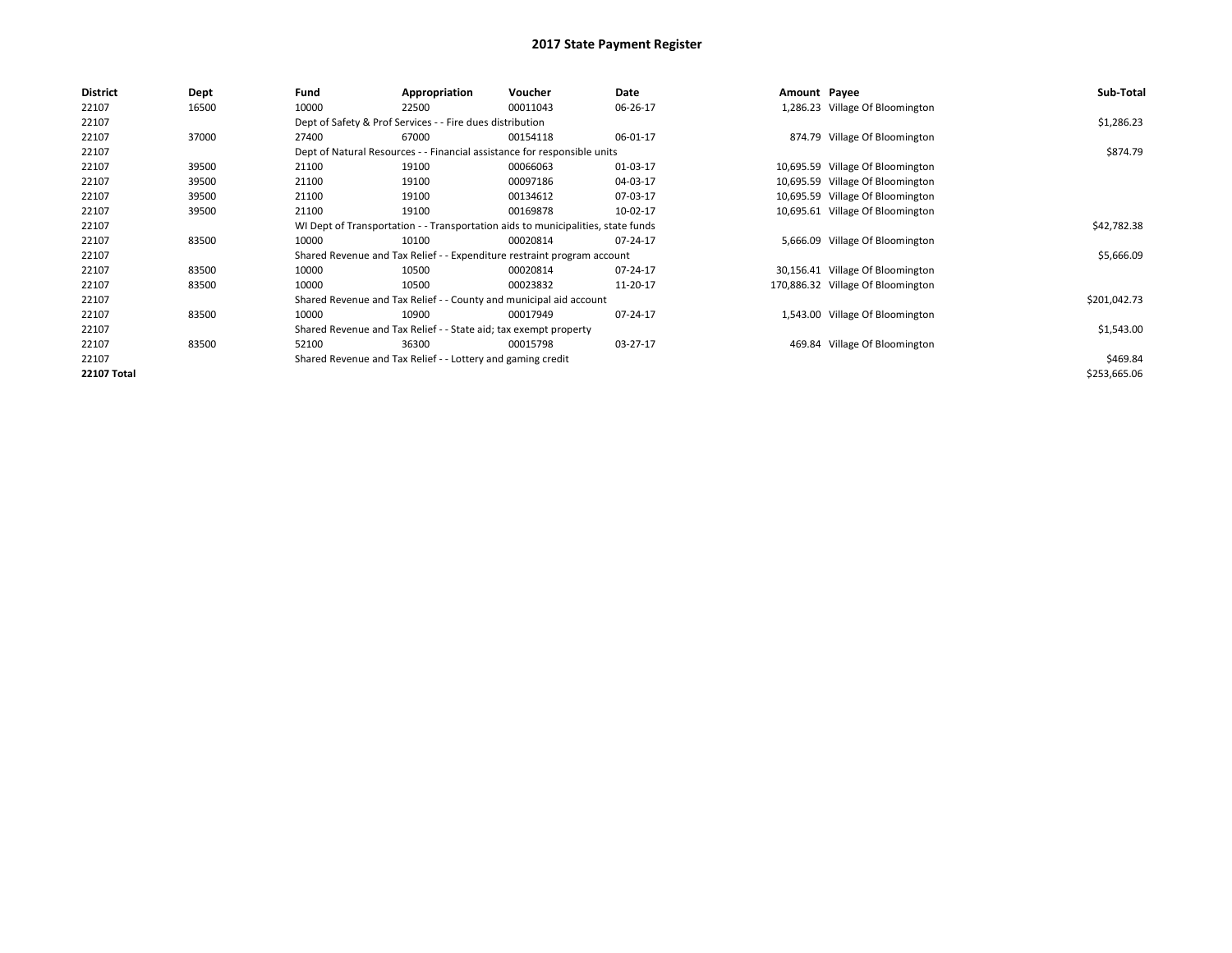# 2017 State Payment Register

| District | Dept | Fund | Appropriation | Voucher | Date | Amount | Payee | Sub-Total |
|---|---|---|---|---|---|---|---|---|
| 22107 | 16500 | 10000 | 22500 | 00011043 | 06-26-17 | 1,286.23 | Village Of Bloomington | |
| 22107 | | Dept of Safety & Prof Services - - Fire dues distribution | | | | | | $1,286.23 |
| 22107 | 37000 | 27400 | 67000 | 00154118 | 06-01-17 | 874.79 | Village Of Bloomington | |
| 22107 | | Dept of Natural Resources - - Financial assistance for responsible units | | | | | | $874.79 |
| 22107 | 39500 | 21100 | 19100 | 00066063 | 01-03-17 | 10,695.59 | Village Of Bloomington | |
| 22107 | 39500 | 21100 | 19100 | 00097186 | 04-03-17 | 10,695.59 | Village Of Bloomington | |
| 22107 | 39500 | 21100 | 19100 | 00134612 | 07-03-17 | 10,695.59 | Village Of Bloomington | |
| 22107 | 39500 | 21100 | 19100 | 00169878 | 10-02-17 | 10,695.61 | Village Of Bloomington | |
| 22107 | | WI Dept of Transportation - - Transportation aids to municipalities, state funds | | | | | | $42,782.38 |
| 22107 | 83500 | 10000 | 10100 | 00020814 | 07-24-17 | 5,666.09 | Village Of Bloomington | |
| 22107 | | Shared Revenue and Tax Relief - - Expenditure restraint program account | | | | | | $5,666.09 |
| 22107 | 83500 | 10000 | 10500 | 00020814 | 07-24-17 | 30,156.41 | Village Of Bloomington | |
| 22107 | 83500 | 10000 | 10500 | 00023832 | 11-20-17 | 170,886.32 | Village Of Bloomington | |
| 22107 | | Shared Revenue and Tax Relief - - County and municipal aid account | | | | | | $201,042.73 |
| 22107 | 83500 | 10000 | 10900 | 00017949 | 07-24-17 | 1,543.00 | Village Of Bloomington | |
| 22107 | | Shared Revenue and Tax Relief - - State aid; tax exempt property | | | | | | $1,543.00 |
| 22107 | 83500 | 52100 | 36300 | 00015798 | 03-27-17 | 469.84 | Village Of Bloomington | |
| 22107 | | Shared Revenue and Tax Relief - - Lottery and gaming credit | | | | | | $469.84 |
| **22107 Total** | | | | | | | | $253,665.06 |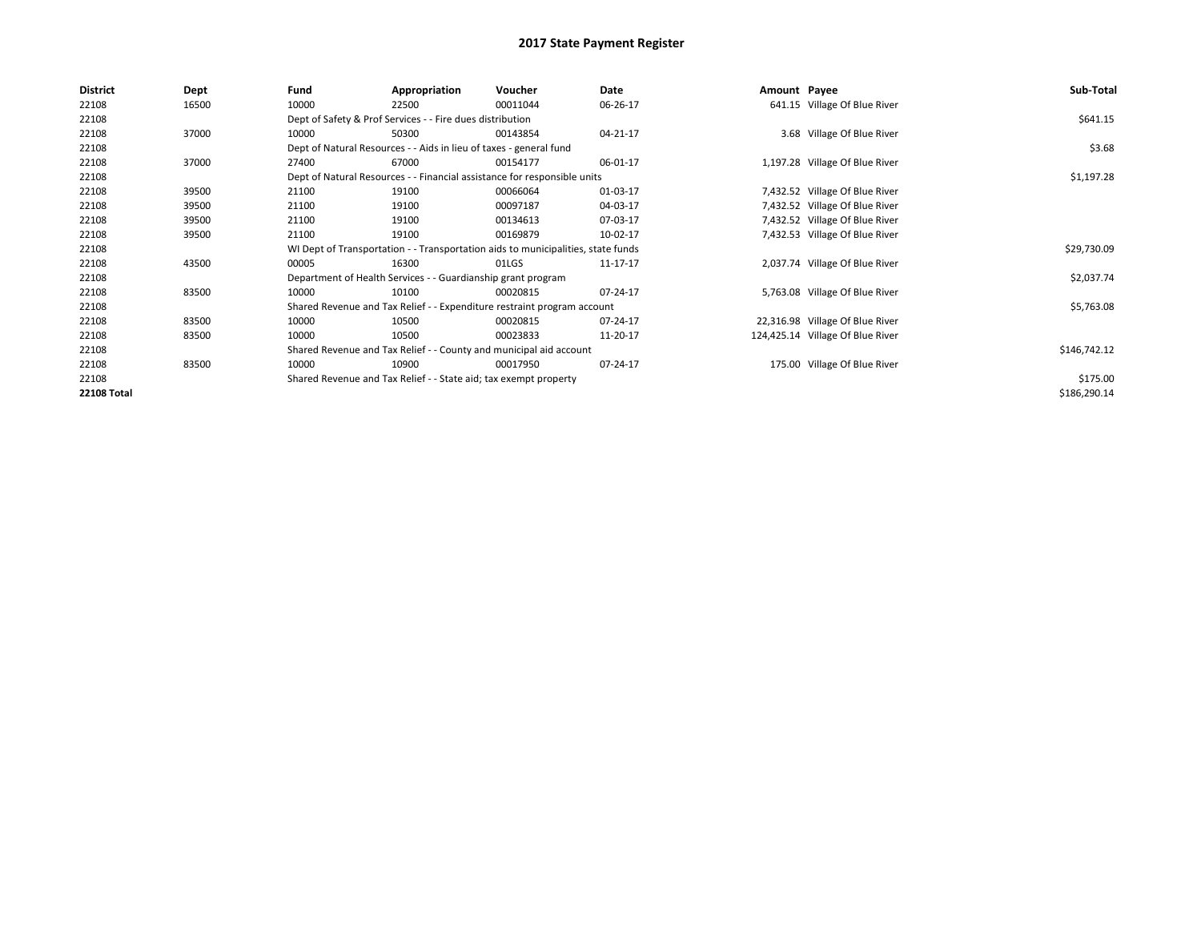# 2017 State Payment Register

| District | Dept | Fund | Appropriation | Voucher | Date | Amount | Payee | Sub-Total |
|---|---|---|---|---|---|---|---|---|
| 22108 | 16500 | 10000 | 22500 | 00011044 | 06-26-17 | 641.15 | Village Of Blue River | |
| 22108 | | Dept of Safety & Prof Services - - Fire dues distribution | | | | | | $641.15 |
| 22108 | 37000 | 10000 | 50300 | 00143854 | 04-21-17 | 3.68 | Village Of Blue River | |
| 22108 | | Dept of Natural Resources - - Aids in lieu of taxes - general fund | | | | | | $3.68 |
| 22108 | 37000 | 27400 | 67000 | 00154177 | 06-01-17 | 1,197.28 | Village Of Blue River | |
| 22108 | | Dept of Natural Resources - - Financial assistance for responsible units | | | | | | $1,197.28 |
| 22108 | 39500 | 21100 | 19100 | 00066064 | 01-03-17 | 7,432.52 | Village Of Blue River | |
| 22108 | 39500 | 21100 | 19100 | 00097187 | 04-03-17 | 7,432.52 | Village Of Blue River | |
| 22108 | 39500 | 21100 | 19100 | 00134613 | 07-03-17 | 7,432.52 | Village Of Blue River | |
| 22108 | 39500 | 21100 | 19100 | 00169879 | 10-02-17 | 7,432.53 | Village Of Blue River | |
| 22108 | | WI Dept of Transportation - - Transportation aids to municipalities, state funds | | | | | | $29,730.09 |
| 22108 | 43500 | 00005 | 16300 | 01LGS | 11-17-17 | 2,037.74 | Village Of Blue River | |
| 22108 | | Department of Health Services - - Guardianship grant program | | | | | | $2,037.74 |
| 22108 | 83500 | 10000 | 10100 | 00020815 | 07-24-17 | 5,763.08 | Village Of Blue River | |
| 22108 | | Shared Revenue and Tax Relief - - Expenditure restraint program account | | | | | | $5,763.08 |
| 22108 | 83500 | 10000 | 10500 | 00020815 | 07-24-17 | 22,316.98 | Village Of Blue River | |
| 22108 | 83500 | 10000 | 10500 | 00023833 | 11-20-17 | 124,425.14 | Village Of Blue River | |
| 22108 | | Shared Revenue and Tax Relief - - County and municipal aid account | | | | | | $146,742.12 |
| 22108 | 83500 | 10000 | 10900 | 00017950 | 07-24-17 | 175.00 | Village Of Blue River | |
| 22108 | | Shared Revenue and Tax Relief - - State aid; tax exempt property | | | | | | $175.00 |
| **22108 Total** | | | | | | | | $186,290.14 |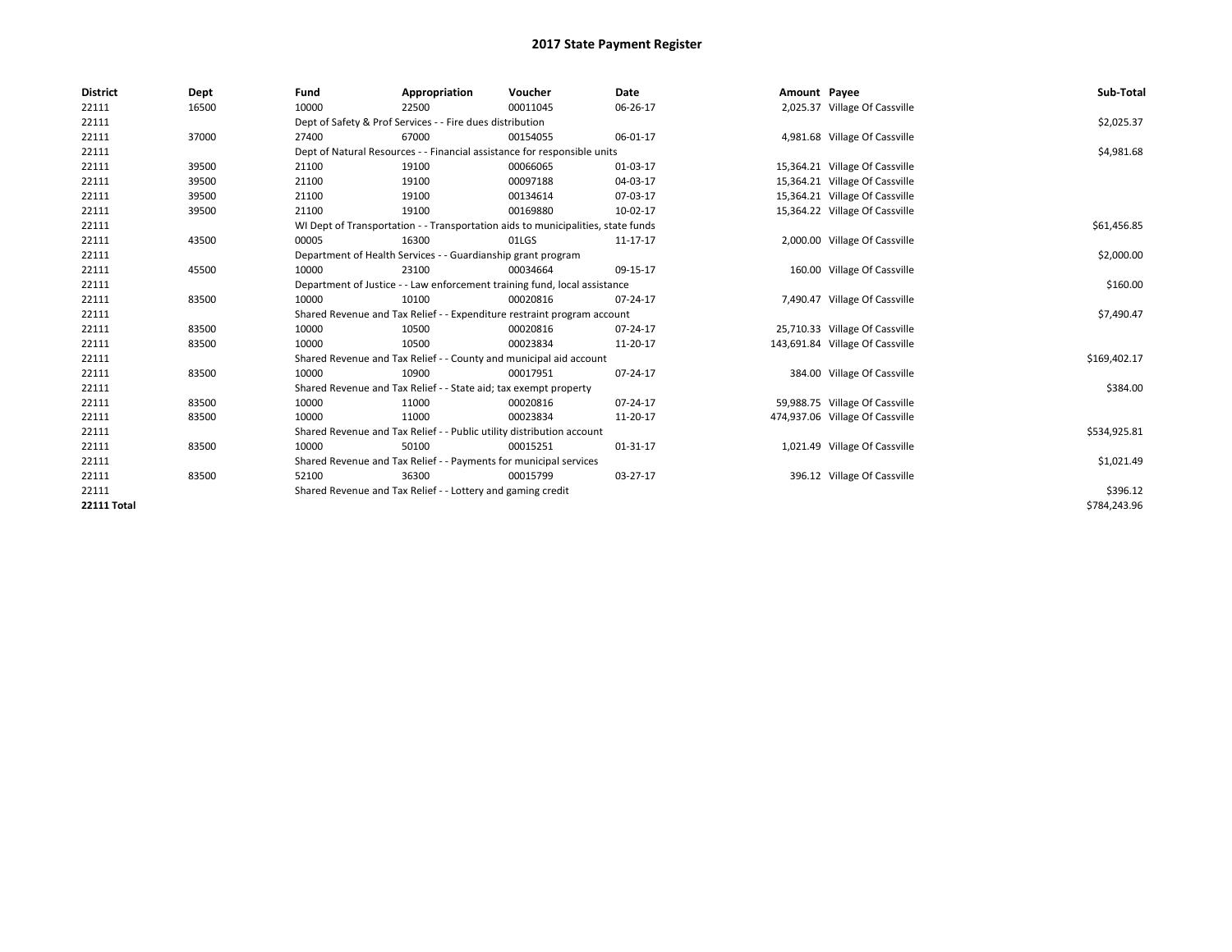# 2017 State Payment Register

| District | Dept | Fund | Appropriation | Voucher | Date | Amount | Payee | Sub-Total |
|---|---|---|---|---|---|---|---|---|
| 22111 | 16500 | 10000 | 22500 | 00011045 | 06-26-17 | 2,025.37 | Village Of Cassville | |
| 22111 | | Dept of Safety & Prof Services - - Fire dues distribution | | | | | | $2,025.37 |
| 22111 | 37000 | 27400 | 67000 | 00154055 | 06-01-17 | 4,981.68 | Village Of Cassville | |
| 22111 | | Dept of Natural Resources - - Financial assistance for responsible units | | | | | | $4,981.68 |
| 22111 | 39500 | 21100 | 19100 | 00066065 | 01-03-17 | 15,364.21 | Village Of Cassville | |
| 22111 | 39500 | 21100 | 19100 | 00097188 | 04-03-17 | 15,364.21 | Village Of Cassville | |
| 22111 | 39500 | 21100 | 19100 | 00134614 | 07-03-17 | 15,364.21 | Village Of Cassville | |
| 22111 | 39500 | 21100 | 19100 | 00169880 | 10-02-17 | 15,364.22 | Village Of Cassville | |
| 22111 | | WI Dept of Transportation - - Transportation aids to municipalities, state funds | | | | | | $61,456.85 |
| 22111 | 43500 | 00005 | 16300 | 01LGS | 11-17-17 | 2,000.00 | Village Of Cassville | |
| 22111 | | Department of Health Services - - Guardianship grant program | | | | | | $2,000.00 |
| 22111 | 45500 | 10000 | 23100 | 00034664 | 09-15-17 | 160.00 | Village Of Cassville | |
| 22111 | | Department of Justice - - Law enforcement training fund, local assistance | | | | | | $160.00 |
| 22111 | 83500 | 10000 | 10100 | 00020816 | 07-24-17 | 7,490.47 | Village Of Cassville | |
| 22111 | | Shared Revenue and Tax Relief - - Expenditure restraint program account | | | | | | $7,490.47 |
| 22111 | 83500 | 10000 | 10500 | 00020816 | 07-24-17 | 25,710.33 | Village Of Cassville | |
| 22111 | 83500 | 10000 | 10500 | 00023834 | 11-20-17 | 143,691.84 | Village Of Cassville | |
| 22111 | | Shared Revenue and Tax Relief - - County and municipal aid account | | | | | | $169,402.17 |
| 22111 | 83500 | 10000 | 10900 | 00017951 | 07-24-17 | 384.00 | Village Of Cassville | |
| 22111 | | Shared Revenue and Tax Relief - - State aid; tax exempt property | | | | | | $384.00 |
| 22111 | 83500 | 10000 | 11000 | 00020816 | 07-24-17 | 59,988.75 | Village Of Cassville | |
| 22111 | 83500 | 10000 | 11000 | 00023834 | 11-20-17 | 474,937.06 | Village Of Cassville | |
| 22111 | | Shared Revenue and Tax Relief - - Public utility distribution account | | | | | | $534,925.81 |
| 22111 | 83500 | 10000 | 50100 | 00015251 | 01-31-17 | 1,021.49 | Village Of Cassville | |
| 22111 | | Shared Revenue and Tax Relief - - Payments for municipal services | | | | | | $1,021.49 |
| 22111 | 83500 | 52100 | 36300 | 00015799 | 03-27-17 | 396.12 | Village Of Cassville | |
| 22111 | | Shared Revenue and Tax Relief - - Lottery and gaming credit | | | | | | $396.12 |
| **22111 Total** | | | | | | | | $784,243.96 |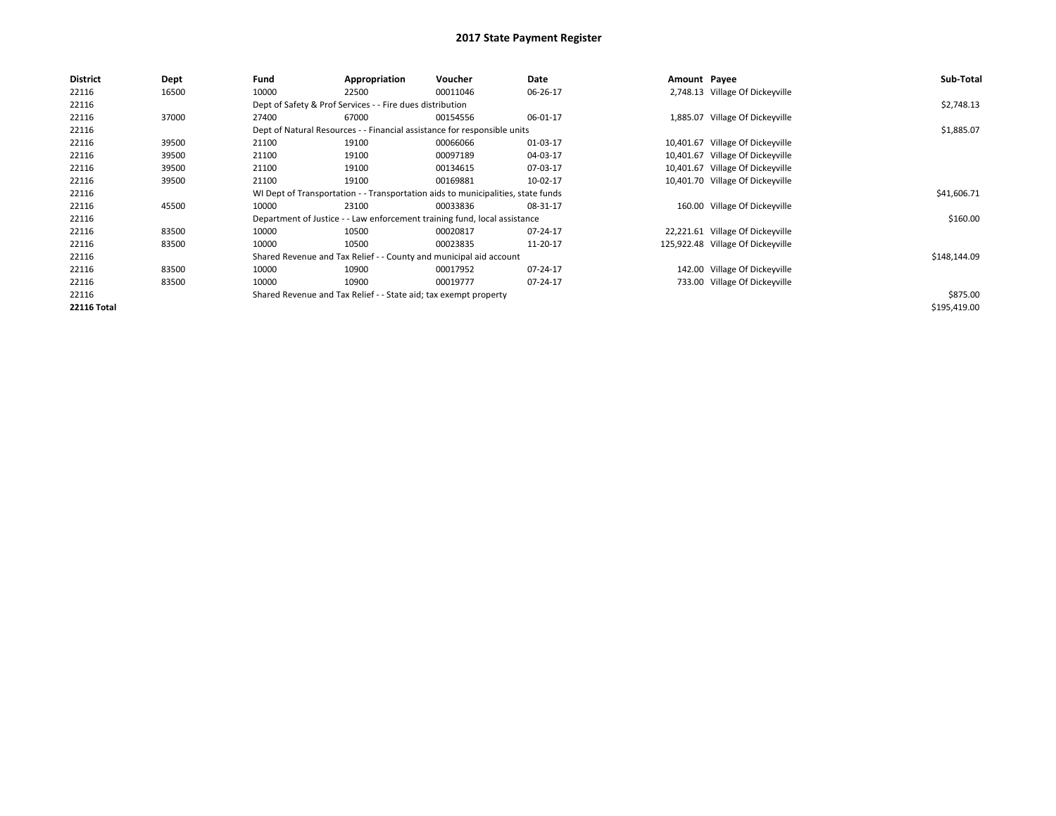# 2017 State Payment Register

| District | Dept | Fund | Appropriation | Voucher | Date | Amount | Payee | Sub-Total |
|---|---|---|---|---|---|---|---|---|
| 22116 | 16500 | 10000 | 22500 | 00011046 | 06-26-17 | 2,748.13 | Village Of Dickeyville | |
| 22116 | | Dept of Safety & Prof Services - - Fire dues distribution | | | | | | $2,748.13 |
| 22116 | 37000 | 27400 | 67000 | 00154556 | 06-01-17 | 1,885.07 | Village Of Dickeyville | |
| 22116 | | Dept of Natural Resources - - Financial assistance for responsible units | | | | | | $1,885.07 |
| 22116 | 39500 | 21100 | 19100 | 00066066 | 01-03-17 | 10,401.67 | Village Of Dickeyville | |
| 22116 | 39500 | 21100 | 19100 | 00097189 | 04-03-17 | 10,401.67 | Village Of Dickeyville | |
| 22116 | 39500 | 21100 | 19100 | 00134615 | 07-03-17 | 10,401.67 | Village Of Dickeyville | |
| 22116 | 39500 | 21100 | 19100 | 00169881 | 10-02-17 | 10,401.70 | Village Of Dickeyville | |
| 22116 | | WI Dept of Transportation - - Transportation aids to municipalities, state funds | | | | | | $41,606.71 |
| 22116 | 45500 | 10000 | 23100 | 00033836 | 08-31-17 | 160.00 | Village Of Dickeyville | |
| 22116 | | Department of Justice - - Law enforcement training fund, local assistance | | | | | | $160.00 |
| 22116 | 83500 | 10000 | 10500 | 00020817 | 07-24-17 | 22,221.61 | Village Of Dickeyville | |
| 22116 | 83500 | 10000 | 10500 | 00023835 | 11-20-17 | 125,922.48 | Village Of Dickeyville | |
| 22116 | | Shared Revenue and Tax Relief - - County and municipal aid account | | | | | | $148,144.09 |
| 22116 | 83500 | 10000 | 10900 | 00017952 | 07-24-17 | 142.00 | Village Of Dickeyville | |
| 22116 | 83500 | 10000 | 10900 | 00019777 | 07-24-17 | 733.00 | Village Of Dickeyville | |
| 22116 | | Shared Revenue and Tax Relief - - State aid; tax exempt property | | | | | | $875.00 |
| **22116 Total** | | | | | | | | $195,419.00 |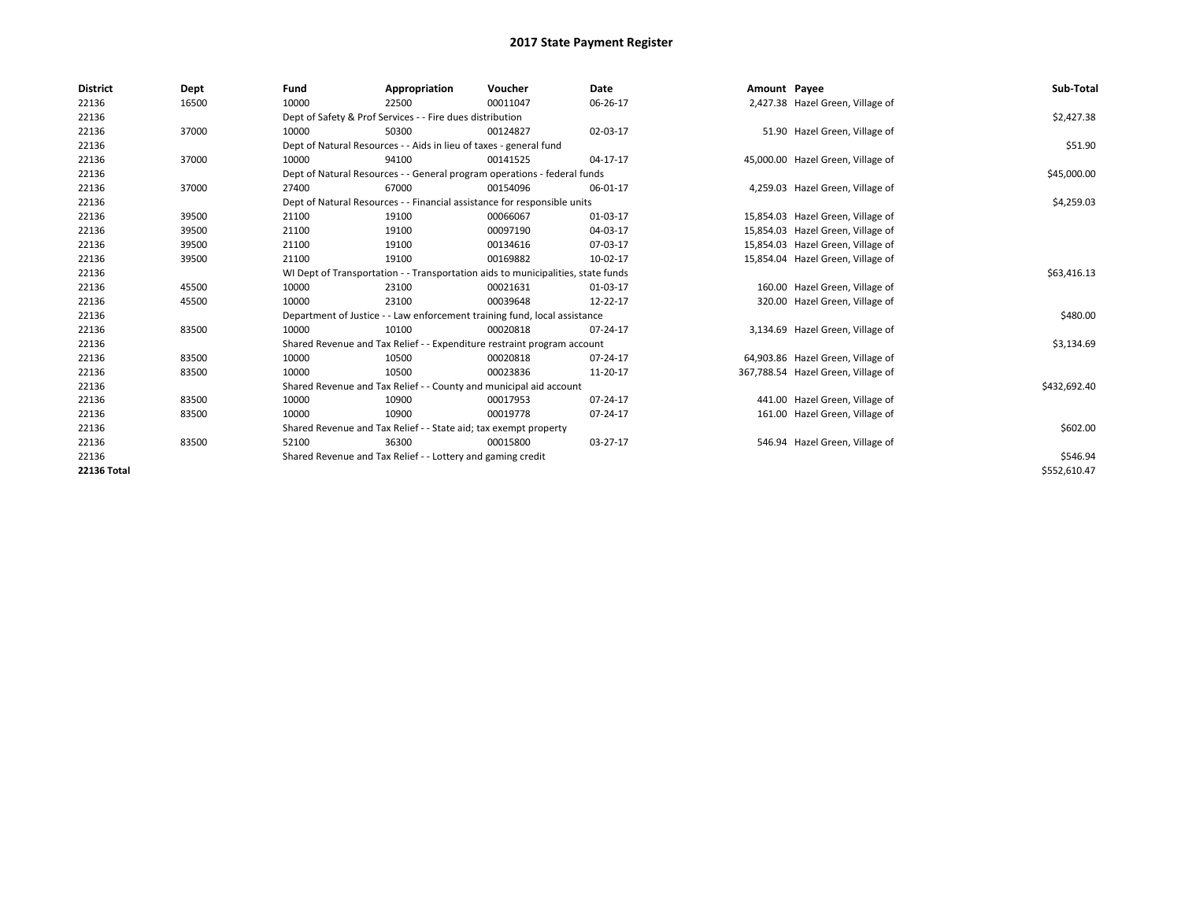# 2017 State Payment Register

| District | Dept | Fund | Appropriation | Voucher | Date | Amount | Payee | Sub-Total |
|---|---|---|---|---|---|---|---|---|
| 22136 | 16500 | 10000 | 22500 | 00011047 | 06-26-17 | 2,427.38 | Hazel Green, Village of | |
| 22136 | | Dept of Safety & Prof Services - - Fire dues distribution | | | | | | $2,427.38 |
| 22136 | 37000 | 10000 | 50300 | 00124827 | 02-03-17 | 51.90 | Hazel Green, Village of | |
| 22136 | | Dept of Natural Resources - - Aids in lieu of taxes - general fund | | | | | | $51.90 |
| 22136 | 37000 | 10000 | 94100 | 00141525 | 04-17-17 | 45,000.00 | Hazel Green, Village of | |
| 22136 | | Dept of Natural Resources - - General program operations - federal funds | | | | | | $45,000.00 |
| 22136 | 37000 | 27400 | 67000 | 00154096 | 06-01-17 | 4,259.03 | Hazel Green, Village of | |
| 22136 | | Dept of Natural Resources - - Financial assistance for responsible units | | | | | | $4,259.03 |
| 22136 | 39500 | 21100 | 19100 | 00066067 | 01-03-17 | 15,854.03 | Hazel Green, Village of | |
| 22136 | 39500 | 21100 | 19100 | 00097190 | 04-03-17 | 15,854.03 | Hazel Green, Village of | |
| 22136 | 39500 | 21100 | 19100 | 00134616 | 07-03-17 | 15,854.03 | Hazel Green, Village of | |
| 22136 | 39500 | 21100 | 19100 | 00169882 | 10-02-17 | 15,854.04 | Hazel Green, Village of | |
| 22136 | | WI Dept of Transportation - - Transportation aids to municipalities, state funds | | | | | | $63,416.13 |
| 22136 | 45500 | 10000 | 23100 | 00021631 | 01-03-17 | 160.00 | Hazel Green, Village of | |
| 22136 | 45500 | 10000 | 23100 | 00039648 | 12-22-17 | 320.00 | Hazel Green, Village of | |
| 22136 | | Department of Justice - - Law enforcement training fund, local assistance | | | | | | $480.00 |
| 22136 | 83500 | 10000 | 10100 | 00020818 | 07-24-17 | 3,134.69 | Hazel Green, Village of | |
| 22136 | | Shared Revenue and Tax Relief - - Expenditure restraint program account | | | | | | $3,134.69 |
| 22136 | 83500 | 10000 | 10500 | 00020818 | 07-24-17 | 64,903.86 | Hazel Green, Village of | |
| 22136 | 83500 | 10000 | 10500 | 00023836 | 11-20-17 | 367,788.54 | Hazel Green, Village of | |
| 22136 | | Shared Revenue and Tax Relief - - County and municipal aid account | | | | | | $432,692.40 |
| 22136 | 83500 | 10000 | 10900 | 00017953 | 07-24-17 | 441.00 | Hazel Green, Village of | |
| 22136 | 83500 | 10000 | 10900 | 00019778 | 07-24-17 | 161.00 | Hazel Green, Village of | |
| 22136 | | Shared Revenue and Tax Relief - - State aid; tax exempt property | | | | | | $602.00 |
| 22136 | 83500 | 52100 | 36300 | 00015800 | 03-27-17 | 546.94 | Hazel Green, Village of | |
| 22136 | | Shared Revenue and Tax Relief - - Lottery and gaming credit | | | | | | $546.94 |
| **22136 Total** | | | | | | | | $552,610.47 |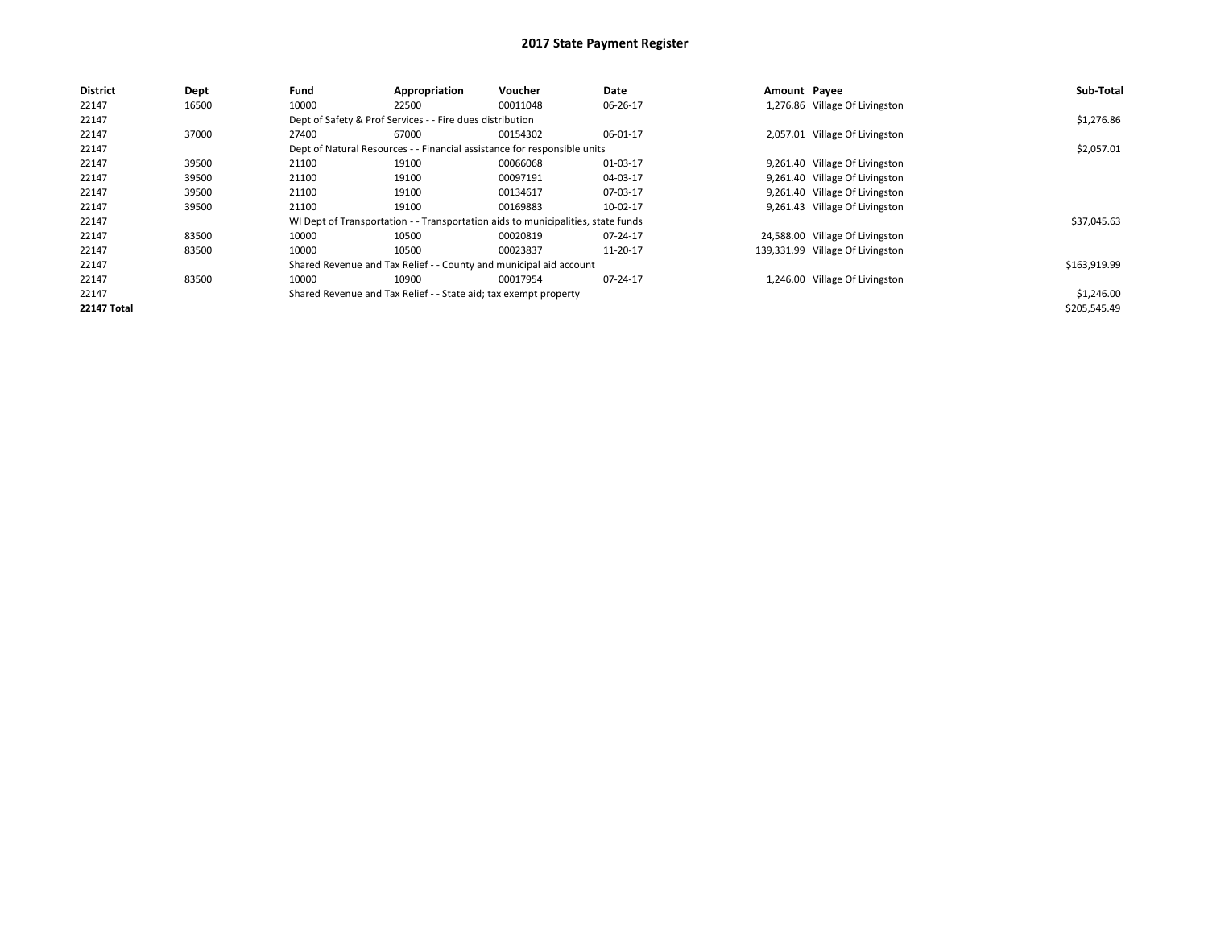# 2017 State Payment Register

| District | Dept | Fund | Appropriation | Voucher | Date | Amount | Payee | Sub-Total |
|---|---|---|---|---|---|---|---|---|
| 22147 | 16500 | 10000 | 22500 | 00011048 | 06-26-17 | 1,276.86 | Village Of Livingston | |
| 22147 | | Dept of Safety & Prof Services - - Fire dues distribution | | | | | | $1,276.86 |
| 22147 | 37000 | 27400 | 67000 | 00154302 | 06-01-17 | 2,057.01 | Village Of Livingston | |
| 22147 | | Dept of Natural Resources - - Financial assistance for responsible units | | | | | | $2,057.01 |
| 22147 | 39500 | 21100 | 19100 | 00066068 | 01-03-17 | 9,261.40 | Village Of Livingston | |
| 22147 | 39500 | 21100 | 19100 | 00097191 | 04-03-17 | 9,261.40 | Village Of Livingston | |
| 22147 | 39500 | 21100 | 19100 | 00134617 | 07-03-17 | 9,261.40 | Village Of Livingston | |
| 22147 | 39500 | 21100 | 19100 | 00169883 | 10-02-17 | 9,261.43 | Village Of Livingston | |
| 22147 | | WI Dept of Transportation - - Transportation aids to municipalities, state funds | | | | | | $37,045.63 |
| 22147 | 83500 | 10000 | 10500 | 00020819 | 07-24-17 | 24,588.00 | Village Of Livingston | |
| 22147 | 83500 | 10000 | 10500 | 00023837 | 11-20-17 | 139,331.99 | Village Of Livingston | |
| 22147 | | Shared Revenue and Tax Relief - - County and municipal aid account | | | | | | $163,919.99 |
| 22147 | 83500 | 10000 | 10900 | 00017954 | 07-24-17 | 1,246.00 | Village Of Livingston | |
| 22147 | | Shared Revenue and Tax Relief - - State aid; tax exempt property | | | | | | $1,246.00 |
| **22147 Total** | | | | | | | | $205,545.49 |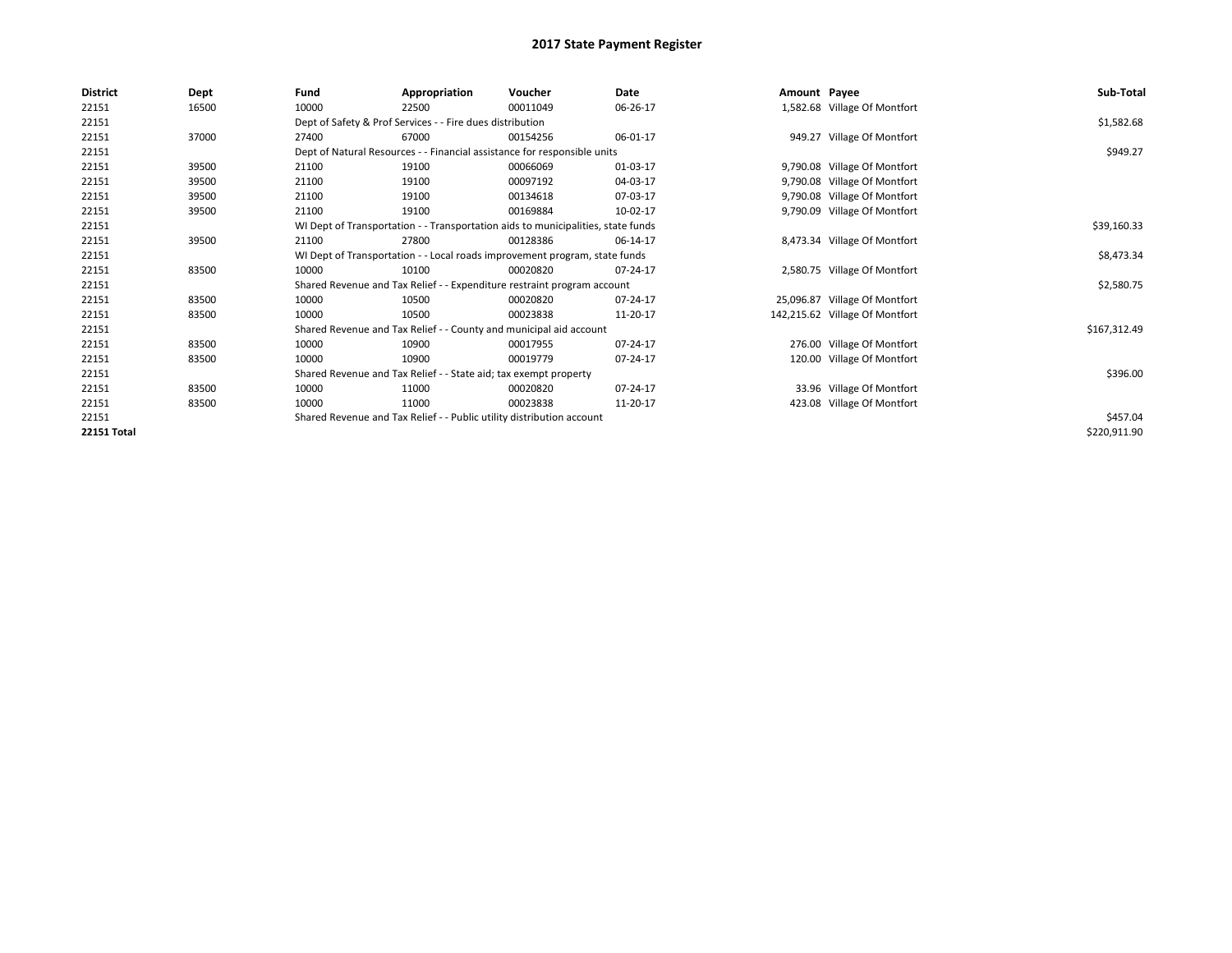# 2017 State Payment Register

| District | Dept | Fund | Appropriation | Voucher | Date | Amount | Payee | Sub-Total |
|---|---|---|---|---|---|---|---|---|
| 22151 | 16500 | 10000 | 22500 | 00011049 | 06-26-17 | 1,582.68 | Village Of Montfort | |
| 22151 | | Dept of Safety & Prof Services - - Fire dues distribution | | | | | | $1,582.68 |
| 22151 | 37000 | 27400 | 67000 | 00154256 | 06-01-17 | 949.27 | Village Of Montfort | |
| 22151 | | Dept of Natural Resources - - Financial assistance for responsible units | | | | | | $949.27 |
| 22151 | 39500 | 21100 | 19100 | 00066069 | 01-03-17 | 9,790.08 | Village Of Montfort | |
| 22151 | 39500 | 21100 | 19100 | 00097192 | 04-03-17 | 9,790.08 | Village Of Montfort | |
| 22151 | 39500 | 21100 | 19100 | 00134618 | 07-03-17 | 9,790.08 | Village Of Montfort | |
| 22151 | 39500 | 21100 | 19100 | 00169884 | 10-02-17 | 9,790.09 | Village Of Montfort | |
| 22151 | | WI Dept of Transportation - - Transportation aids to municipalities, state funds | | | | | | $39,160.33 |
| 22151 | 39500 | 21100 | 27800 | 00128386 | 06-14-17 | 8,473.34 | Village Of Montfort | |
| 22151 | | WI Dept of Transportation - - Local roads improvement program, state funds | | | | | | $8,473.34 |
| 22151 | 83500 | 10000 | 10100 | 00020820 | 07-24-17 | 2,580.75 | Village Of Montfort | |
| 22151 | | Shared Revenue and Tax Relief - - Expenditure restraint program account | | | | | | $2,580.75 |
| 22151 | 83500 | 10000 | 10500 | 00020820 | 07-24-17 | 25,096.87 | Village Of Montfort | |
| 22151 | 83500 | 10000 | 10500 | 00023838 | 11-20-17 | 142,215.62 | Village Of Montfort | |
| 22151 | | Shared Revenue and Tax Relief - - County and municipal aid account | | | | | | $167,312.49 |
| 22151 | 83500 | 10000 | 10900 | 00017955 | 07-24-17 | 276.00 | Village Of Montfort | |
| 22151 | 83500 | 10000 | 10900 | 00019779 | 07-24-17 | 120.00 | Village Of Montfort | |
| 22151 | | Shared Revenue and Tax Relief - - State aid; tax exempt property | | | | | | $396.00 |
| 22151 | 83500 | 10000 | 11000 | 00020820 | 07-24-17 | 33.96 | Village Of Montfort | |
| 22151 | 83500 | 10000 | 11000 | 00023838 | 11-20-17 | 423.08 | Village Of Montfort | |
| 22151 | | Shared Revenue and Tax Relief - - Public utility distribution account | | | | | | $457.04 |
| **22151 Total** | | | | | | | | $220,911.90 |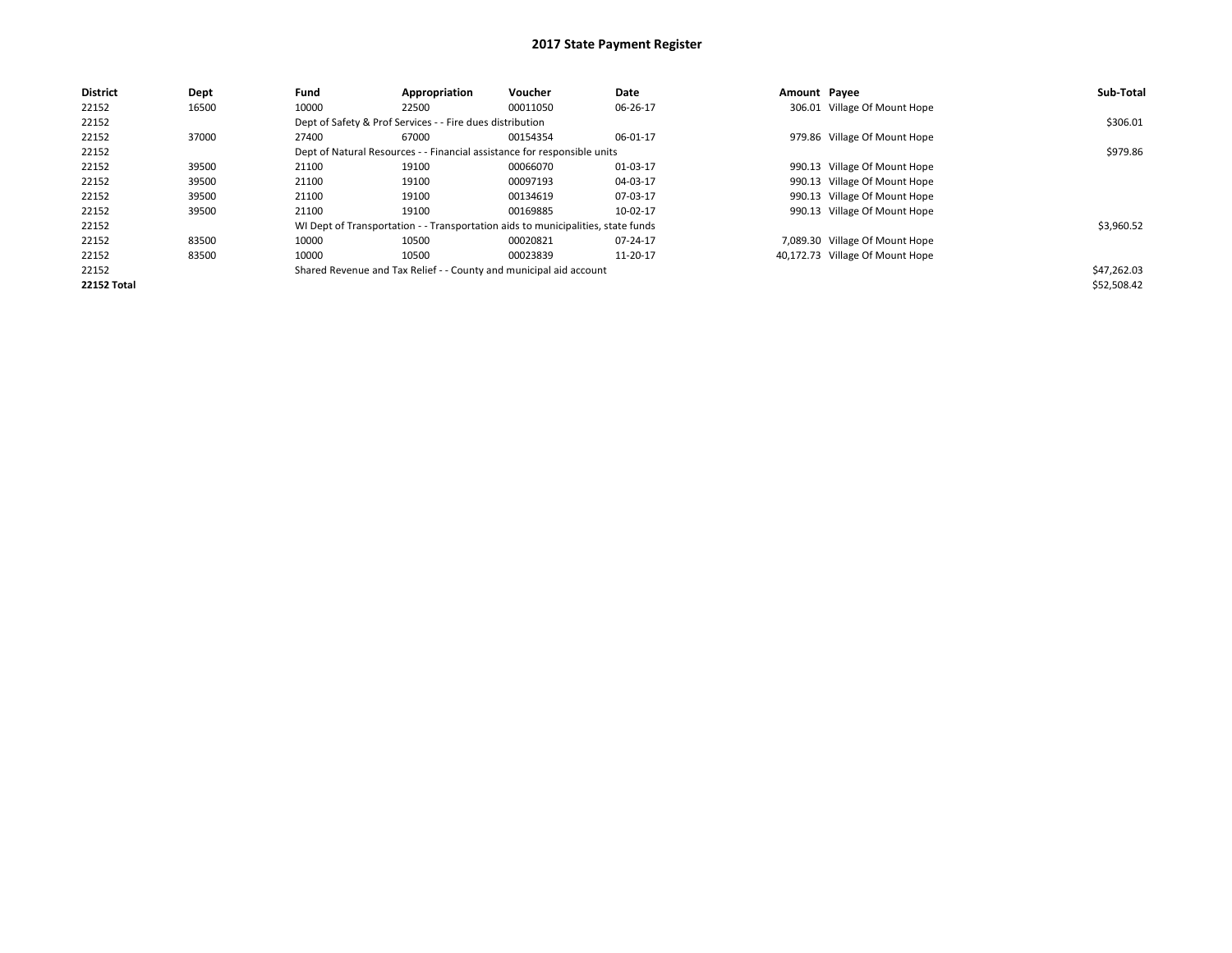# 2017 State Payment Register

| District | Dept | Fund | Appropriation | Voucher | Date | Amount | Payee | Sub-Total |
|---|---|---|---|---|---|---|---|---|
| 22152 | 16500 | 10000 | 22500 | 00011050 | 06-26-17 | 306.01 | Village Of Mount Hope | |
| 22152 | | Dept of Safety & Prof Services - - Fire dues distribution | | | | | | $306.01 |
| 22152 | 37000 | 27400 | 67000 | 00154354 | 06-01-17 | 979.86 | Village Of Mount Hope | |
| 22152 | | Dept of Natural Resources - - Financial assistance for responsible units | | | | | | $979.86 |
| 22152 | 39500 | 21100 | 19100 | 00066070 | 01-03-17 | 990.13 | Village Of Mount Hope | |
| 22152 | 39500 | 21100 | 19100 | 00097193 | 04-03-17 | 990.13 | Village Of Mount Hope | |
| 22152 | 39500 | 21100 | 19100 | 00134619 | 07-03-17 | 990.13 | Village Of Mount Hope | |
| 22152 | 39500 | 21100 | 19100 | 00169885 | 10-02-17 | 990.13 | Village Of Mount Hope | |
| 22152 | | WI Dept of Transportation - - Transportation aids to municipalities, state funds | | | | | | $3,960.52 |
| 22152 | 83500 | 10000 | 10500 | 00020821 | 07-24-17 | 7,089.30 | Village Of Mount Hope | |
| 22152 | 83500 | 10000 | 10500 | 00023839 | 11-20-17 | 40,172.73 | Village Of Mount Hope | |
| 22152 | | Shared Revenue and Tax Relief - - County and municipal aid account | | | | | | $47,262.03 |
| **22152 Total** | | | | | | | | $52,508.42 |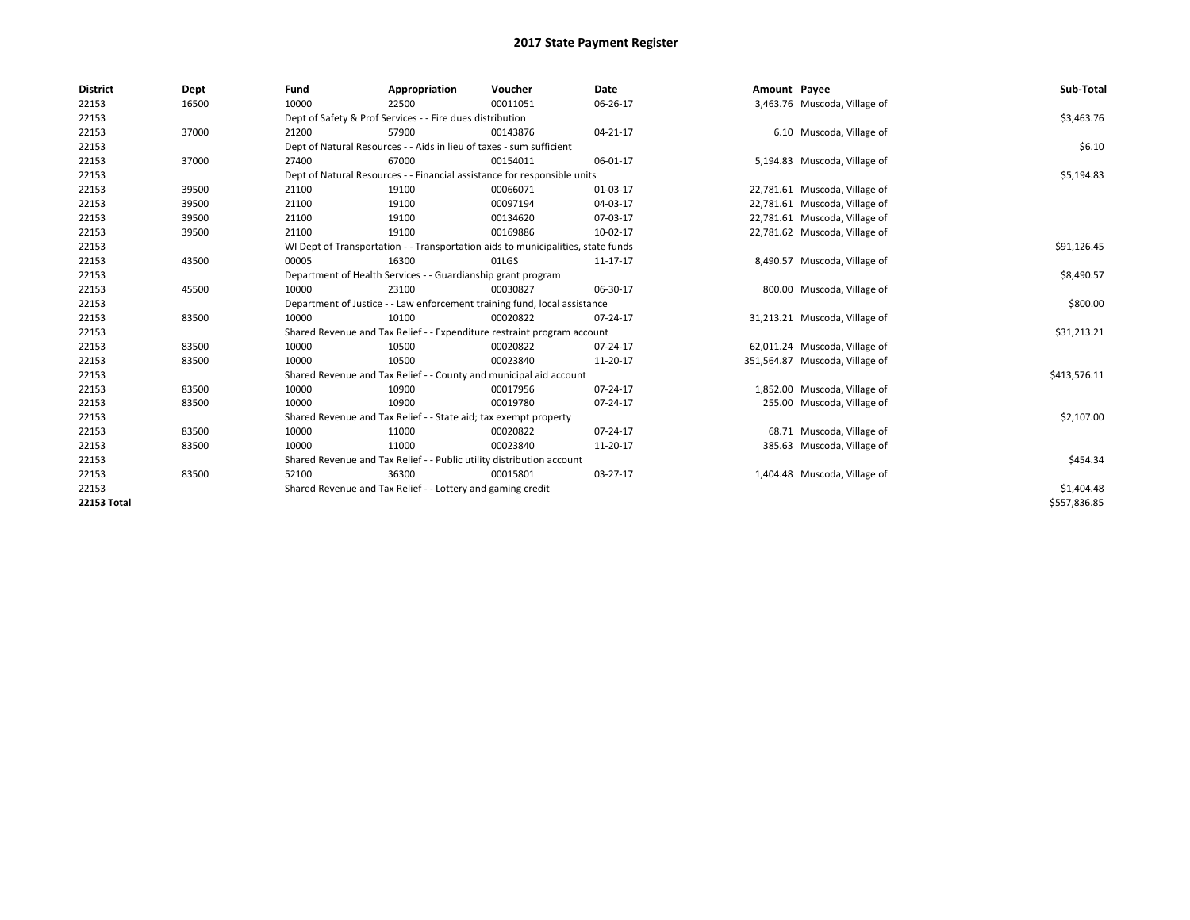# 2017 State Payment Register

| District | Dept | Fund | Appropriation | Voucher | Date | Amount | Payee | Sub-Total |
|---|---|---|---|---|---|---|---|---|
| 22153 | 16500 | 10000 | 22500 | 00011051 | 06-26-17 | 3,463.76 | Muscoda, Village of | |
| 22153 | | Dept of Safety & Prof Services - - Fire dues distribution | | | | | | $3,463.76 |
| 22153 | 37000 | 21200 | 57900 | 00143876 | 04-21-17 | 6.10 | Muscoda, Village of | |
| 22153 | | Dept of Natural Resources - - Aids in lieu of taxes - sum sufficient | | | | | | $6.10 |
| 22153 | 37000 | 27400 | 67000 | 00154011 | 06-01-17 | 5,194.83 | Muscoda, Village of | |
| 22153 | | Dept of Natural Resources - - Financial assistance for responsible units | | | | | | $5,194.83 |
| 22153 | 39500 | 21100 | 19100 | 00066071 | 01-03-17 | 22,781.61 | Muscoda, Village of | |
| 22153 | 39500 | 21100 | 19100 | 00097194 | 04-03-17 | 22,781.61 | Muscoda, Village of | |
| 22153 | 39500 | 21100 | 19100 | 00134620 | 07-03-17 | 22,781.61 | Muscoda, Village of | |
| 22153 | 39500 | 21100 | 19100 | 00169886 | 10-02-17 | 22,781.62 | Muscoda, Village of | |
| 22153 | | WI Dept of Transportation - - Transportation aids to municipalities, state funds | | | | | | $91,126.45 |
| 22153 | 43500 | 00005 | 16300 | 01LGS | 11-17-17 | 8,490.57 | Muscoda, Village of | |
| 22153 | | Department of Health Services - - Guardianship grant program | | | | | | $8,490.57 |
| 22153 | 45500 | 10000 | 23100 | 00030827 | 06-30-17 | 800.00 | Muscoda, Village of | |
| 22153 | | Department of Justice - - Law enforcement training fund, local assistance | | | | | | $800.00 |
| 22153 | 83500 | 10000 | 10100 | 00020822 | 07-24-17 | 31,213.21 | Muscoda, Village of | |
| 22153 | | Shared Revenue and Tax Relief - - Expenditure restraint program account | | | | | | $31,213.21 |
| 22153 | 83500 | 10000 | 10500 | 00020822 | 07-24-17 | 62,011.24 | Muscoda, Village of | |
| 22153 | 83500 | 10000 | 10500 | 00023840 | 11-20-17 | 351,564.87 | Muscoda, Village of | |
| 22153 | | Shared Revenue and Tax Relief - - County and municipal aid account | | | | | | $413,576.11 |
| 22153 | 83500 | 10000 | 10900 | 00017956 | 07-24-17 | 1,852.00 | Muscoda, Village of | |
| 22153 | 83500 | 10000 | 10900 | 00019780 | 07-24-17 | 255.00 | Muscoda, Village of | |
| 22153 | | Shared Revenue and Tax Relief - - State aid; tax exempt property | | | | | | $2,107.00 |
| 22153 | 83500 | 10000 | 11000 | 00020822 | 07-24-17 | 68.71 | Muscoda, Village of | |
| 22153 | 83500 | 10000 | 11000 | 00023840 | 11-20-17 | 385.63 | Muscoda, Village of | |
| 22153 | | Shared Revenue and Tax Relief - - Public utility distribution account | | | | | | $454.34 |
| 22153 | 83500 | 52100 | 36300 | 00015801 | 03-27-17 | 1,404.48 | Muscoda, Village of | |
| 22153 | | Shared Revenue and Tax Relief - - Lottery and gaming credit | | | | | | $1,404.48 |
| **22153 Total** | | | | | | | | $557,836.85 |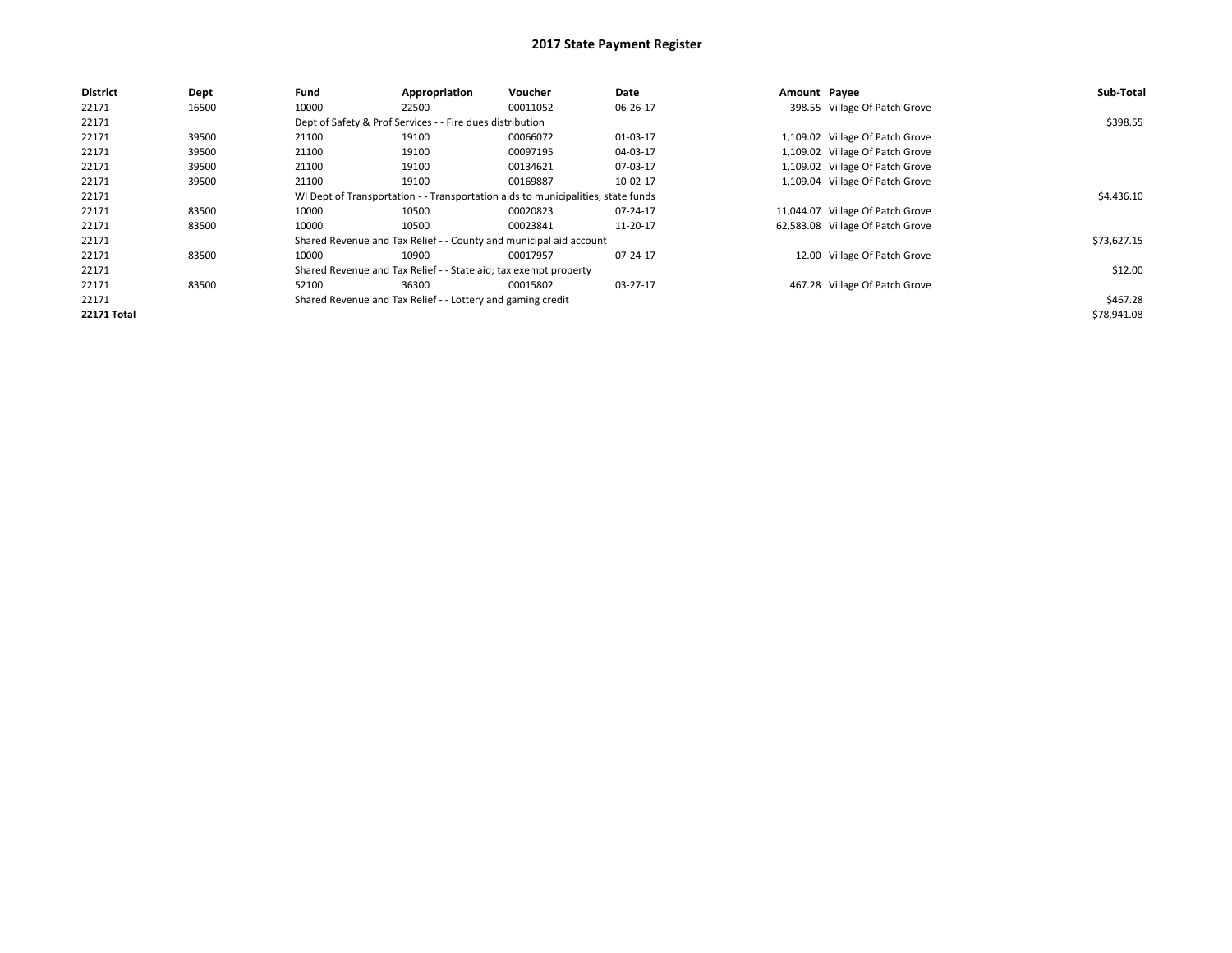# 2017 State Payment Register

| District | Dept | Fund | Appropriation | Voucher | Date | Amount | Payee | Sub-Total |
|---|---|---|---|---|---|---|---|---|
| 22171 | 16500 | 10000 | 22500 | 00011052 | 06-26-17 | 398.55 | Village Of Patch Grove | |
| 22171 | | Dept of Safety & Prof Services - - Fire dues distribution | | | | | | $398.55 |
| 22171 | 39500 | 21100 | 19100 | 00066072 | 01-03-17 | 1,109.02 | Village Of Patch Grove | |
| 22171 | 39500 | 21100 | 19100 | 00097195 | 04-03-17 | 1,109.02 | Village Of Patch Grove | |
| 22171 | 39500 | 21100 | 19100 | 00134621 | 07-03-17 | 1,109.02 | Village Of Patch Grove | |
| 22171 | 39500 | 21100 | 19100 | 00169887 | 10-02-17 | 1,109.04 | Village Of Patch Grove | |
| 22171 | | WI Dept of Transportation - - Transportation aids to municipalities, state funds | | | | | | $4,436.10 |
| 22171 | 83500 | 10000 | 10500 | 00020823 | 07-24-17 | 11,044.07 | Village Of Patch Grove | |
| 22171 | 83500 | 10000 | 10500 | 00023841 | 11-20-17 | 62,583.08 | Village Of Patch Grove | |
| 22171 | | Shared Revenue and Tax Relief - - County and municipal aid account | | | | | | $73,627.15 |
| 22171 | 83500 | 10000 | 10900 | 00017957 | 07-24-17 | 12.00 | Village Of Patch Grove | |
| 22171 | | Shared Revenue and Tax Relief - - State aid; tax exempt property | | | | | | $12.00 |
| 22171 | 83500 | 52100 | 36300 | 00015802 | 03-27-17 | 467.28 | Village Of Patch Grove | |
| 22171 | | Shared Revenue and Tax Relief - - Lottery and gaming credit | | | | | | $467.28 |
| **22171 Total** | | | | | | | | $78,941.08 |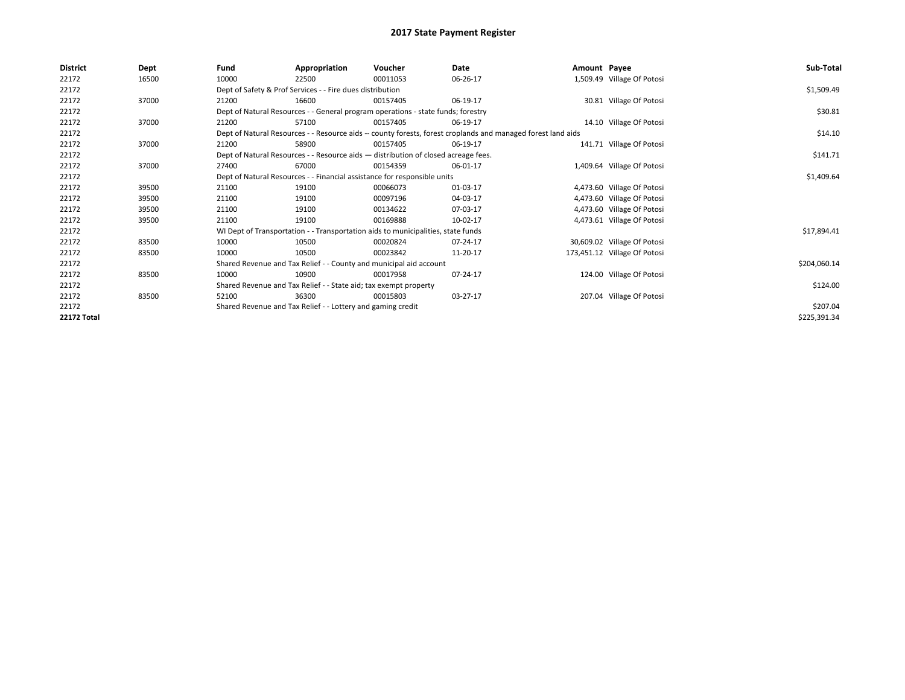# 2017 State Payment Register

| District | Dept | Fund | Appropriation | Voucher | Date | Amount | Payee | Sub-Total |
|---|---|---|---|---|---|---|---|---|
| 22172 | 16500 | 10000 | 22500 | 00011053 | 06-26-17 | 1,509.49 | Village Of Potosi | |
| 22172 | | Dept of Safety & Prof Services - - Fire dues distribution | | | | | | $1,509.49 |
| 22172 | 37000 | 21200 | 16600 | 00157405 | 06-19-17 | 30.81 | Village Of Potosi | |
| 22172 | | Dept of Natural Resources - - General program operations - state funds; forestry | | | | | | $30.81 |
| 22172 | 37000 | 21200 | 57100 | 00157405 | 06-19-17 | 14.10 | Village Of Potosi | |
| 22172 | | Dept of Natural Resources - - Resource aids -- county forests, forest croplands and managed forest land aids | | | | | | $14.10 |
| 22172 | 37000 | 21200 | 58900 | 00157405 | 06-19-17 | 141.71 | Village Of Potosi | |
| 22172 | | Dept of Natural Resources - - Resource aids — distribution of closed acreage fees. | | | | | | $141.71 |
| 22172 | 37000 | 27400 | 67000 | 00154359 | 06-01-17 | 1,409.64 | Village Of Potosi | |
| 22172 | | Dept of Natural Resources - - Financial assistance for responsible units | | | | | | $1,409.64 |
| 22172 | 39500 | 21100 | 19100 | 00066073 | 01-03-17 | 4,473.60 | Village Of Potosi | |
| 22172 | 39500 | 21100 | 19100 | 00097196 | 04-03-17 | 4,473.60 | Village Of Potosi | |
| 22172 | 39500 | 21100 | 19100 | 00134622 | 07-03-17 | 4,473.60 | Village Of Potosi | |
| 22172 | 39500 | 21100 | 19100 | 00169888 | 10-02-17 | 4,473.61 | Village Of Potosi | |
| 22172 | | WI Dept of Transportation - - Transportation aids to municipalities, state funds | | | | | | $17,894.41 |
| 22172 | 83500 | 10000 | 10500 | 00020824 | 07-24-17 | 30,609.02 | Village Of Potosi | |
| 22172 | 83500 | 10000 | 10500 | 00023842 | 11-20-17 | 173,451.12 | Village Of Potosi | |
| 22172 | | Shared Revenue and Tax Relief - - County and municipal aid account | | | | | | $204,060.14 |
| 22172 | 83500 | 10000 | 10900 | 00017958 | 07-24-17 | 124.00 | Village Of Potosi | |
| 22172 | | Shared Revenue and Tax Relief - - State aid; tax exempt property | | | | | | $124.00 |
| 22172 | 83500 | 52100 | 36300 | 00015803 | 03-27-17 | 207.04 | Village Of Potosi | |
| 22172 | | Shared Revenue and Tax Relief - - Lottery and gaming credit | | | | | | $207.04 |
| **22172 Total** | | | | | | | | $225,391.34 |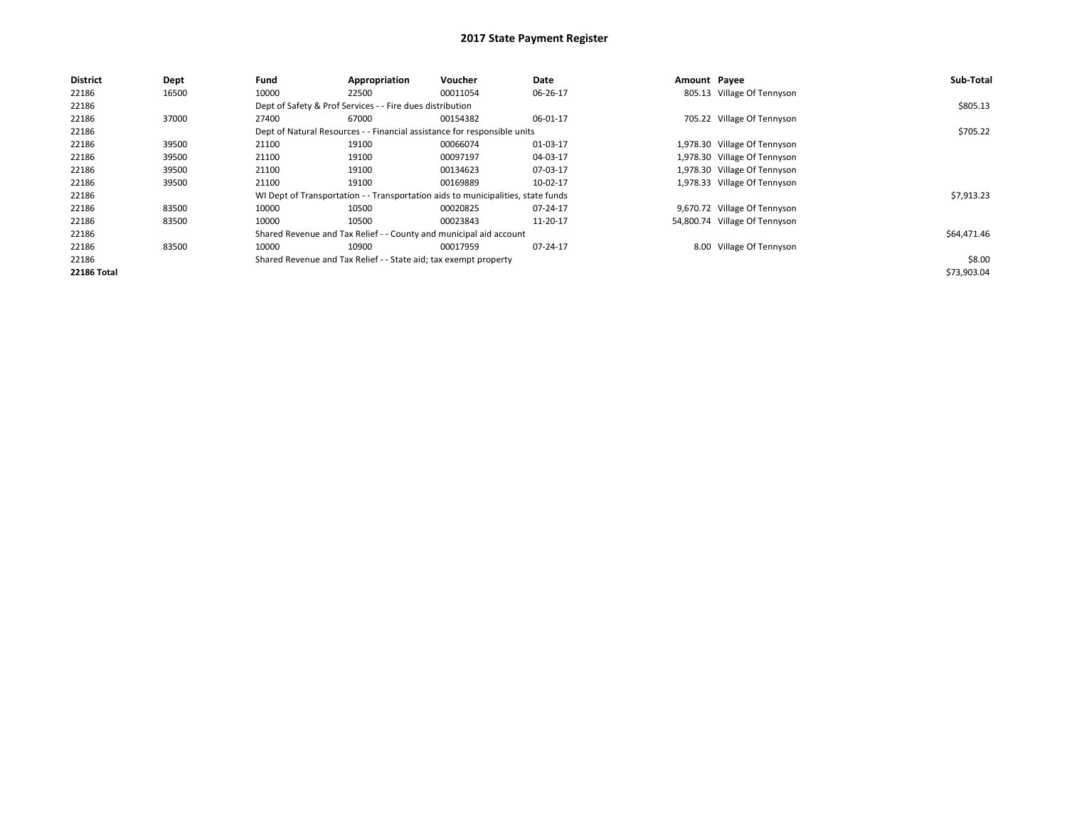# 2017 State Payment Register

| District | Dept | Fund | Appropriation | Voucher | Date | Amount | Payee | Sub-Total |
|---|---|---|---|---|---|---|---|---|
| 22186 | 16500 | 10000 | 22500 | 00011054 | 06-26-17 | 805.13 | Village Of Tennyson | |
| 22186 | | Dept of Safety & Prof Services - - Fire dues distribution | | | | | | $805.13 |
| 22186 | 37000 | 27400 | 67000 | 00154382 | 06-01-17 | 705.22 | Village Of Tennyson | |
| 22186 | | Dept of Natural Resources - - Financial assistance for responsible units | | | | | | $705.22 |
| 22186 | 39500 | 21100 | 19100 | 00066074 | 01-03-17 | 1,978.30 | Village Of Tennyson | |
| 22186 | 39500 | 21100 | 19100 | 00097197 | 04-03-17 | 1,978.30 | Village Of Tennyson | |
| 22186 | 39500 | 21100 | 19100 | 00134623 | 07-03-17 | 1,978.30 | Village Of Tennyson | |
| 22186 | 39500 | 21100 | 19100 | 00169889 | 10-02-17 | 1,978.33 | Village Of Tennyson | |
| 22186 | | WI Dept of Transportation - - Transportation aids to municipalities, state funds | | | | | | $7,913.23 |
| 22186 | 83500 | 10000 | 10500 | 00020825 | 07-24-17 | 9,670.72 | Village Of Tennyson | |
| 22186 | 83500 | 10000 | 10500 | 00023843 | 11-20-17 | 54,800.74 | Village Of Tennyson | |
| 22186 | | Shared Revenue and Tax Relief - - County and municipal aid account | | | | | | $64,471.46 |
| 22186 | 83500 | 10000 | 10900 | 00017959 | 07-24-17 | 8.00 | Village Of Tennyson | |
| 22186 | | Shared Revenue and Tax Relief - - State aid; tax exempt property | | | | | | $8.00 |
| **22186 Total** | | | | | | | | $73,903.04 |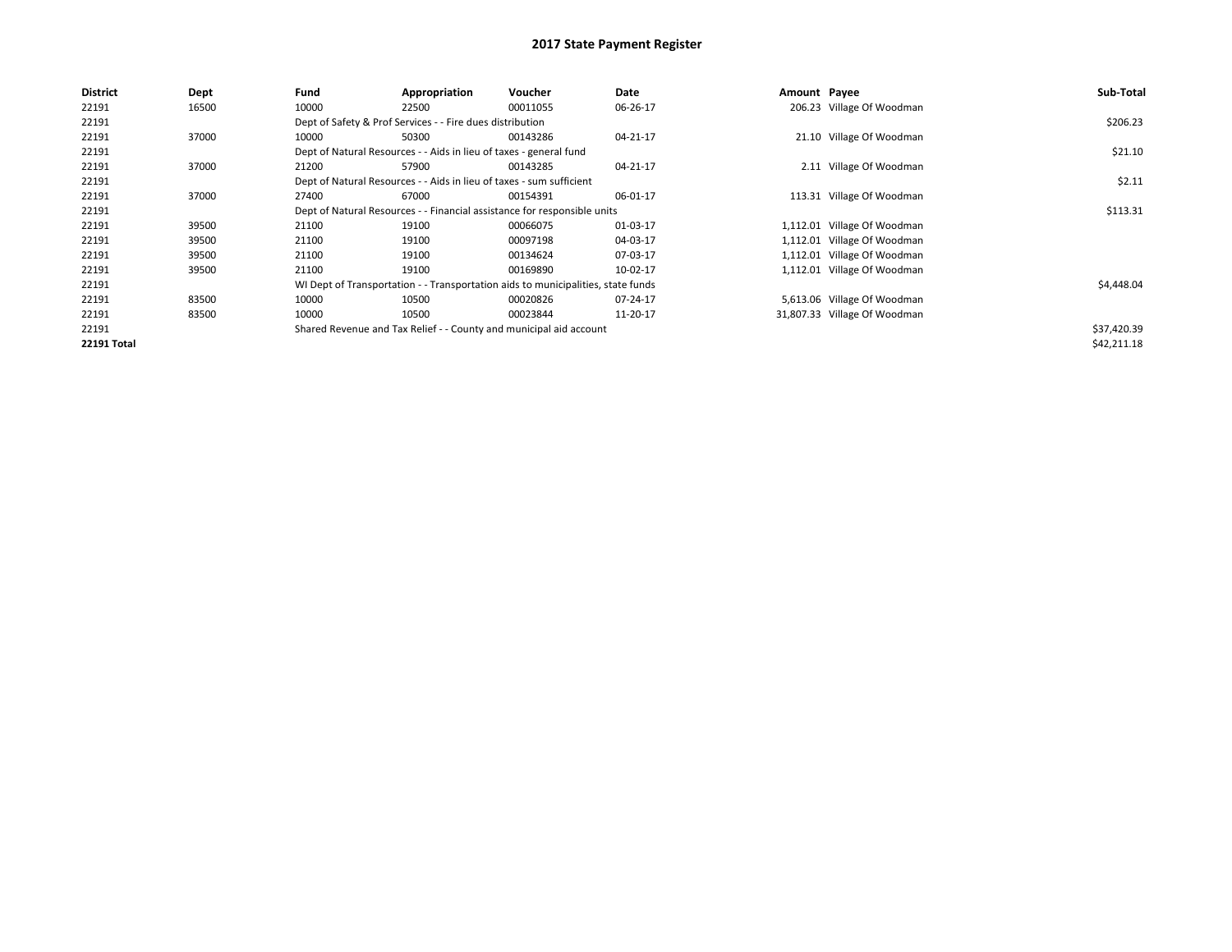# 2017 State Payment Register

| District | Dept | Fund | Appropriation | Voucher | Date | Amount | Payee | Sub-Total |
|---|---|---|---|---|---|---|---|---|
| 22191 | 16500 | 10000 | 22500 | 00011055 | 06-26-17 | 206.23 | Village Of Woodman | |
| 22191 | | Dept of Safety & Prof Services - - Fire dues distribution | | | | | | $206.23 |
| 22191 | 37000 | 10000 | 50300 | 00143286 | 04-21-17 | 21.10 | Village Of Woodman | |
| 22191 | | Dept of Natural Resources - - Aids in lieu of taxes - general fund | | | | | | $21.10 |
| 22191 | 37000 | 21200 | 57900 | 00143285 | 04-21-17 | 2.11 | Village Of Woodman | |
| 22191 | | Dept of Natural Resources - - Aids in lieu of taxes - sum sufficient | | | | | | $2.11 |
| 22191 | 37000 | 27400 | 67000 | 00154391 | 06-01-17 | 113.31 | Village Of Woodman | |
| 22191 | | Dept of Natural Resources - - Financial assistance for responsible units | | | | | | $113.31 |
| 22191 | 39500 | 21100 | 19100 | 00066075 | 01-03-17 | 1,112.01 | Village Of Woodman | |
| 22191 | 39500 | 21100 | 19100 | 00097198 | 04-03-17 | 1,112.01 | Village Of Woodman | |
| 22191 | 39500 | 21100 | 19100 | 00134624 | 07-03-17 | 1,112.01 | Village Of Woodman | |
| 22191 | 39500 | 21100 | 19100 | 00169890 | 10-02-17 | 1,112.01 | Village Of Woodman | |
| 22191 | | WI Dept of Transportation - - Transportation aids to municipalities, state funds | | | | | | $4,448.04 |
| 22191 | 83500 | 10000 | 10500 | 00020826 | 07-24-17 | 5,613.06 | Village Of Woodman | |
| 22191 | 83500 | 10000 | 10500 | 00023844 | 11-20-17 | 31,807.33 | Village Of Woodman | |
| 22191 | | Shared Revenue and Tax Relief - - County and municipal aid account | | | | | | $37,420.39 |
| **22191 Total** | | | | | | | | $42,211.18 |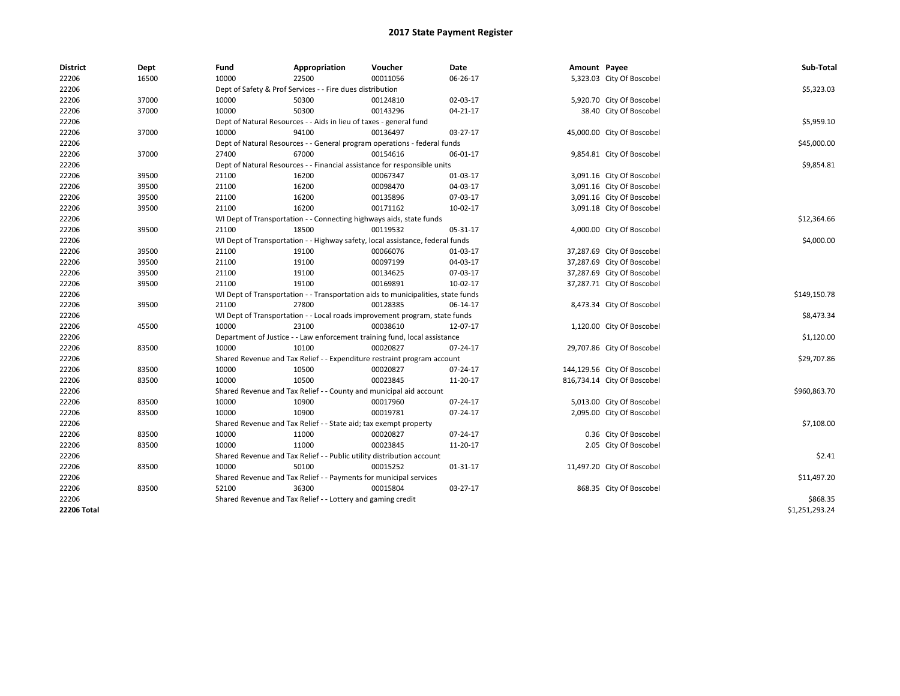# 2017 State Payment Register

| District | Dept | Fund | Appropriation | Voucher | Date | Amount | Payee | Sub-Total |
|---|---|---|---|---|---|---|---|---|
| 22206 | 16500 | 10000 | 22500 | 00011056 | 06-26-17 | 5,323.03 | City Of Boscobel | |
| 22206 | | Dept of Safety & Prof Services - - Fire dues distribution | | | | | | $5,323.03 |
| 22206 | 37000 | 10000 | 50300 | 00124810 | 02-03-17 | 5,920.70 | City Of Boscobel | |
| 22206 | 37000 | 10000 | 50300 | 00143296 | 04-21-17 | 38.40 | City Of Boscobel | |
| 22206 | | Dept of Natural Resources - - Aids in lieu of taxes - general fund | | | | | | $5,959.10 |
| 22206 | 37000 | 10000 | 94100 | 00136497 | 03-27-17 | 45,000.00 | City Of Boscobel | |
| 22206 | | Dept of Natural Resources - - General program operations - federal funds | | | | | | $45,000.00 |
| 22206 | 37000 | 27400 | 67000 | 00154616 | 06-01-17 | 9,854.81 | City Of Boscobel | |
| 22206 | | Dept of Natural Resources - - Financial assistance for responsible units | | | | | | $9,854.81 |
| 22206 | 39500 | 21100 | 16200 | 00067347 | 01-03-17 | 3,091.16 | City Of Boscobel | |
| 22206 | 39500 | 21100 | 16200 | 00098470 | 04-03-17 | 3,091.16 | City Of Boscobel | |
| 22206 | 39500 | 21100 | 16200 | 00135896 | 07-03-17 | 3,091.16 | City Of Boscobel | |
| 22206 | 39500 | 21100 | 16200 | 00171162 | 10-02-17 | 3,091.18 | City Of Boscobel | |
| 22206 | | WI Dept of Transportation - - Connecting highways aids, state funds | | | | | | $12,364.66 |
| 22206 | 39500 | 21100 | 18500 | 00119532 | 05-31-17 | 4,000.00 | City Of Boscobel | |
| 22206 | | WI Dept of Transportation - - Highway safety, local assistance, federal funds | | | | | | $4,000.00 |
| 22206 | 39500 | 21100 | 19100 | 00066076 | 01-03-17 | 37,287.69 | City Of Boscobel | |
| 22206 | 39500 | 21100 | 19100 | 00097199 | 04-03-17 | 37,287.69 | City Of Boscobel | |
| 22206 | 39500 | 21100 | 19100 | 00134625 | 07-03-17 | 37,287.69 | City Of Boscobel | |
| 22206 | 39500 | 21100 | 19100 | 00169891 | 10-02-17 | 37,287.71 | City Of Boscobel | |
| 22206 | | WI Dept of Transportation - - Transportation aids to municipalities, state funds | | | | | | $149,150.78 |
| 22206 | 39500 | 21100 | 27800 | 00128385 | 06-14-17 | 8,473.34 | City Of Boscobel | |
| 22206 | | WI Dept of Transportation - - Local roads improvement program, state funds | | | | | | $8,473.34 |
| 22206 | 45500 | 10000 | 23100 | 00038610 | 12-07-17 | 1,120.00 | City Of Boscobel | |
| 22206 | | Department of Justice - - Law enforcement training fund, local assistance | | | | | | $1,120.00 |
| 22206 | 83500 | 10000 | 10100 | 00020827 | 07-24-17 | 29,707.86 | City Of Boscobel | |
| 22206 | | Shared Revenue and Tax Relief - - Expenditure restraint program account | | | | | | $29,707.86 |
| 22206 | 83500 | 10000 | 10500 | 00020827 | 07-24-17 | 144,129.56 | City Of Boscobel | |
| 22206 | 83500 | 10000 | 10500 | 00023845 | 11-20-17 | 816,734.14 | City Of Boscobel | |
| 22206 | | Shared Revenue and Tax Relief - - County and municipal aid account | | | | | | $960,863.70 |
| 22206 | 83500 | 10000 | 10900 | 00017960 | 07-24-17 | 5,013.00 | City Of Boscobel | |
| 22206 | 83500 | 10000 | 10900 | 00019781 | 07-24-17 | 2,095.00 | City Of Boscobel | |
| 22206 | | Shared Revenue and Tax Relief - - State aid; tax exempt property | | | | | | $7,108.00 |
| 22206 | 83500 | 10000 | 11000 | 00020827 | 07-24-17 | 0.36 | City Of Boscobel | |
| 22206 | 83500 | 10000 | 11000 | 00023845 | 11-20-17 | 2.05 | City Of Boscobel | |
| 22206 | | Shared Revenue and Tax Relief - - Public utility distribution account | | | | | | $2.41 |
| 22206 | 83500 | 10000 | 50100 | 00015252 | 01-31-17 | 11,497.20 | City Of Boscobel | |
| 22206 | | Shared Revenue and Tax Relief - - Payments for municipal services | | | | | | $11,497.20 |
| 22206 | 83500 | 52100 | 36300 | 00015804 | 03-27-17 | 868.35 | City Of Boscobel | |
| 22206 | | Shared Revenue and Tax Relief - - Lottery and gaming credit | | | | | | $868.35 |
| **22206 Total** | | | | | | | | $1,251,293.24 |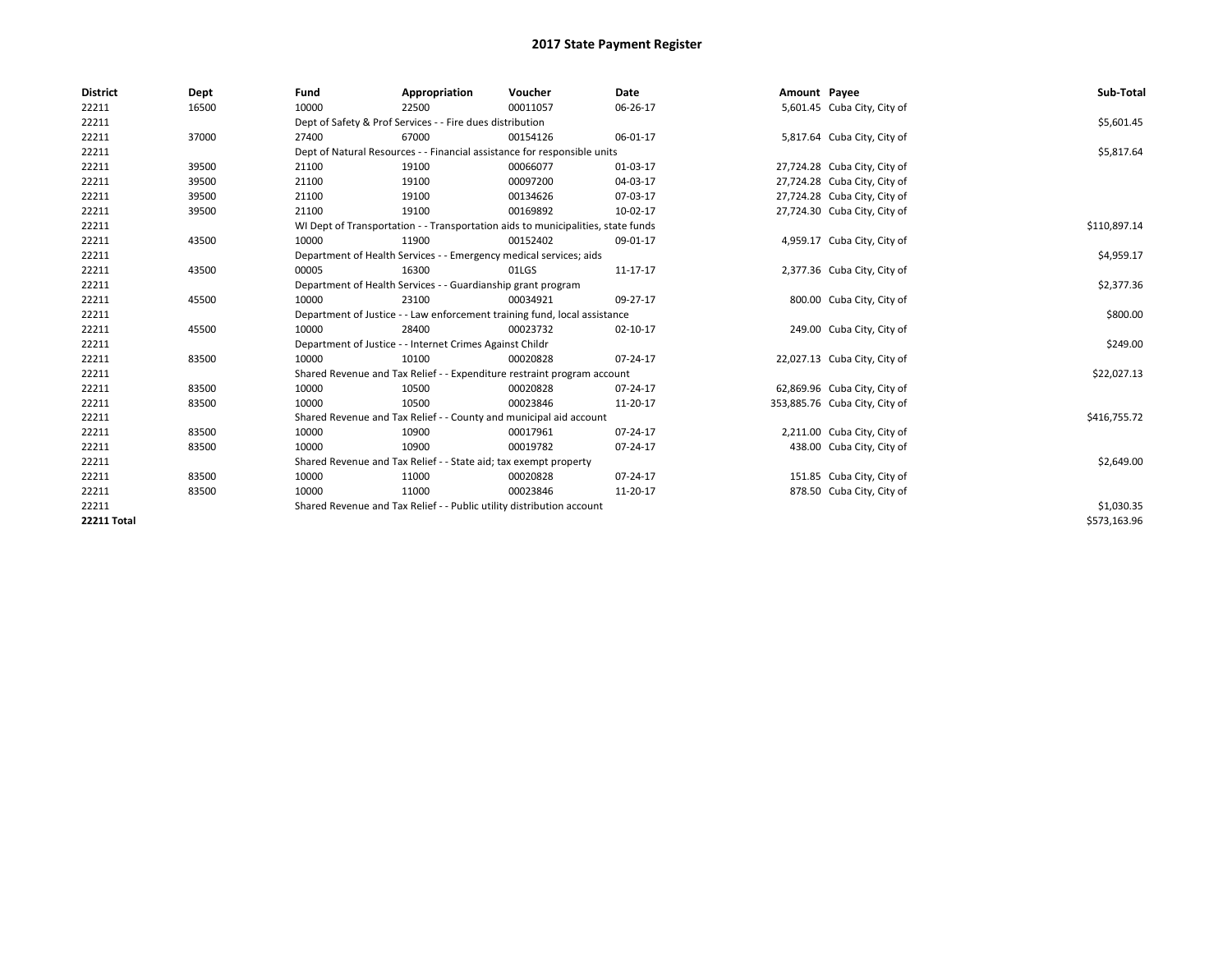# 2017 State Payment Register

| District | Dept | Fund | Appropriation | Voucher | Date | Amount | Payee | Sub-Total |
|---|---|---|---|---|---|---|---|---|
| 22211 | 16500 | 10000 | 22500 | 00011057 | 06-26-17 | 5,601.45 | Cuba City, City of | |
| 22211 | | Dept of Safety & Prof Services - - Fire dues distribution | | | | | | $5,601.45 |
| 22211 | 37000 | 27400 | 67000 | 00154126 | 06-01-17 | 5,817.64 | Cuba City, City of | |
| 22211 | | Dept of Natural Resources - - Financial assistance for responsible units | | | | | | $5,817.64 |
| 22211 | 39500 | 21100 | 19100 | 00066077 | 01-03-17 | 27,724.28 | Cuba City, City of | |
| 22211 | 39500 | 21100 | 19100 | 00097200 | 04-03-17 | 27,724.28 | Cuba City, City of | |
| 22211 | 39500 | 21100 | 19100 | 00134626 | 07-03-17 | 27,724.28 | Cuba City, City of | |
| 22211 | 39500 | 21100 | 19100 | 00169892 | 10-02-17 | 27,724.30 | Cuba City, City of | |
| 22211 | | WI Dept of Transportation - - Transportation aids to municipalities, state funds | | | | | | $110,897.14 |
| 22211 | 43500 | 10000 | 11900 | 00152402 | 09-01-17 | 4,959.17 | Cuba City, City of | |
| 22211 | | Department of Health Services - - Emergency medical services; aids | | | | | | $4,959.17 |
| 22211 | 43500 | 00005 | 16300 | 01LGS | 11-17-17 | 2,377.36 | Cuba City, City of | |
| 22211 | | Department of Health Services - - Guardianship grant program | | | | | | $2,377.36 |
| 22211 | 45500 | 10000 | 23100 | 00034921 | 09-27-17 | 800.00 | Cuba City, City of | |
| 22211 | | Department of Justice - - Law enforcement training fund, local assistance | | | | | | $800.00 |
| 22211 | 45500 | 10000 | 28400 | 00023732 | 02-10-17 | 249.00 | Cuba City, City of | |
| 22211 | | Department of Justice - - Internet Crimes Against Childr | | | | | | $249.00 |
| 22211 | 83500 | 10000 | 10100 | 00020828 | 07-24-17 | 22,027.13 | Cuba City, City of | |
| 22211 | | Shared Revenue and Tax Relief - - Expenditure restraint program account | | | | | | $22,027.13 |
| 22211 | 83500 | 10000 | 10500 | 00020828 | 07-24-17 | 62,869.96 | Cuba City, City of | |
| 22211 | 83500 | 10000 | 10500 | 00023846 | 11-20-17 | 353,885.76 | Cuba City, City of | |
| 22211 | | Shared Revenue and Tax Relief - - County and municipal aid account | | | | | | $416,755.72 |
| 22211 | 83500 | 10000 | 10900 | 00017961 | 07-24-17 | 2,211.00 | Cuba City, City of | |
| 22211 | 83500 | 10000 | 10900 | 00019782 | 07-24-17 | 438.00 | Cuba City, City of | |
| 22211 | | Shared Revenue and Tax Relief - - State aid; tax exempt property | | | | | | $2,649.00 |
| 22211 | 83500 | 10000 | 11000 | 00020828 | 07-24-17 | 151.85 | Cuba City, City of | |
| 22211 | 83500 | 10000 | 11000 | 00023846 | 11-20-17 | 878.50 | Cuba City, City of | |
| 22211 | | Shared Revenue and Tax Relief - - Public utility distribution account | | | | | | $1,030.35 |
| **22211 Total** | | | | | | | | $573,163.96 |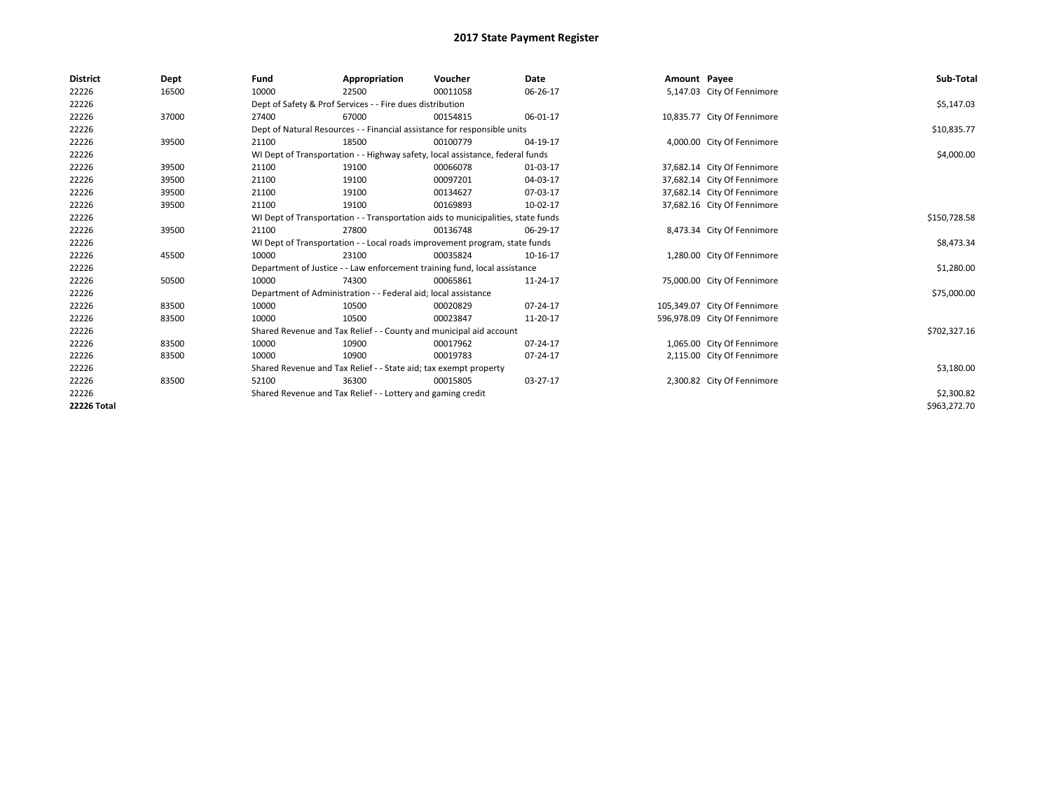# 2017 State Payment Register

| District | Dept | Fund | Appropriation | Voucher | Date | Amount | Payee | Sub-Total |
|---|---|---|---|---|---|---|---|---|
| 22226 | 16500 | 10000 | 22500 | 00011058 | 06-26-17 | 5,147.03 | City Of Fennimore | |
| 22226 | | Dept of Safety & Prof Services - - Fire dues distribution | | | | | | $5,147.03 |
| 22226 | 37000 | 27400 | 67000 | 00154815 | 06-01-17 | 10,835.77 | City Of Fennimore | |
| 22226 | | Dept of Natural Resources - - Financial assistance for responsible units | | | | | | $10,835.77 |
| 22226 | 39500 | 21100 | 18500 | 00100779 | 04-19-17 | 4,000.00 | City Of Fennimore | |
| 22226 | | WI Dept of Transportation - - Highway safety, local assistance, federal funds | | | | | | $4,000.00 |
| 22226 | 39500 | 21100 | 19100 | 00066078 | 01-03-17 | 37,682.14 | City Of Fennimore | |
| 22226 | 39500 | 21100 | 19100 | 00097201 | 04-03-17 | 37,682.14 | City Of Fennimore | |
| 22226 | 39500 | 21100 | 19100 | 00134627 | 07-03-17 | 37,682.14 | City Of Fennimore | |
| 22226 | 39500 | 21100 | 19100 | 00169893 | 10-02-17 | 37,682.16 | City Of Fennimore | |
| 22226 | | WI Dept of Transportation - - Transportation aids to municipalities, state funds | | | | | | $150,728.58 |
| 22226 | 39500 | 21100 | 27800 | 00136748 | 06-29-17 | 8,473.34 | City Of Fennimore | |
| 22226 | | WI Dept of Transportation - - Local roads improvement program, state funds | | | | | | $8,473.34 |
| 22226 | 45500 | 10000 | 23100 | 00035824 | 10-16-17 | 1,280.00 | City Of Fennimore | |
| 22226 | | Department of Justice - - Law enforcement training fund, local assistance | | | | | | $1,280.00 |
| 22226 | 50500 | 10000 | 74300 | 00065861 | 11-24-17 | 75,000.00 | City Of Fennimore | |
| 22226 | | Department of Administration - - Federal aid; local assistance | | | | | | $75,000.00 |
| 22226 | 83500 | 10000 | 10500 | 00020829 | 07-24-17 | 105,349.07 | City Of Fennimore | |
| 22226 | 83500 | 10000 | 10500 | 00023847 | 11-20-17 | 596,978.09 | City Of Fennimore | |
| 22226 | | Shared Revenue and Tax Relief - - County and municipal aid account | | | | | | $702,327.16 |
| 22226 | 83500 | 10000 | 10900 | 00017962 | 07-24-17 | 1,065.00 | City Of Fennimore | |
| 22226 | 83500 | 10000 | 10900 | 00019783 | 07-24-17 | 2,115.00 | City Of Fennimore | |
| 22226 | | Shared Revenue and Tax Relief - - State aid; tax exempt property | | | | | | $3,180.00 |
| 22226 | 83500 | 52100 | 36300 | 00015805 | 03-27-17 | 2,300.82 | City Of Fennimore | |
| 22226 | | Shared Revenue and Tax Relief - - Lottery and gaming credit | | | | | | $2,300.82 |
| **22226 Total** | | | | | | | | $963,272.70 |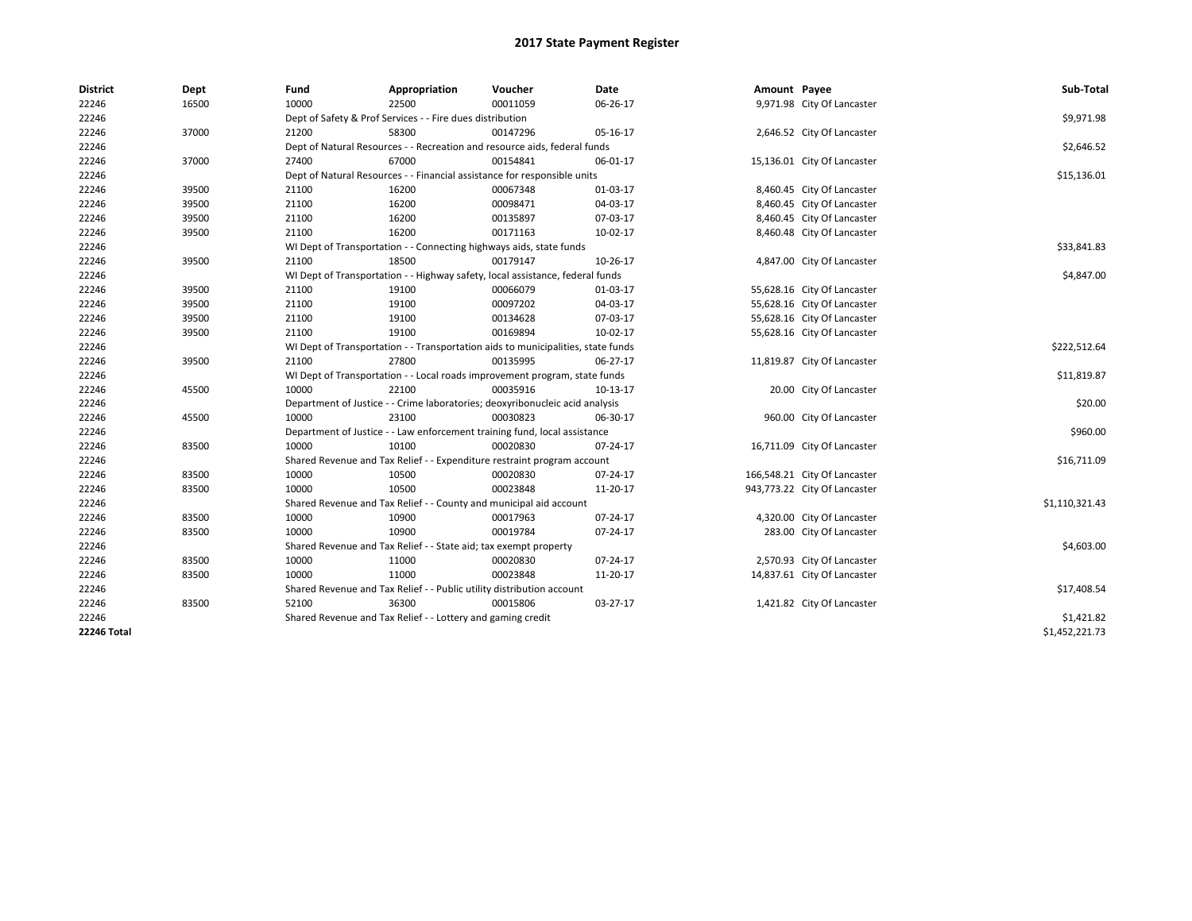# 2017 State Payment Register

| District | Dept | Fund | Appropriation | Voucher | Date | Amount | Payee | Sub-Total |
|---|---|---|---|---|---|---|---|---|
| 22246 | 16500 | 10000 | 22500 | 00011059 | 06-26-17 | 9,971.98 | City Of Lancaster | |
| 22246 | | Dept of Safety & Prof Services - - Fire dues distribution | | | | | | $9,971.98 |
| 22246 | 37000 | 21200 | 58300 | 00147296 | 05-16-17 | 2,646.52 | City Of Lancaster | |
| 22246 | | Dept of Natural Resources - - Recreation and resource aids, federal funds | | | | | | $2,646.52 |
| 22246 | 37000 | 27400 | 67000 | 00154841 | 06-01-17 | 15,136.01 | City Of Lancaster | |
| 22246 | | Dept of Natural Resources - - Financial assistance for responsible units | | | | | | $15,136.01 |
| 22246 | 39500 | 21100 | 16200 | 00067348 | 01-03-17 | 8,460.45 | City Of Lancaster | |
| 22246 | 39500 | 21100 | 16200 | 00098471 | 04-03-17 | 8,460.45 | City Of Lancaster | |
| 22246 | 39500 | 21100 | 16200 | 00135897 | 07-03-17 | 8,460.45 | City Of Lancaster | |
| 22246 | 39500 | 21100 | 16200 | 00171163 | 10-02-17 | 8,460.48 | City Of Lancaster | |
| 22246 | | WI Dept of Transportation - - Connecting highways aids, state funds | | | | | | $33,841.83 |
| 22246 | 39500 | 21100 | 18500 | 00179147 | 10-26-17 | 4,847.00 | City Of Lancaster | |
| 22246 | | WI Dept of Transportation - - Highway safety, local assistance, federal funds | | | | | | $4,847.00 |
| 22246 | 39500 | 21100 | 19100 | 00066079 | 01-03-17 | 55,628.16 | City Of Lancaster | |
| 22246 | 39500 | 21100 | 19100 | 00097202 | 04-03-17 | 55,628.16 | City Of Lancaster | |
| 22246 | 39500 | 21100 | 19100 | 00134628 | 07-03-17 | 55,628.16 | City Of Lancaster | |
| 22246 | 39500 | 21100 | 19100 | 00169894 | 10-02-17 | 55,628.16 | City Of Lancaster | |
| 22246 | | WI Dept of Transportation - - Transportation aids to municipalities, state funds | | | | | | $222,512.64 |
| 22246 | 39500 | 21100 | 27800 | 00135995 | 06-27-17 | 11,819.87 | City Of Lancaster | |
| 22246 | | WI Dept of Transportation - - Local roads improvement program, state funds | | | | | | $11,819.87 |
| 22246 | 45500 | 10000 | 22100 | 00035916 | 10-13-17 | 20.00 | City Of Lancaster | |
| 22246 | | Department of Justice - - Crime laboratories; deoxyribonucleic acid analysis | | | | | | $20.00 |
| 22246 | 45500 | 10000 | 23100 | 00030823 | 06-30-17 | 960.00 | City Of Lancaster | |
| 22246 | | Department of Justice - - Law enforcement training fund, local assistance | | | | | | $960.00 |
| 22246 | 83500 | 10000 | 10100 | 00020830 | 07-24-17 | 16,711.09 | City Of Lancaster | |
| 22246 | | Shared Revenue and Tax Relief - - Expenditure restraint program account | | | | | | $16,711.09 |
| 22246 | 83500 | 10000 | 10500 | 00020830 | 07-24-17 | 166,548.21 | City Of Lancaster | |
| 22246 | 83500 | 10000 | 10500 | 00023848 | 11-20-17 | 943,773.22 | City Of Lancaster | |
| 22246 | | Shared Revenue and Tax Relief - - County and municipal aid account | | | | | | $1,110,321.43 |
| 22246 | 83500 | 10000 | 10900 | 00017963 | 07-24-17 | 4,320.00 | City Of Lancaster | |
| 22246 | 83500 | 10000 | 10900 | 00019784 | 07-24-17 | 283.00 | City Of Lancaster | |
| 22246 | | Shared Revenue and Tax Relief - - State aid; tax exempt property | | | | | | $4,603.00 |
| 22246 | 83500 | 10000 | 11000 | 00020830 | 07-24-17 | 2,570.93 | City Of Lancaster | |
| 22246 | 83500 | 10000 | 11000 | 00023848 | 11-20-17 | 14,837.61 | City Of Lancaster | |
| 22246 | | Shared Revenue and Tax Relief - - Public utility distribution account | | | | | | $17,408.54 |
| 22246 | 83500 | 52100 | 36300 | 00015806 | 03-27-17 | 1,421.82 | City Of Lancaster | |
| 22246 | | Shared Revenue and Tax Relief - - Lottery and gaming credit | | | | | | $1,421.82 |
| **22246 Total** | | | | | | | | $1,452,221.73 |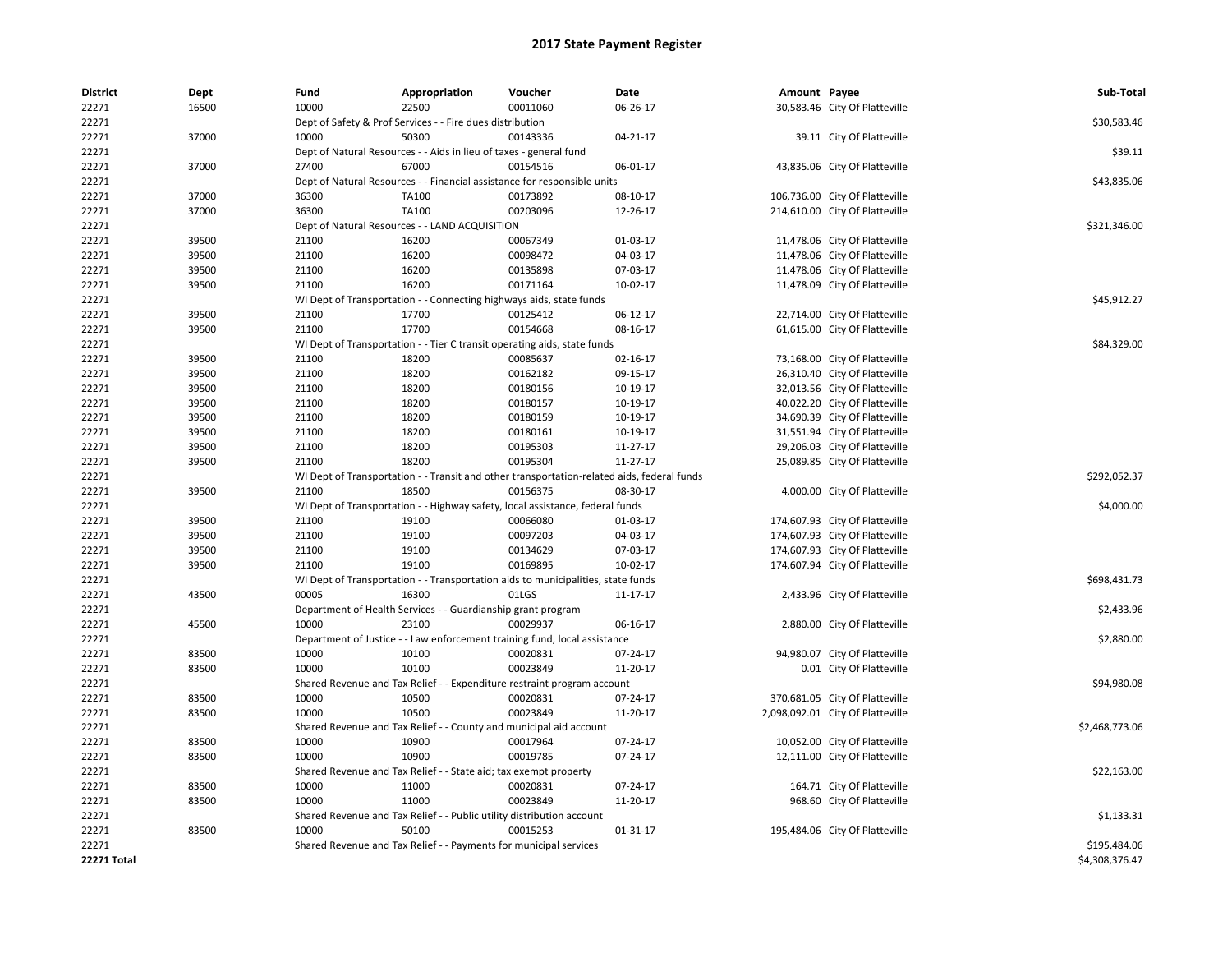# 2017 State Payment Register

| District | Dept | Fund | Appropriation | Voucher | Date | Amount | Payee | Sub-Total |
|---|---|---|---|---|---|---|---|---|
| 22271 | 16500 | 10000 | 22500 | 00011060 | 06-26-17 | 30,583.46 | City Of Platteville | |
| 22271 | | Dept of Safety & Prof Services - - Fire dues distribution | | | | | | $30,583.46 |
| 22271 | 37000 | 10000 | 50300 | 00143336 | 04-21-17 | 39.11 | City Of Platteville | |
| 22271 | | Dept of Natural Resources - - Aids in lieu of taxes - general fund | | | | | | $39.11 |
| 22271 | 37000 | 27400 | 67000 | 00154516 | 06-01-17 | 43,835.06 | City Of Platteville | |
| 22271 | | Dept of Natural Resources - - Financial assistance for responsible units | | | | | | $43,835.06 |
| 22271 | 37000 | 36300 | TA100 | 00173892 | 08-10-17 | 106,736.00 | City Of Platteville | |
| 22271 | 37000 | 36300 | TA100 | 00203096 | 12-26-17 | 214,610.00 | City Of Platteville | |
| 22271 | | Dept of Natural Resources - - LAND ACQUISITION | | | | | | $321,346.00 |
| 22271 | 39500 | 21100 | 16200 | 00067349 | 01-03-17 | 11,478.06 | City Of Platteville | |
| 22271 | 39500 | 21100 | 16200 | 00098472 | 04-03-17 | 11,478.06 | City Of Platteville | |
| 22271 | 39500 | 21100 | 16200 | 00135898 | 07-03-17 | 11,478.06 | City Of Platteville | |
| 22271 | 39500 | 21100 | 16200 | 00171164 | 10-02-17 | 11,478.09 | City Of Platteville | |
| 22271 | | WI Dept of Transportation - - Connecting highways aids, state funds | | | | | | $45,912.27 |
| 22271 | 39500 | 21100 | 17700 | 00125412 | 06-12-17 | 22,714.00 | City Of Platteville | |
| 22271 | 39500 | 21100 | 17700 | 00154668 | 08-16-17 | 61,615.00 | City Of Platteville | |
| 22271 | | WI Dept of Transportation - - Tier C transit operating aids, state funds | | | | | | $84,329.00 |
| 22271 | 39500 | 21100 | 18200 | 00085637 | 02-16-17 | 73,168.00 | City Of Platteville | |
| 22271 | 39500 | 21100 | 18200 | 00162182 | 09-15-17 | 26,310.40 | City Of Platteville | |
| 22271 | 39500 | 21100 | 18200 | 00180156 | 10-19-17 | 32,013.56 | City Of Platteville | |
| 22271 | 39500 | 21100 | 18200 | 00180157 | 10-19-17 | 40,022.20 | City Of Platteville | |
| 22271 | 39500 | 21100 | 18200 | 00180159 | 10-19-17 | 34,690.39 | City Of Platteville | |
| 22271 | 39500 | 21100 | 18200 | 00180161 | 10-19-17 | 31,551.94 | City Of Platteville | |
| 22271 | 39500 | 21100 | 18200 | 00195303 | 11-27-17 | 29,206.03 | City Of Platteville | |
| 22271 | 39500 | 21100 | 18200 | 00195304 | 11-27-17 | 25,089.85 | City Of Platteville | |
| 22271 | | WI Dept of Transportation - - Transit and other transportation-related aids, federal funds | | | | | | $292,052.37 |
| 22271 | 39500 | 21100 | 18500 | 00156375 | 08-30-17 | 4,000.00 | City Of Platteville | |
| 22271 | | WI Dept of Transportation - - Highway safety, local assistance, federal funds | | | | | | $4,000.00 |
| 22271 | 39500 | 21100 | 19100 | 00066080 | 01-03-17 | 174,607.93 | City Of Platteville | |
| 22271 | 39500 | 21100 | 19100 | 00097203 | 04-03-17 | 174,607.93 | City Of Platteville | |
| 22271 | 39500 | 21100 | 19100 | 00134629 | 07-03-17 | 174,607.93 | City Of Platteville | |
| 22271 | 39500 | 21100 | 19100 | 00169895 | 10-02-17 | 174,607.94 | City Of Platteville | |
| 22271 | | WI Dept of Transportation - - Transportation aids to municipalities, state funds | | | | | | $698,431.73 |
| 22271 | 43500 | 00005 | 16300 | 01LGS | 11-17-17 | 2,433.96 | City Of Platteville | |
| 22271 | | Department of Health Services - - Guardianship grant program | | | | | | $2,433.96 |
| 22271 | 45500 | 10000 | 23100 | 00029937 | 06-16-17 | 2,880.00 | City Of Platteville | |
| 22271 | | Department of Justice - - Law enforcement training fund, local assistance | | | | | | $2,880.00 |
| 22271 | 83500 | 10000 | 10100 | 00020831 | 07-24-17 | 94,980.07 | City Of Platteville | |
| 22271 | 83500 | 10000 | 10100 | 00023849 | 11-20-17 | 0.01 | City Of Platteville | |
| 22271 | | Shared Revenue and Tax Relief - - Expenditure restraint program account | | | | | | $94,980.08 |
| 22271 | 83500 | 10000 | 10500 | 00020831 | 07-24-17 | 370,681.05 | City Of Platteville | |
| 22271 | 83500 | 10000 | 10500 | 00023849 | 11-20-17 | 2,098,092.01 | City Of Platteville | |
| 22271 | | Shared Revenue and Tax Relief - - County and municipal aid account | | | | | | $2,468,773.06 |
| 22271 | 83500 | 10000 | 10900 | 00017964 | 07-24-17 | 10,052.00 | City Of Platteville | |
| 22271 | 83500 | 10000 | 10900 | 00019785 | 07-24-17 | 12,111.00 | City Of Platteville | |
| 22271 | | Shared Revenue and Tax Relief - - State aid; tax exempt property | | | | | | $22,163.00 |
| 22271 | 83500 | 10000 | 11000 | 00020831 | 07-24-17 | 164.71 | City Of Platteville | |
| 22271 | 83500 | 10000 | 11000 | 00023849 | 11-20-17 | 968.60 | City Of Platteville | |
| 22271 | | Shared Revenue and Tax Relief - - Public utility distribution account | | | | | | $1,133.31 |
| 22271 | 83500 | 10000 | 50100 | 00015253 | 01-31-17 | 195,484.06 | City Of Platteville | |
| 22271 | | Shared Revenue and Tax Relief - - Payments for municipal services | | | | | | $195,484.06 |
| **22271 Total** | | | | | | | | $4,308,376.47 |